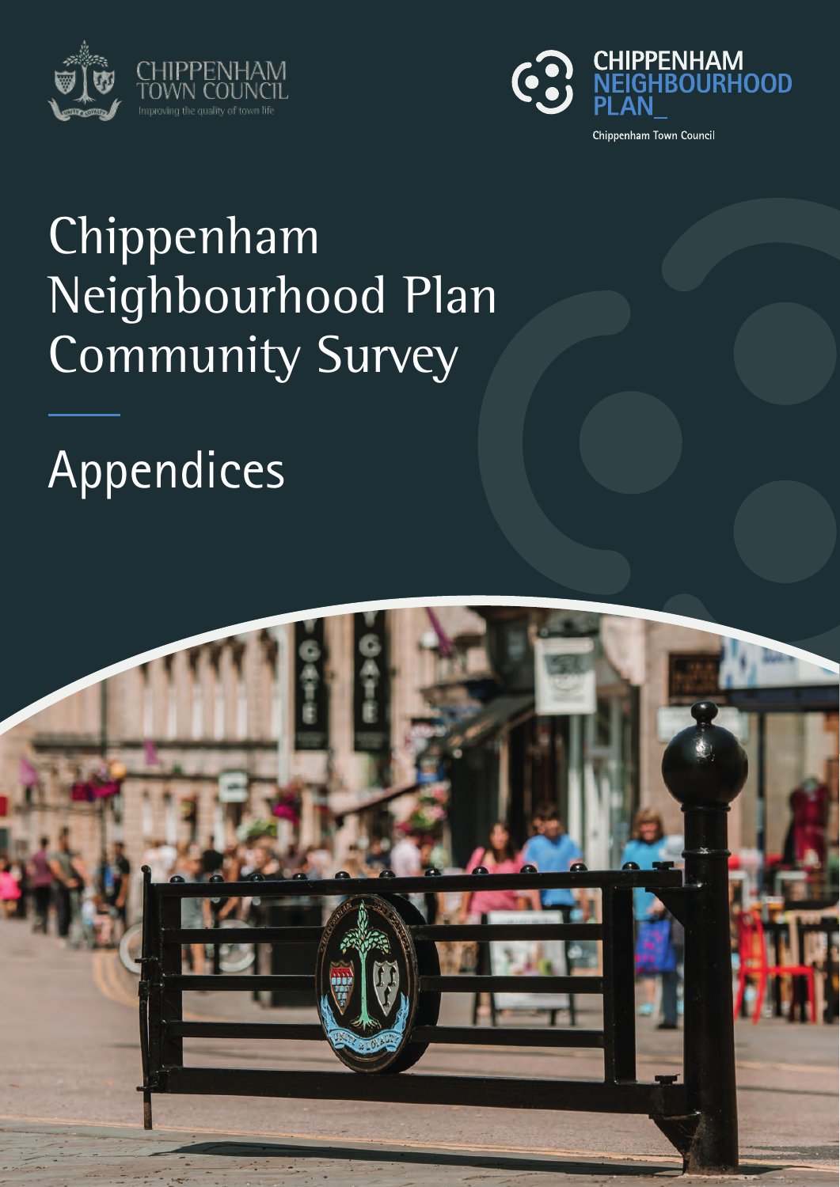CHIPPENHAM TOWN COUNCIL

Improving the quality of town life

CHIPPENHAM NEIGHBOURHOOD PLAN_

Chippenham Town Council

# Chippenham Neighbourhood Plan Community Survey

# Appendices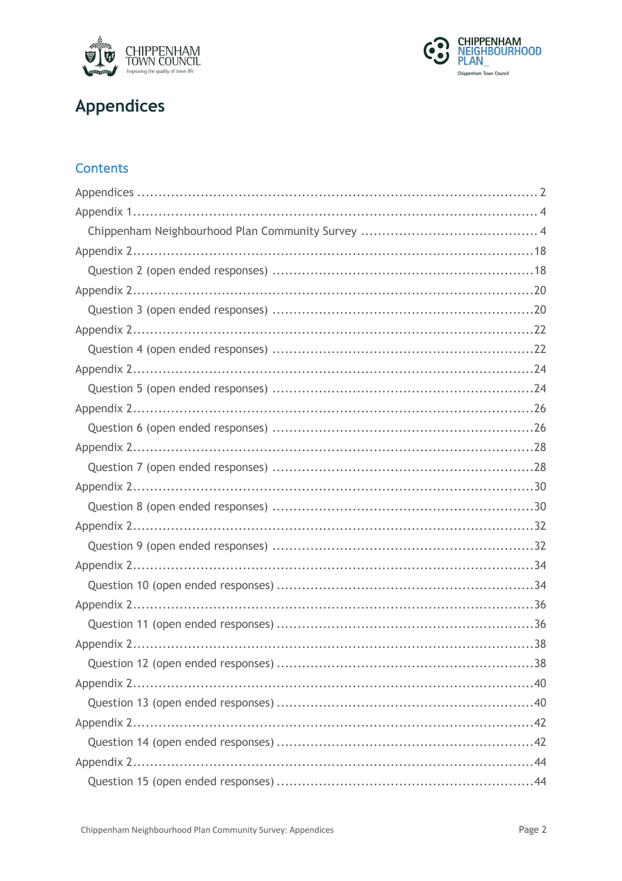# Appendices

## Contents

Appendices ........................................................................................ 2
Appendix 1........................................................................................ 4
- Chippenham Neighbourhood Plan Community Survey ........................................ 4

Appendix 2........................................................................................18
- Question 2 (open ended responses) ..............................................................18

Appendix 2........................................................................................20
- Question 3 (open ended responses) ..............................................................20

Appendix 2........................................................................................22
- Question 4 (open ended responses) ..............................................................22

Appendix 2........................................................................................24
- Question 5 (open ended responses) ..............................................................24

Appendix 2........................................................................................26
- Question 6 (open ended responses) ..............................................................26

Appendix 2........................................................................................28
- Question 7 (open ended responses) ..............................................................28

Appendix 2........................................................................................30
- Question 8 (open ended responses) ..............................................................30

Appendix 2........................................................................................32
- Question 9 (open ended responses) ..............................................................32

Appendix 2........................................................................................34
- Question 10 (open ended responses) ............................................................34

Appendix 2........................................................................................36
- Question 11 (open ended responses) ............................................................36

Appendix 2........................................................................................38
- Question 12 (open ended responses) ............................................................38

Appendix 2........................................................................................40
- Question 13 (open ended responses) ............................................................40

Appendix 2........................................................................................42
- Question 14 (open ended responses) ............................................................42

Appendix 2........................................................................................44
- Question 15 (open ended responses) ............................................................44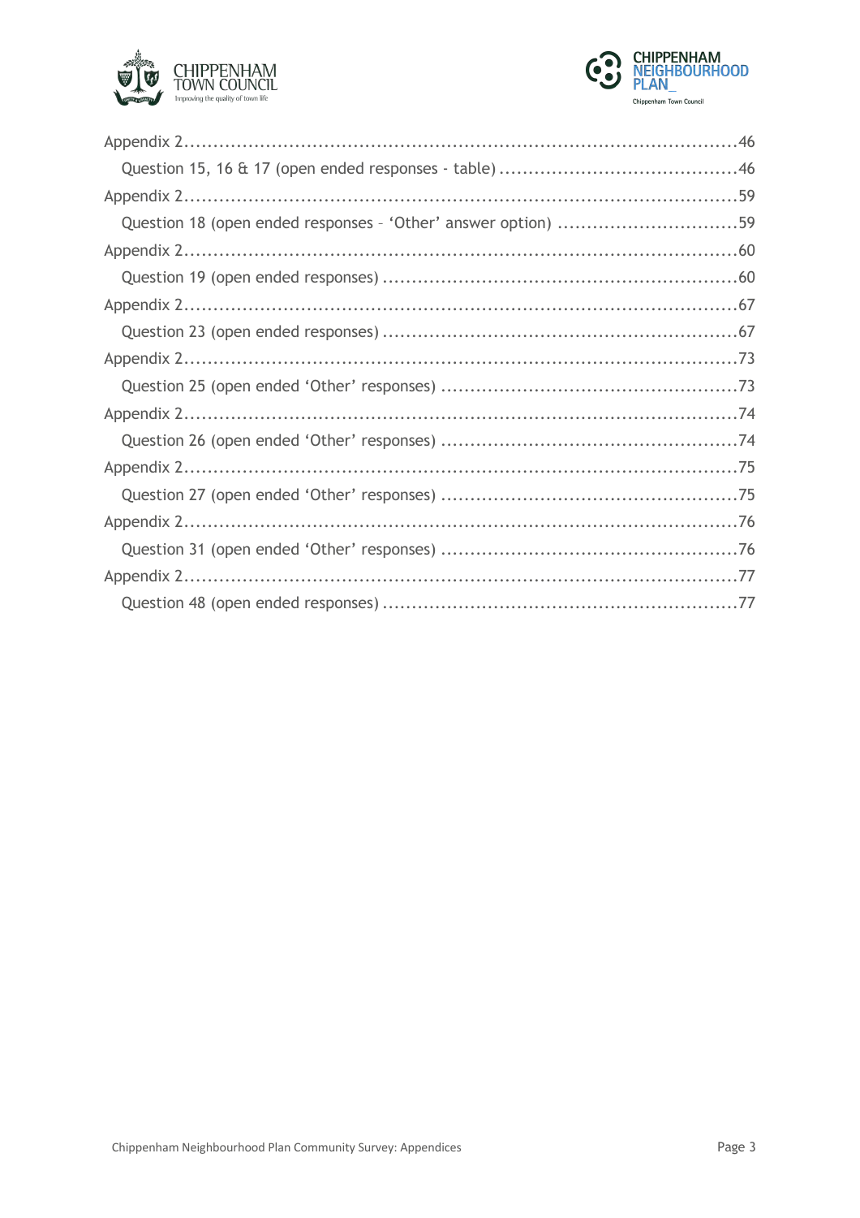Appendix 2 .................................................................................................46

Question 15, 16 & 17 (open ended responses - table) ..........................................46

Appendix 2 .................................................................................................59

Question 18 (open ended responses – 'Other' answer option) ................................59

Appendix 2 .................................................................................................60

Question 19 (open ended responses) .............................................................60

Appendix 2 .................................................................................................67

Question 23 (open ended responses) .............................................................67

Appendix 2 .................................................................................................73

Question 25 (open ended 'Other' responses) ....................................................73

Appendix 2 .................................................................................................74

Question 26 (open ended 'Other' responses) ....................................................74

Appendix 2 .................................................................................................75

Question 27 (open ended 'Other' responses) ....................................................75

Appendix 2 .................................................................................................76

Question 31 (open ended 'Other' responses) ....................................................76

Appendix 2 .................................................................................................77

Question 48 (open ended responses) .............................................................77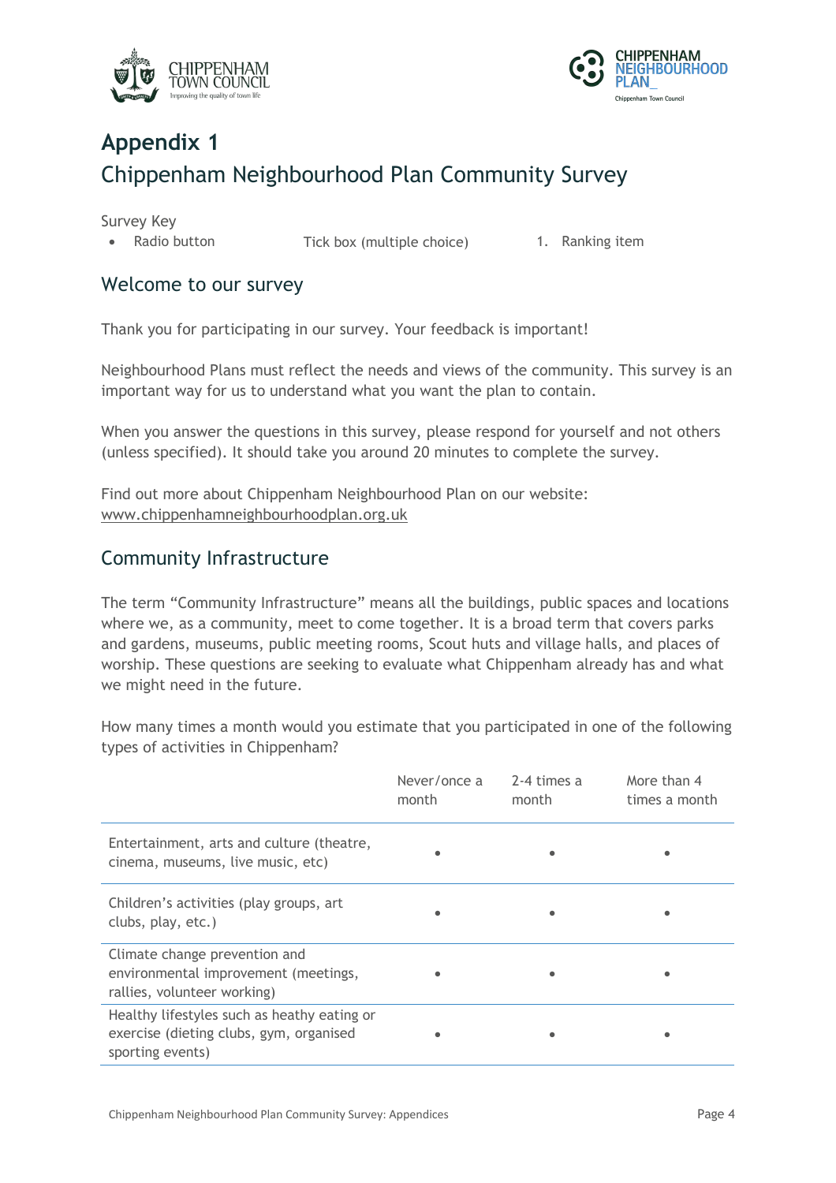# Appendix 1

## Chippenham Neighbourhood Plan Community Survey

Survey Key

- Radio button    Tick box (multiple choice)    1. Ranking item

## Welcome to our survey

Thank you for participating in our survey. Your feedback is important!

Neighbourhood Plans must reflect the needs and views of the community. This survey is an important way for us to understand what you want the plan to contain.

When you answer the questions in this survey, please respond for yourself and not others (unless specified). It should take you around 20 minutes to complete the survey.

Find out more about Chippenham Neighbourhood Plan on our website: www.chippenhamneighbourhoodplan.org.uk

## Community Infrastructure

The term "Community Infrastructure" means all the buildings, public spaces and locations where we, as a community, meet to come together. It is a broad term that covers parks and gardens, museums, public meeting rooms, Scout huts and village halls, and places of worship. These questions are seeking to evaluate what Chippenham already has and what we might need in the future.

How many times a month would you estimate that you participated in one of the following types of activities in Chippenham?

| | Never/once a month | 2-4 times a month | More than 4 times a month |
|---|---|---|---|
| Entertainment, arts and culture (theatre, cinema, museums, live music, etc) | • | • | • |
| Children's activities (play groups, art clubs, play, etc.) | • | • | • |
| Climate change prevention and environmental improvement (meetings, rallies, volunteer working) | • | • | • |
| Healthy lifestyles such as heathy eating or exercise (dieting clubs, gym, organised sporting events) | • | • | • |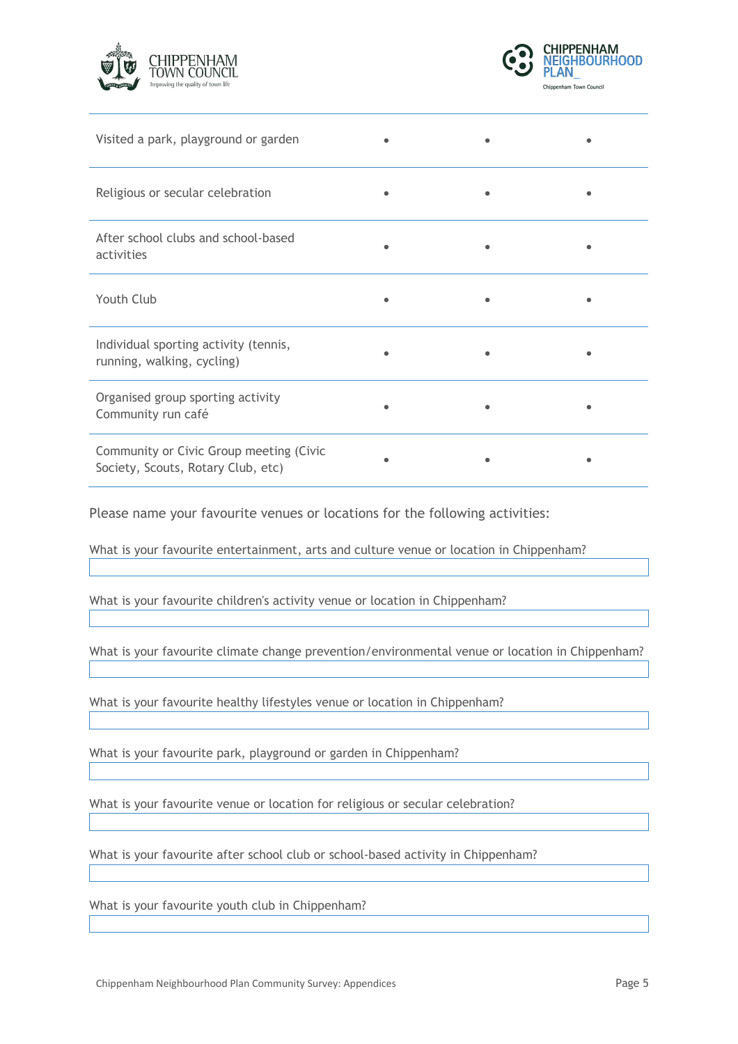| | | | |
|---|---|---|---|
| Visited a park, playground or garden | • | • | • |
| Religious or secular celebration | • | • | • |
| After school clubs and school-based activities | • | • | • |
| Youth Club | • | • | • |
| Individual sporting activity (tennis, running, walking, cycling) | • | • | • |
| Organised group sporting activity Community run café | • | • | • |
| Community or Civic Group meeting (Civic Society, Scouts, Rotary Club, etc) | • | • | • |

Please name your favourite venues or locations for the following activities:

What is your favourite entertainment, arts and culture venue or location in Chippenham?

What is your favourite children's activity venue or location in Chippenham?

What is your favourite climate change prevention/environmental venue or location in Chippenham?

What is your favourite healthy lifestyles venue or location in Chippenham?

What is your favourite park, playground or garden in Chippenham?

What is your favourite venue or location for religious or secular celebration?

What is your favourite after school club or school-based activity in Chippenham?

What is your favourite youth club in Chippenham?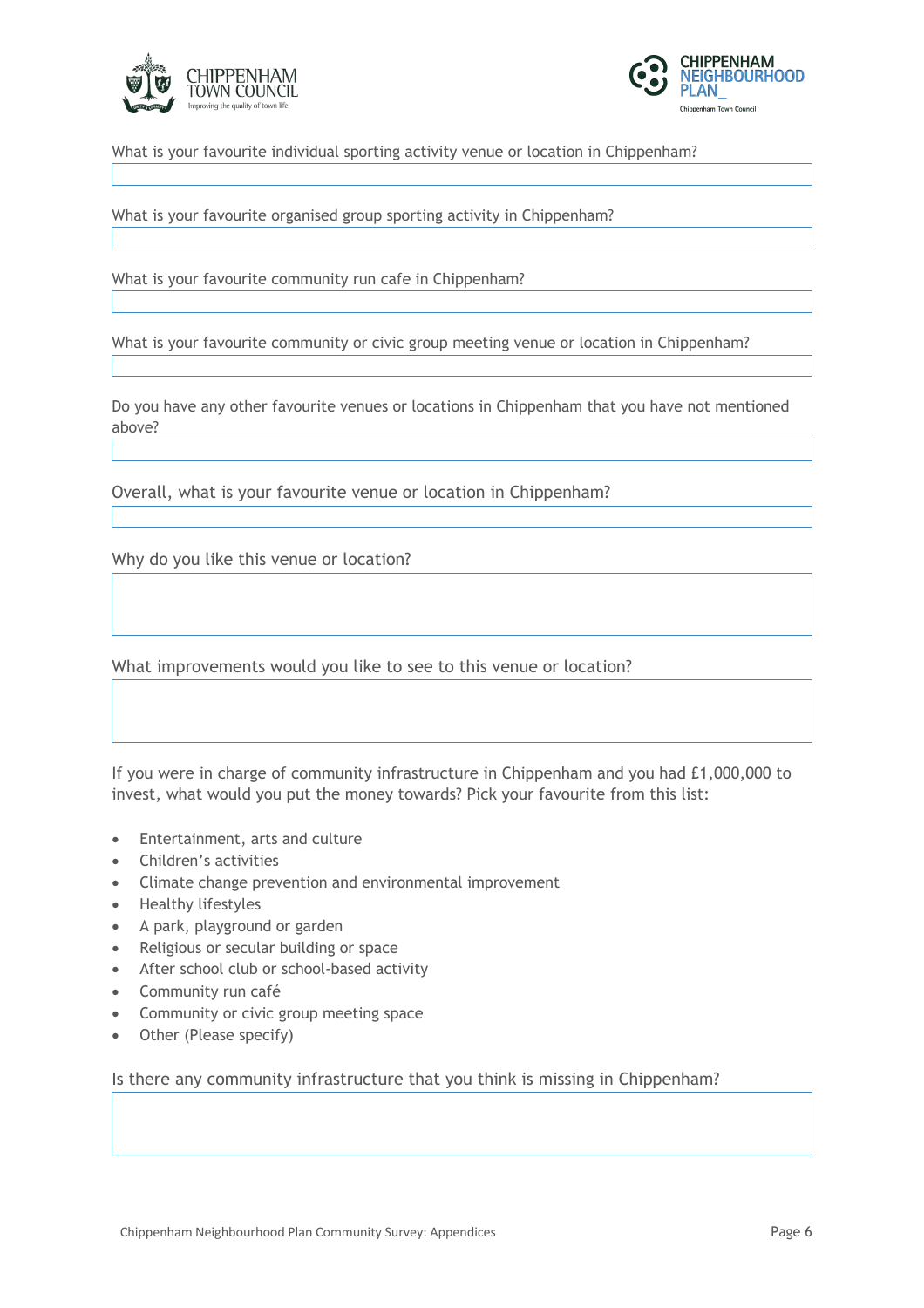What is your favourite individual sporting activity venue or location in Chippenham?

What is your favourite organised group sporting activity in Chippenham?

What is your favourite community run cafe in Chippenham?

What is your favourite community or civic group meeting venue or location in Chippenham?

Do you have any other favourite venues or locations in Chippenham that you have not mentioned above?

Overall, what is your favourite venue or location in Chippenham?

Why do you like this venue or location?

What improvements would you like to see to this venue or location?

If you were in charge of community infrastructure in Chippenham and you had £1,000,000 to invest, what would you put the money towards? Pick your favourite from this list:

- Entertainment, arts and culture
- Children's activities
- Climate change prevention and environmental improvement
- Healthy lifestyles
- A park, playground or garden
- Religious or secular building or space
- After school club or school-based activity
- Community run café
- Community or civic group meeting space
- Other (Please specify)

Is there any community infrastructure that you think is missing in Chippenham?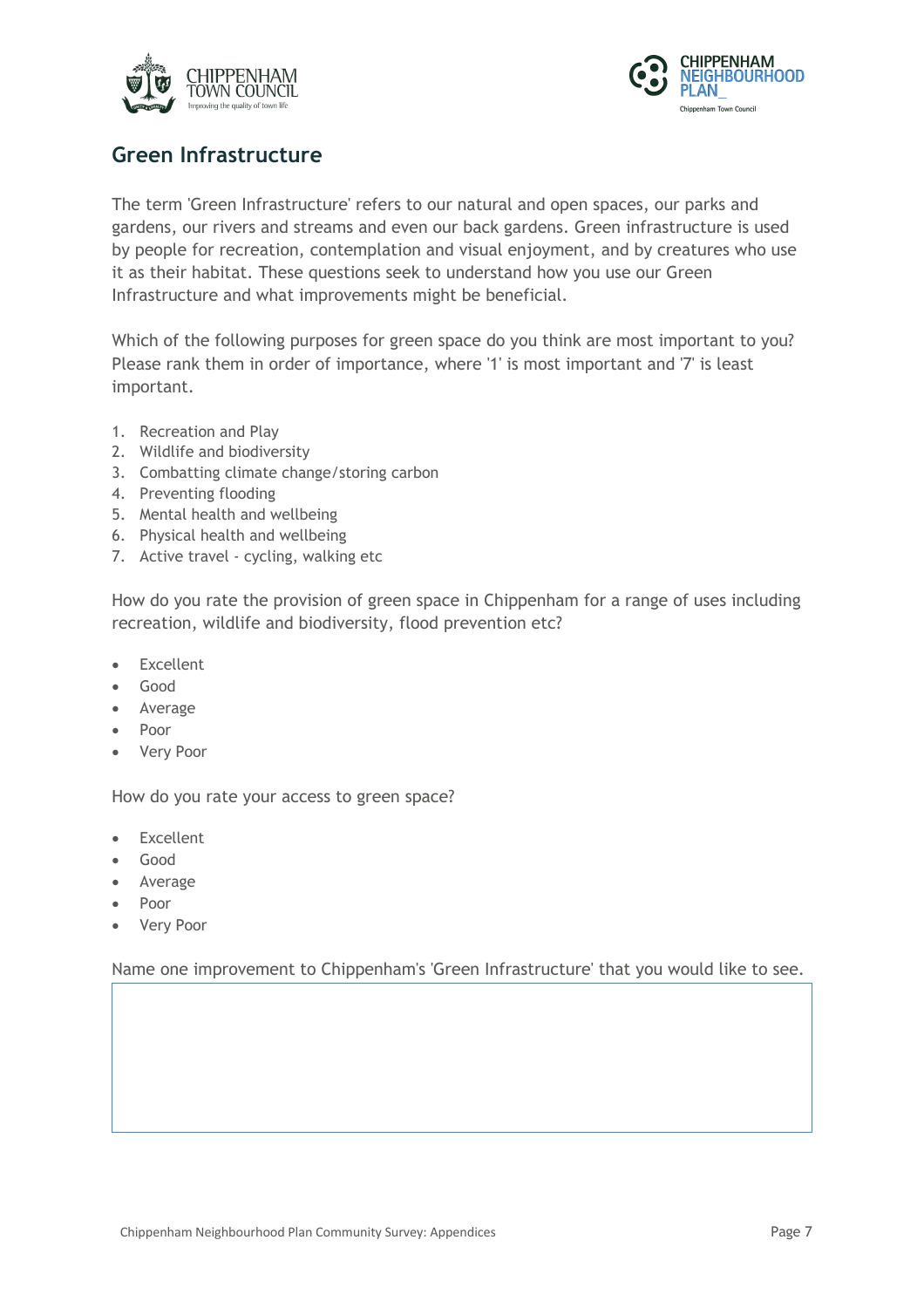## Green Infrastructure

The term 'Green Infrastructure' refers to our natural and open spaces, our parks and gardens, our rivers and streams and even our back gardens. Green infrastructure is used by people for recreation, contemplation and visual enjoyment, and by creatures who use it as their habitat. These questions seek to understand how you use our Green Infrastructure and what improvements might be beneficial.

Which of the following purposes for green space do you think are most important to you? Please rank them in order of importance, where '1' is most important and '7' is least important.

1. Recreation and Play
2. Wildlife and biodiversity
3. Combatting climate change/storing carbon
4. Preventing flooding
5. Mental health and wellbeing
6. Physical health and wellbeing
7. Active travel - cycling, walking etc

How do you rate the provision of green space in Chippenham for a range of uses including recreation, wildlife and biodiversity, flood prevention etc?

- Excellent
- Good
- Average
- Poor
- Very Poor

How do you rate your access to green space?

- Excellent
- Good
- Average
- Poor
- Very Poor

Name one improvement to Chippenham's 'Green Infrastructure' that you would like to see.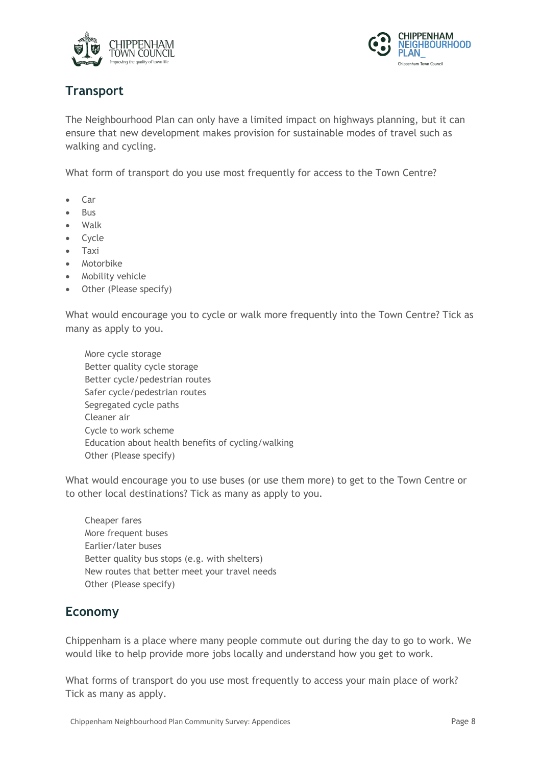## Transport

The Neighbourhood Plan can only have a limited impact on highways planning, but it can ensure that new development makes provision for sustainable modes of travel such as walking and cycling.

What form of transport do you use most frequently for access to the Town Centre?

- Car
- Bus
- Walk
- Cycle
- Taxi
- Motorbike
- Mobility vehicle
- Other (Please specify)

What would encourage you to cycle or walk more frequently into the Town Centre? Tick as many as apply to you.

More cycle storage
Better quality cycle storage
Better cycle/pedestrian routes
Safer cycle/pedestrian routes
Segregated cycle paths
Cleaner air
Cycle to work scheme
Education about health benefits of cycling/walking
Other (Please specify)

What would encourage you to use buses (or use them more) to get to the Town Centre or to other local destinations? Tick as many as apply to you.

Cheaper fares
More frequent buses
Earlier/later buses
Better quality bus stops (e.g. with shelters)
New routes that better meet your travel needs
Other (Please specify)

## Economy

Chippenham is a place where many people commute out during the day to go to work. We would like to help provide more jobs locally and understand how you get to work.

What forms of transport do you use most frequently to access your main place of work? Tick as many as apply.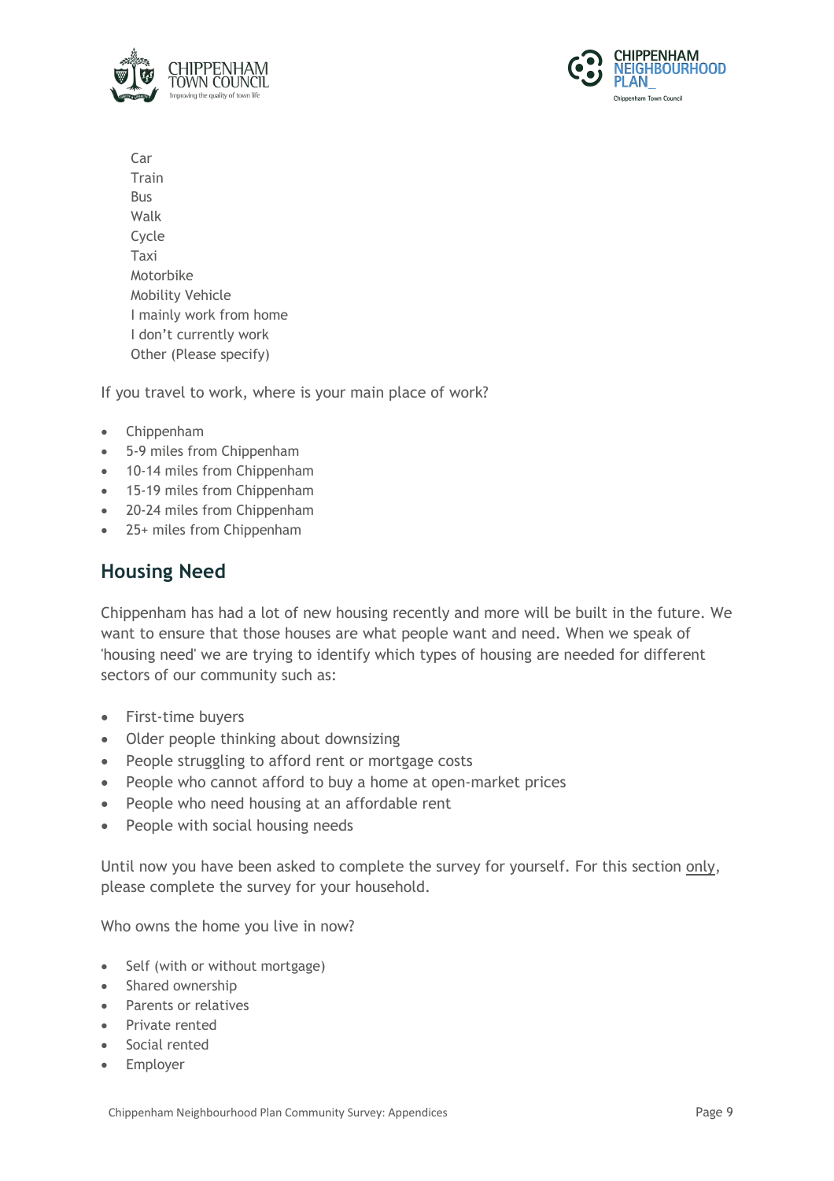Car
Train
Bus
Walk
Cycle
Taxi
Motorbike
Mobility Vehicle
I mainly work from home
I don't currently work
Other (Please specify)

If you travel to work, where is your main place of work?

- Chippenham
- 5-9 miles from Chippenham
- 10-14 miles from Chippenham
- 15-19 miles from Chippenham
- 20-24 miles from Chippenham
- 25+ miles from Chippenham

## Housing Need

Chippenham has had a lot of new housing recently and more will be built in the future. We want to ensure that those houses are what people want and need. When we speak of 'housing need' we are trying to identify which types of housing are needed for different sectors of our community such as:

- First-time buyers
- Older people thinking about downsizing
- People struggling to afford rent or mortgage costs
- People who cannot afford to buy a home at open-market prices
- People who need housing at an affordable rent
- People with social housing needs

Until now you have been asked to complete the survey for yourself. For this section only, please complete the survey for your household.

Who owns the home you live in now?

- Self (with or without mortgage)
- Shared ownership
- Parents or relatives
- Private rented
- Social rented
- Employer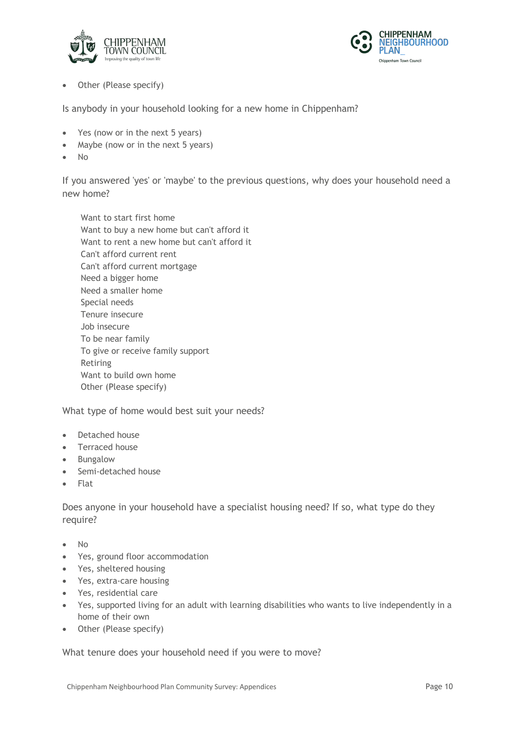- Other (Please specify)

Is anybody in your household looking for a new home in Chippenham?

- Yes (now or in the next 5 years)
- Maybe (now or in the next 5 years)
- No

If you answered 'yes' or 'maybe' to the previous questions, why does your household need a new home?

Want to start first home
Want to buy a new home but can't afford it
Want to rent a new home but can't afford it
Can't afford current rent
Can't afford current mortgage
Need a bigger home
Need a smaller home
Special needs
Tenure insecure
Job insecure
To be near family
To give or receive family support
Retiring
Want to build own home
Other (Please specify)

What type of home would best suit your needs?

- Detached house
- Terraced house
- Bungalow
- Semi-detached house
- Flat

Does anyone in your household have a specialist housing need? If so, what type do they require?

- No
- Yes, ground floor accommodation
- Yes, sheltered housing
- Yes, extra-care housing
- Yes, residential care
- Yes, supported living for an adult with learning disabilities who wants to live independently in a home of their own
- Other (Please specify)

What tenure does your household need if you were to move?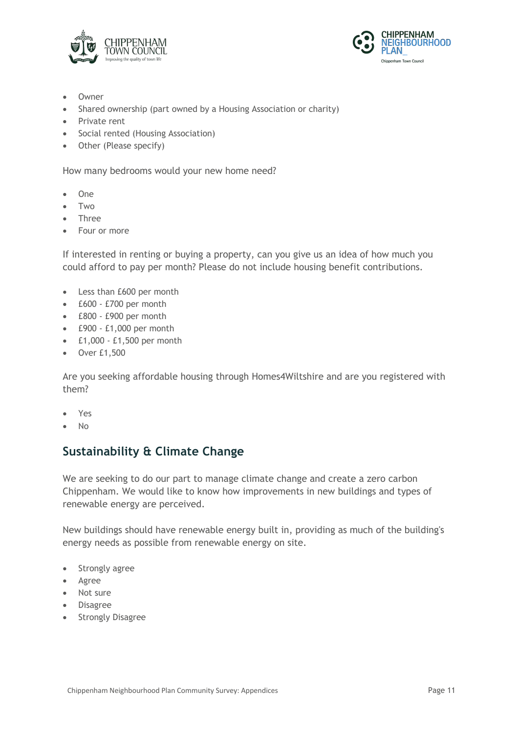- Owner
- Shared ownership (part owned by a Housing Association or charity)
- Private rent
- Social rented (Housing Association)
- Other (Please specify)

How many bedrooms would your new home need?

- One
- Two
- Three
- Four or more

If interested in renting or buying a property, can you give us an idea of how much you could afford to pay per month? Please do not include housing benefit contributions.

- Less than £600 per month
- £600 - £700 per month
- £800 - £900 per month
- £900 - £1,000 per month
- £1,000 - £1,500 per month
- Over £1,500

Are you seeking affordable housing through Homes4Wiltshire and are you registered with them?

- Yes
- No

## Sustainability & Climate Change

We are seeking to do our part to manage climate change and create a zero carbon Chippenham. We would like to know how improvements in new buildings and types of renewable energy are perceived.

New buildings should have renewable energy built in, providing as much of the building's energy needs as possible from renewable energy on site.

- Strongly agree
- Agree
- Not sure
- Disagree
- Strongly Disagree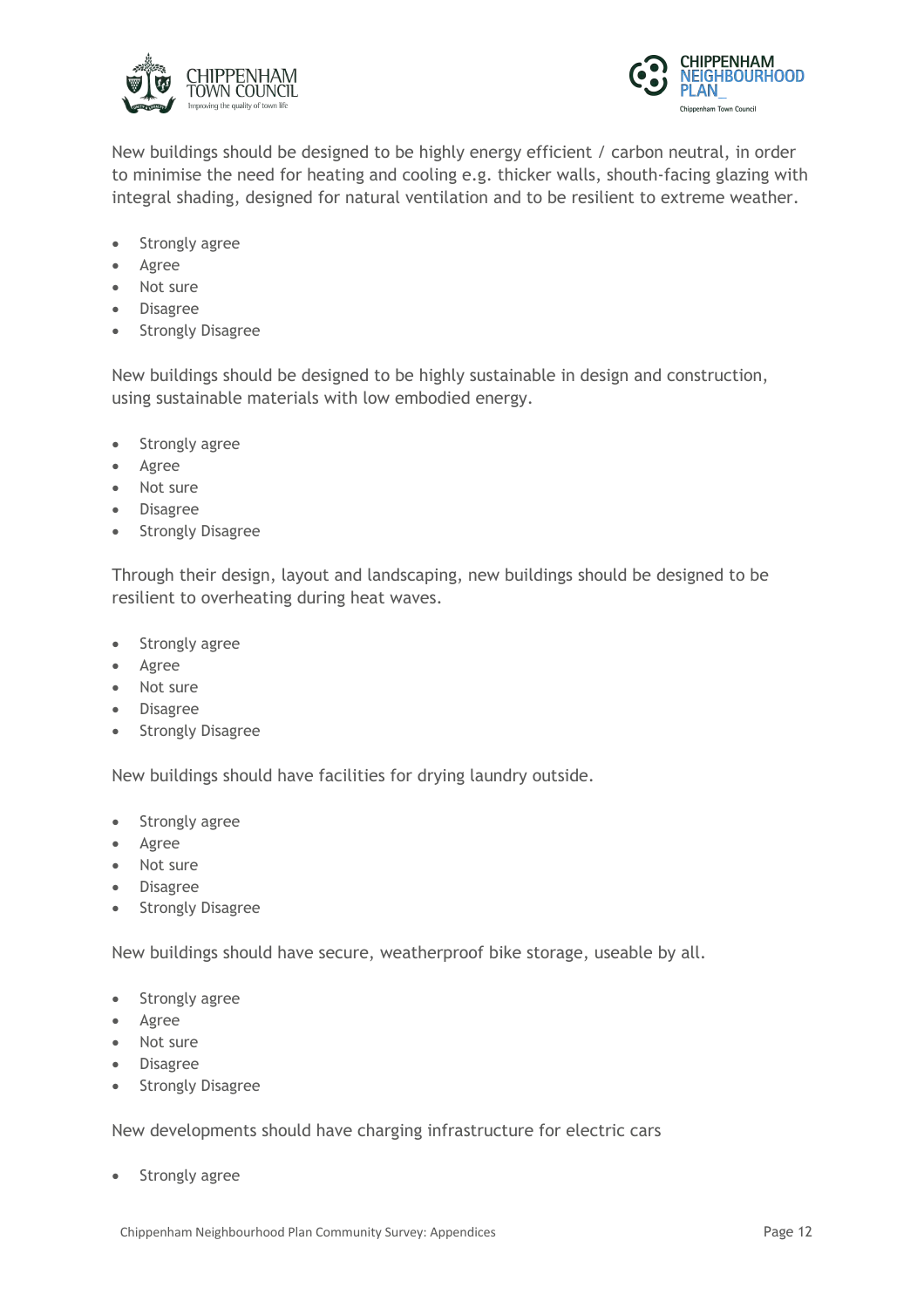New buildings should be designed to be highly energy efficient / carbon neutral, in order to minimise the need for heating and cooling e.g. thicker walls, shouth-facing glazing with integral shading, designed for natural ventilation and to be resilient to extreme weather.

- Strongly agree
- Agree
- Not sure
- Disagree
- Strongly Disagree

New buildings should be designed to be highly sustainable in design and construction, using sustainable materials with low embodied energy.

- Strongly agree
- Agree
- Not sure
- Disagree
- Strongly Disagree

Through their design, layout and landscaping, new buildings should be designed to be resilient to overheating during heat waves.

- Strongly agree
- Agree
- Not sure
- Disagree
- Strongly Disagree

New buildings should have facilities for drying laundry outside.

- Strongly agree
- Agree
- Not sure
- Disagree
- Strongly Disagree

New buildings should have secure, weatherproof bike storage, useable by all.

- Strongly agree
- Agree
- Not sure
- Disagree
- Strongly Disagree

New developments should have charging infrastructure for electric cars

- Strongly agree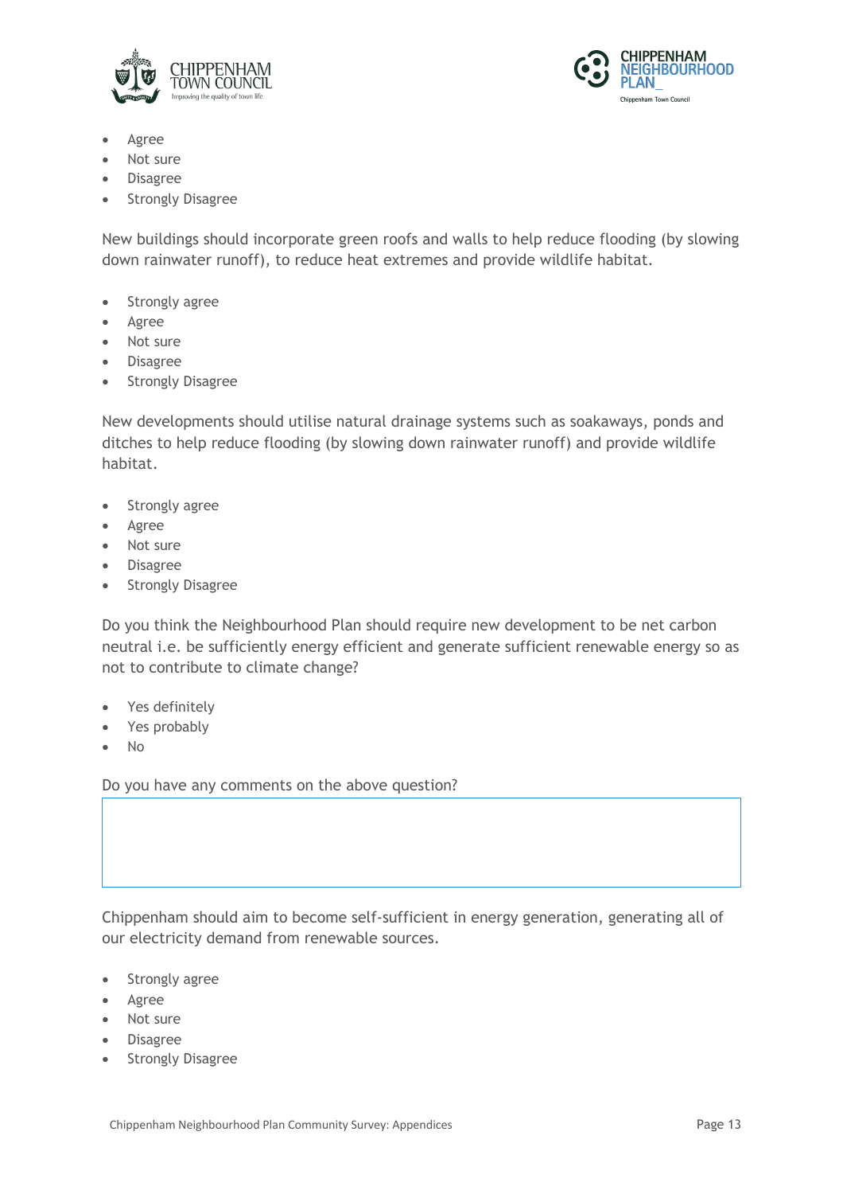- Agree
- Not sure
- Disagree
- Strongly Disagree

New buildings should incorporate green roofs and walls to help reduce flooding (by slowing down rainwater runoff), to reduce heat extremes and provide wildlife habitat.

- Strongly agree
- Agree
- Not sure
- Disagree
- Strongly Disagree

New developments should utilise natural drainage systems such as soakaways, ponds and ditches to help reduce flooding (by slowing down rainwater runoff) and provide wildlife habitat.

- Strongly agree
- Agree
- Not sure
- Disagree
- Strongly Disagree

Do you think the Neighbourhood Plan should require new development to be net carbon neutral i.e. be sufficiently energy efficient and generate sufficient renewable energy so as not to contribute to climate change?

- Yes definitely
- Yes probably
- No

Do you have any comments on the above question?

Chippenham should aim to become self-sufficient in energy generation, generating all of our electricity demand from renewable sources.

- Strongly agree
- Agree
- Not sure
- Disagree
- Strongly Disagree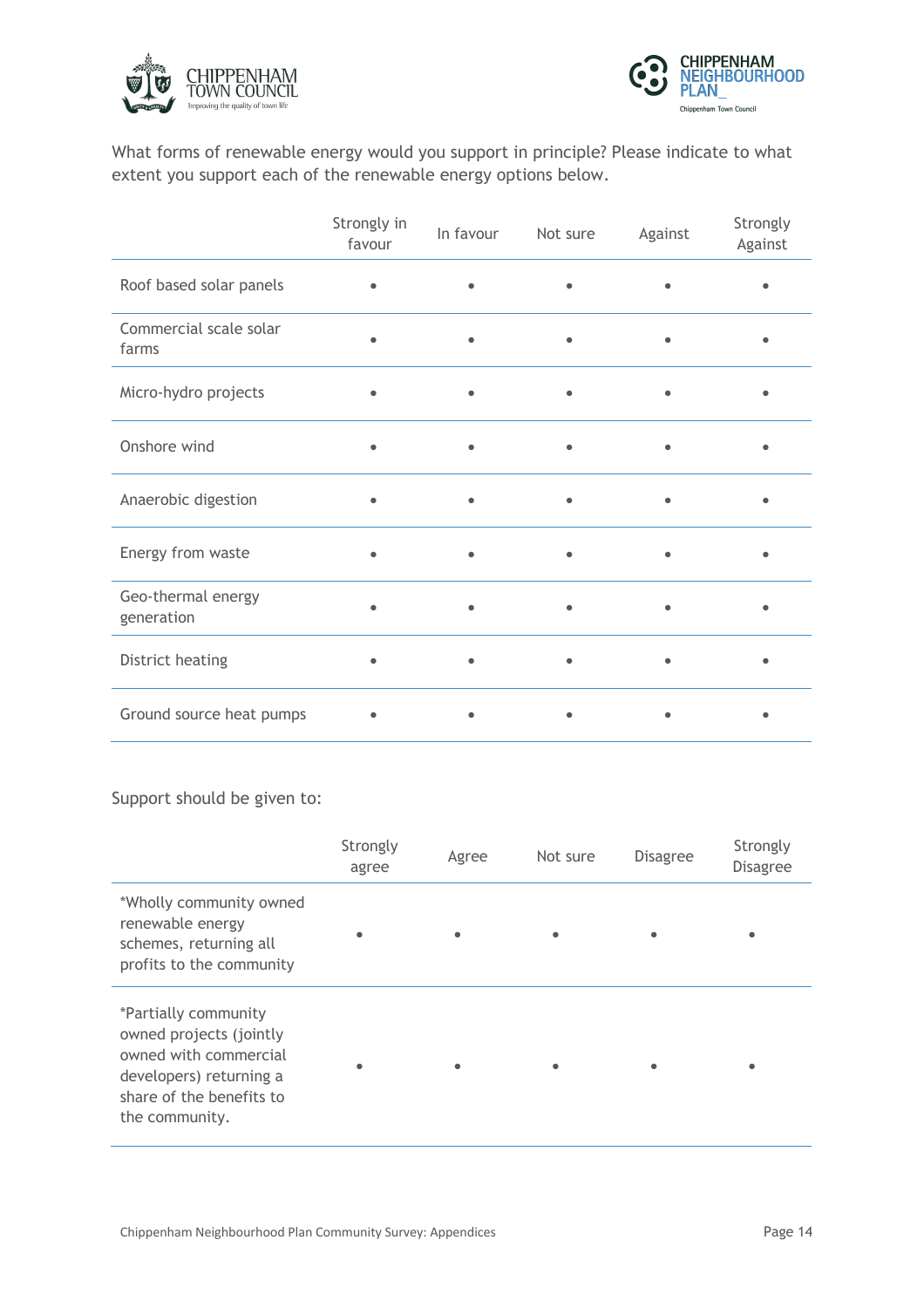What forms of renewable energy would you support in principle? Please indicate to what extent you support each of the renewable energy options below.

| | Strongly in favour | In favour | Not sure | Against | Strongly Against |
|---|---|---|---|---|---|
| Roof based solar panels | • | • | • | • | • |
| Commercial scale solar farms | • | • | • | • | • |
| Micro-hydro projects | • | • | • | • | • |
| Onshore wind | • | • | • | • | • |
| Anaerobic digestion | • | • | • | • | • |
| Energy from waste | • | • | • | • | • |
| Geo-thermal energy generation | • | • | • | • | • |
| District heating | • | • | • | • | • |
| Ground source heat pumps | • | • | • | • | • |

Support should be given to:

| | Strongly agree | Agree | Not sure | Disagree | Strongly Disagree |
|---|---|---|---|---|---|
| *Wholly community owned renewable energy schemes, returning all profits to the community | • | • | • | • | • |
| *Partially community owned projects (jointly owned with commercial developers) returning a share of the benefits to the community. | • | • | • | • | • |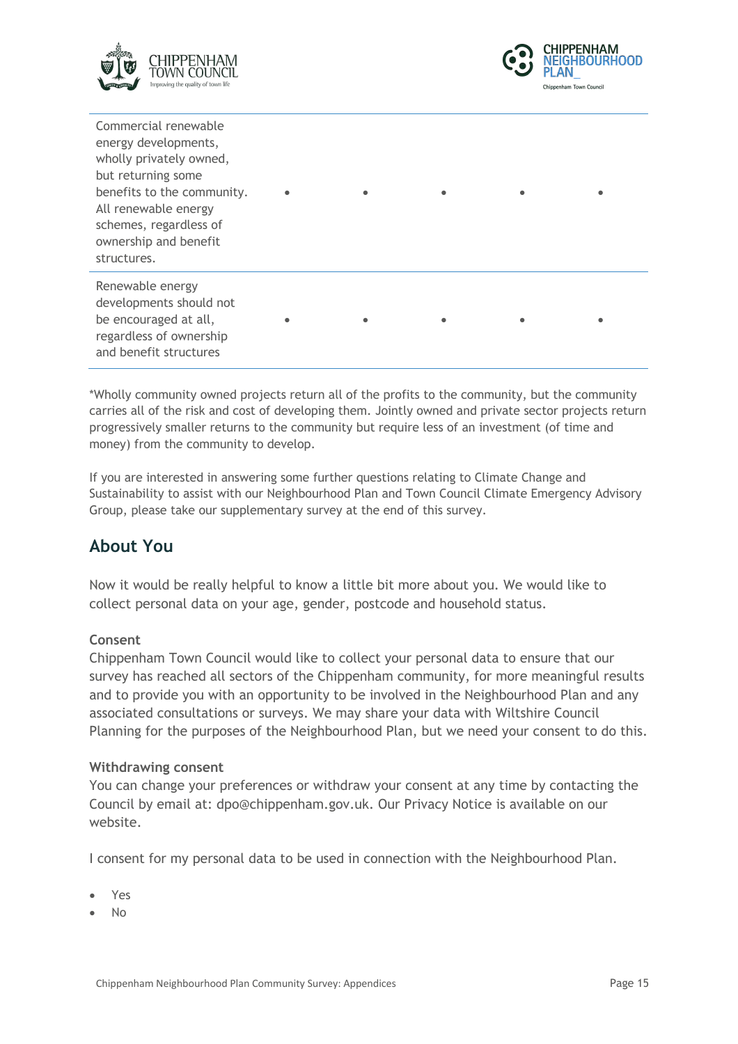| | | | | | |
|---|---|---|---|---|---|
| Commercial renewable energy developments, wholly privately owned, but returning some benefits to the community. All renewable energy schemes, regardless of ownership and benefit structures. | • | • | • | • | • |
| Renewable energy developments should not be encouraged at all, regardless of ownership and benefit structures | • | • | • | • | • |

*Wholly community owned projects return all of the profits to the community, but the community carries all of the risk and cost of developing them. Jointly owned and private sector projects return progressively smaller returns to the community but require less of an investment (of time and money) from the community to develop.

If you are interested in answering some further questions relating to Climate Change and Sustainability to assist with our Neighbourhood Plan and Town Council Climate Emergency Advisory Group, please take our supplementary survey at the end of this survey.

## About You

Now it would be really helpful to know a little bit more about you. We would like to collect personal data on your age, gender, postcode and household status.

**Consent**

Chippenham Town Council would like to collect your personal data to ensure that our survey has reached all sectors of the Chippenham community, for more meaningful results and to provide you with an opportunity to be involved in the Neighbourhood Plan and any associated consultations or surveys. We may share your data with Wiltshire Council Planning for the purposes of the Neighbourhood Plan, but we need your consent to do this.

**Withdrawing consent**

You can change your preferences or withdraw your consent at any time by contacting the Council by email at: dpo@chippenham.gov.uk. Our Privacy Notice is available on our website.

I consent for my personal data to be used in connection with the Neighbourhood Plan.

- Yes
- No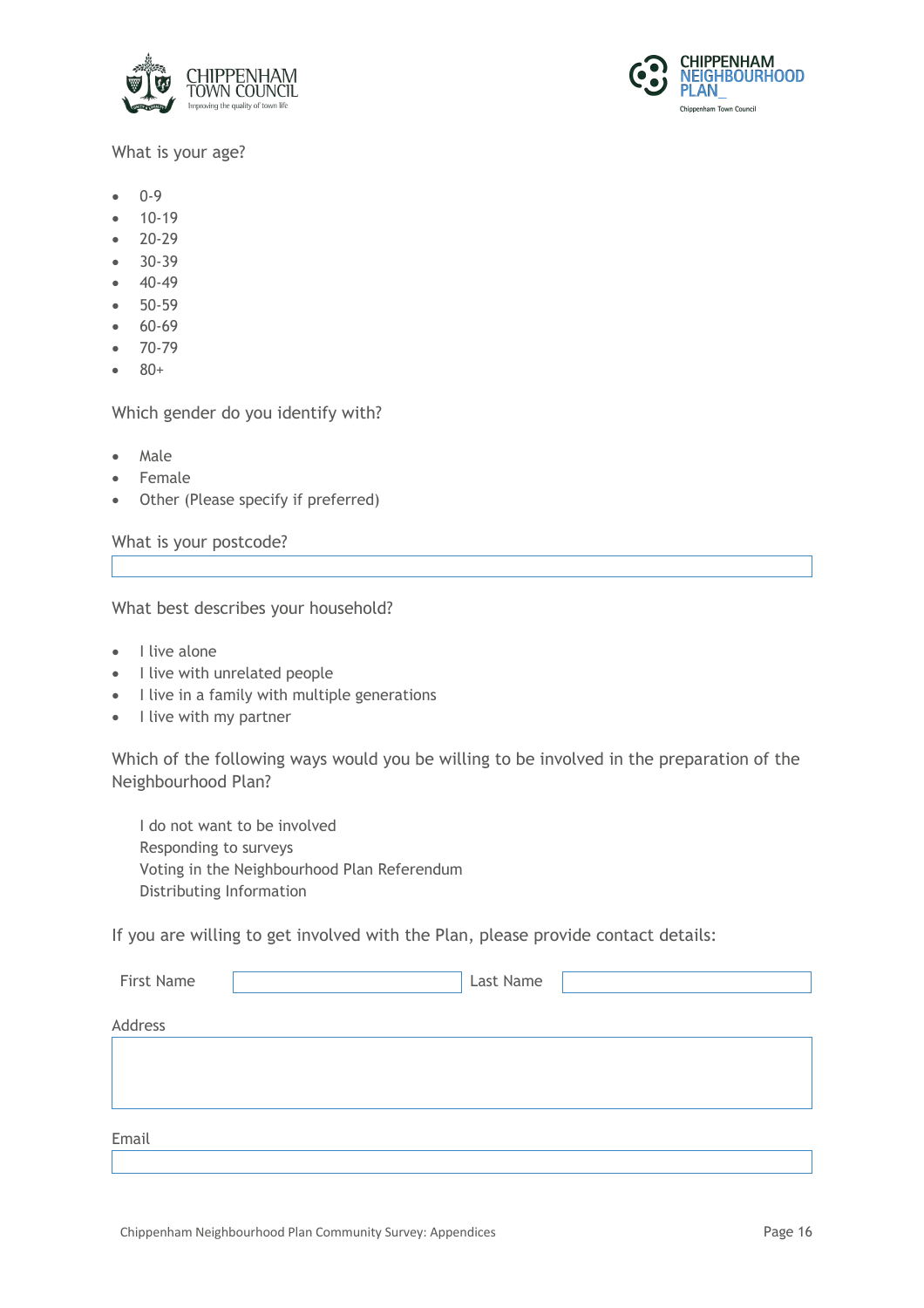What is your age?

- 0-9
- 10-19
- 20-29
- 30-39
- 40-49
- 50-59
- 60-69
- 70-79
- 80+

Which gender do you identify with?

- Male
- Female
- Other (Please specify if preferred)

What is your postcode?

What best describes your household?

- I live alone
- I live with unrelated people
- I live in a family with multiple generations
- I live with my partner

Which of the following ways would you be willing to be involved in the preparation of the Neighbourhood Plan?

I do not want to be involved
Responding to surveys
Voting in the Neighbourhood Plan Referendum
Distributing Information

If you are willing to get involved with the Plan, please provide contact details:

First Name | Last Name

Address

Email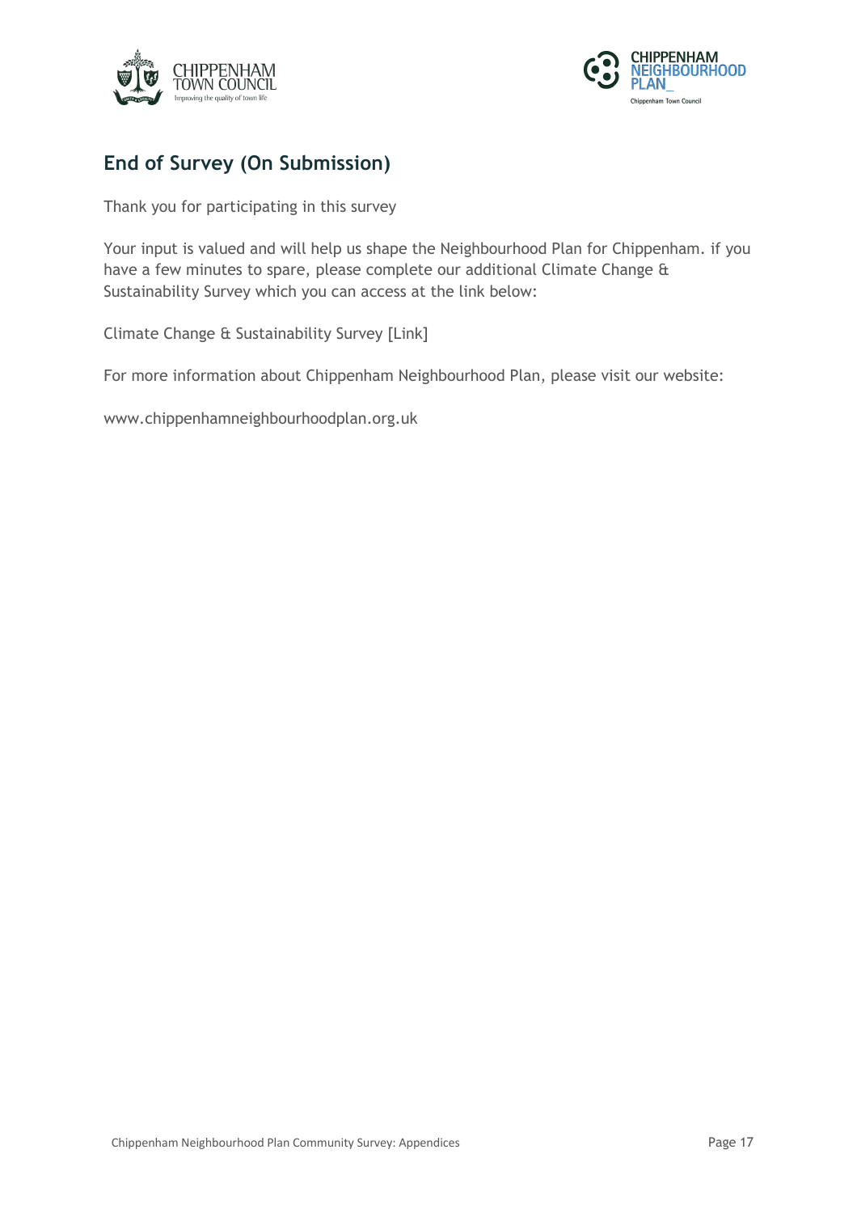## End of Survey (On Submission)

Thank you for participating in this survey

Your input is valued and will help us shape the Neighbourhood Plan for Chippenham. if you have a few minutes to spare, please complete our additional Climate Change & Sustainability Survey which you can access at the link below:

Climate Change & Sustainability Survey [Link]

For more information about Chippenham Neighbourhood Plan, please visit our website:

www.chippenhamneighbourhoodplan.org.uk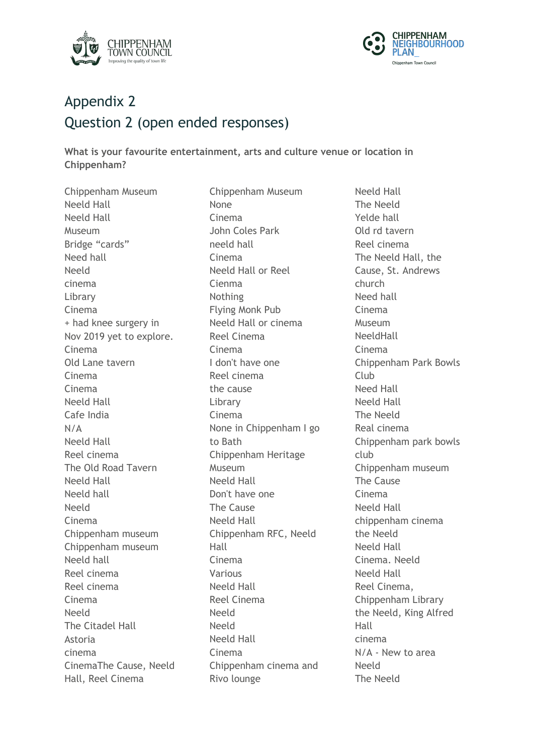# Appendix 2

## Question 2 (open ended responses)

**What is your favourite entertainment, arts and culture venue or location in Chippenham?**

Chippenham Museum
Neeld Hall
Neeld Hall
Museum
Bridge “cards”
Need hall
Neeld
cinema
Library
Cinema
+ had knee surgery in Nov 2019 yet to explore.
Cinema
Old Lane tavern
Cinema
Cinema
Neeld Hall
Cafe India
N/A
Neeld Hall
Reel cinema
The Old Road Tavern
Neeld Hall
Neeld hall
Neeld
Cinema
Chippenham museum
Chippenham museum
Neeld hall
Reel cinema
Reel cinema
Cinema
Neeld
The Citadel Hall
Astoria
cinema
CinemaThe Cause, Neeld Hall, Reel Cinema
Chippenham Museum
None
Cinema
John Coles Park
neeld hall
Cinema
Neeld Hall or Reel
Cienma
Nothing
Flying Monk Pub
Neeld Hall or cinema
Reel Cinema
Cinema
I don't have one
Reel cinema
the cause
Library
Cinema
None in Chippenham I go to Bath
Chippenham Heritage Museum
Neeld Hall
Don't have one
The Cause
Neeld Hall
Chippenham RFC, Neeld Hall
Cinema
Various
Neeld Hall
Reel Cinema
Neeld
Neeld
Neeld Hall
Cinema
Chippenham cinema and Rivo lounge
Neeld Hall
The Neeld
Yelde hall
Old rd tavern
Reel cinema
The Neeld Hall, the Cause, St. Andrews church
Need hall
Cinema
Museum
NeeldHall
Cinema
Chippenham Park Bowls Club
Need Hall
Neeld Hall
The Neeld
Real cinema
Chippenham park bowls club
Chippenham museum
The Cause
Cinema
Neeld Hall
chippenham cinema
the Neeld
Neeld Hall
Cinema. Neeld
Neeld Hall
Reel Cinema,
Chippenham Library
the Neeld, King Alfred Hall
cinema
N/A - New to area
Neeld
The Neeld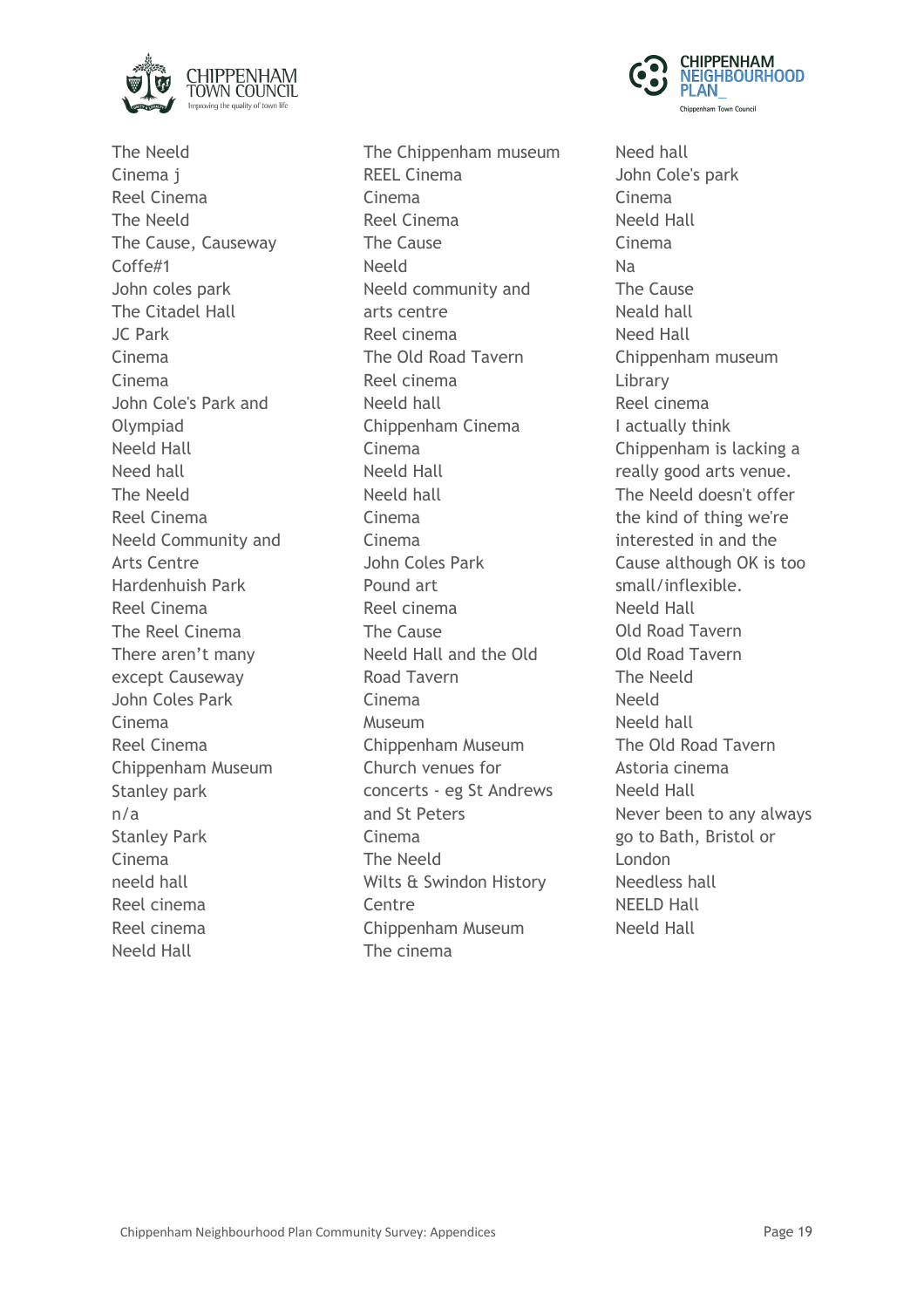The Neeld
Cinema j
Reel Cinema
The Neeld
The Cause, Causeway
Coffe#1
John coles park
The Citadel Hall
JC Park
Cinema
Cinema
John Cole's Park and Olympiad
Neeld Hall
Need hall
The Neeld
Reel Cinema
Neeld Community and Arts Centre
Hardenhuish Park
Reel Cinema
The Reel Cinema
There aren't many except Causeway
John Coles Park
Cinema
Reel Cinema
Chippenham Museum
Stanley park
n/a
Stanley Park
Cinema
neeld hall
Reel cinema
Reel cinema
Neeld Hall

The Chippenham museum
REEL Cinema
Cinema
Reel Cinema
The Cause
Neeld
Neeld community and arts centre
Reel cinema
The Old Road Tavern
Reel cinema
Neeld hall
Chippenham Cinema
Cinema
Neeld Hall
Neeld hall
Cinema
Cinema
John Coles Park
Pound art
Reel cinema
The Cause
Neeld Hall and the Old Road Tavern
Cinema
Museum
Chippenham Museum
Church venues for concerts - eg St Andrews and St Peters
Cinema
The Neeld
Wilts & Swindon History Centre
Chippenham Museum
The cinema

Need hall
John Cole's park
Cinema
Neeld Hall
Cinema
Na
The Cause
Neald hall
Need Hall
Chippenham museum
Library
Reel cinema
I actually think Chippenham is lacking a really good arts venue. The Neeld doesn't offer the kind of thing we're interested in and the Cause although OK is too small/inflexible.
Neeld Hall
Old Road Tavern
Old Road Tavern
The Neeld
Neeld
Neeld hall
The Old Road Tavern
Astoria cinema
Neeld Hall
Never been to any always go to Bath, Bristol or London
Needless hall
NEELD Hall
Neeld Hall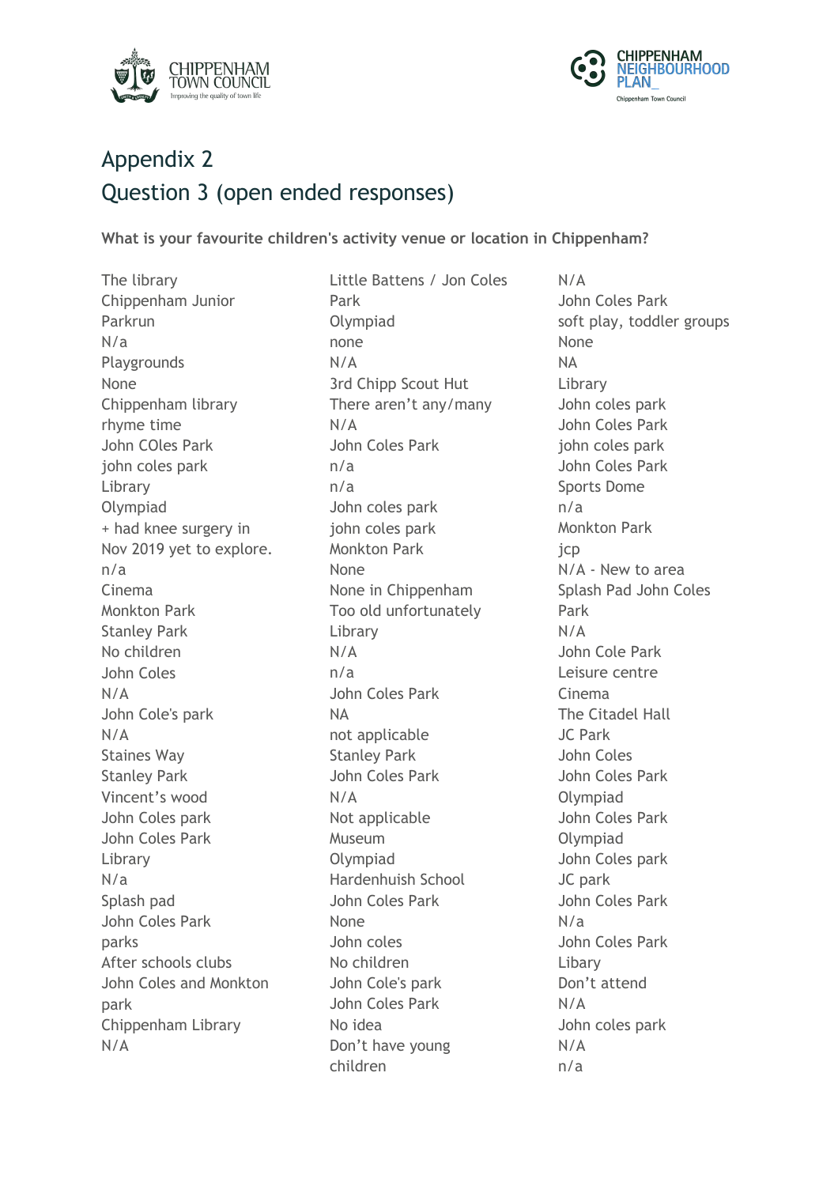# Appendix 2

## Question 3 (open ended responses)

**What is your favourite children's activity venue or location in Chippenham?**

The library
Chippenham Junior Parkrun
N/a
Playgrounds
None
Chippenham library rhyme time
John COles Park
john coles park
Library
Olympiad
+ had knee surgery in Nov 2019 yet to explore.
n/a
Cinema
Monkton Park
Stanley Park
No children
John Coles
N/A
John Cole's park
N/A
Staines Way
Stanley Park
Vincent's wood
John Coles park
John Coles Park
Library
N/a
Splash pad
John Coles Park
parks
After schools clubs
John Coles and Monkton park
Chippenham Library
N/A
Little Battens / Jon Coles Park
Olympiad
none
N/A
3rd Chipp Scout Hut
There aren't any/many
N/A
John Coles Park
n/a
n/a
John coles park
john coles park
Monkton Park
None
None in Chippenham
Too old unfortunately
Library
N/A
n/a
John Coles Park
NA
not applicable
Stanley Park
John Coles Park
N/A
Not applicable
Museum
Olympiad
Hardenhuish School
John Coles Park
None
John coles
No children
John Cole's park
John Coles Park
No idea
Don't have young children
N/A
John Coles Park
soft play, toddler groups
None
NA
Library
John coles park
John Coles Park
john coles park
John Coles Park
Sports Dome
n/a
Monkton Park
jcp
N/A - New to area
Splash Pad John Coles Park
N/A
John Cole Park
Leisure centre
Cinema
The Citadel Hall
JC Park
John Coles
John Coles Park
Olympiad
John Coles Park
Olympiad
John Coles park
JC park
John Coles Park
N/a
John Coles Park
Libary
Don't attend
N/A
John coles park
N/A
n/a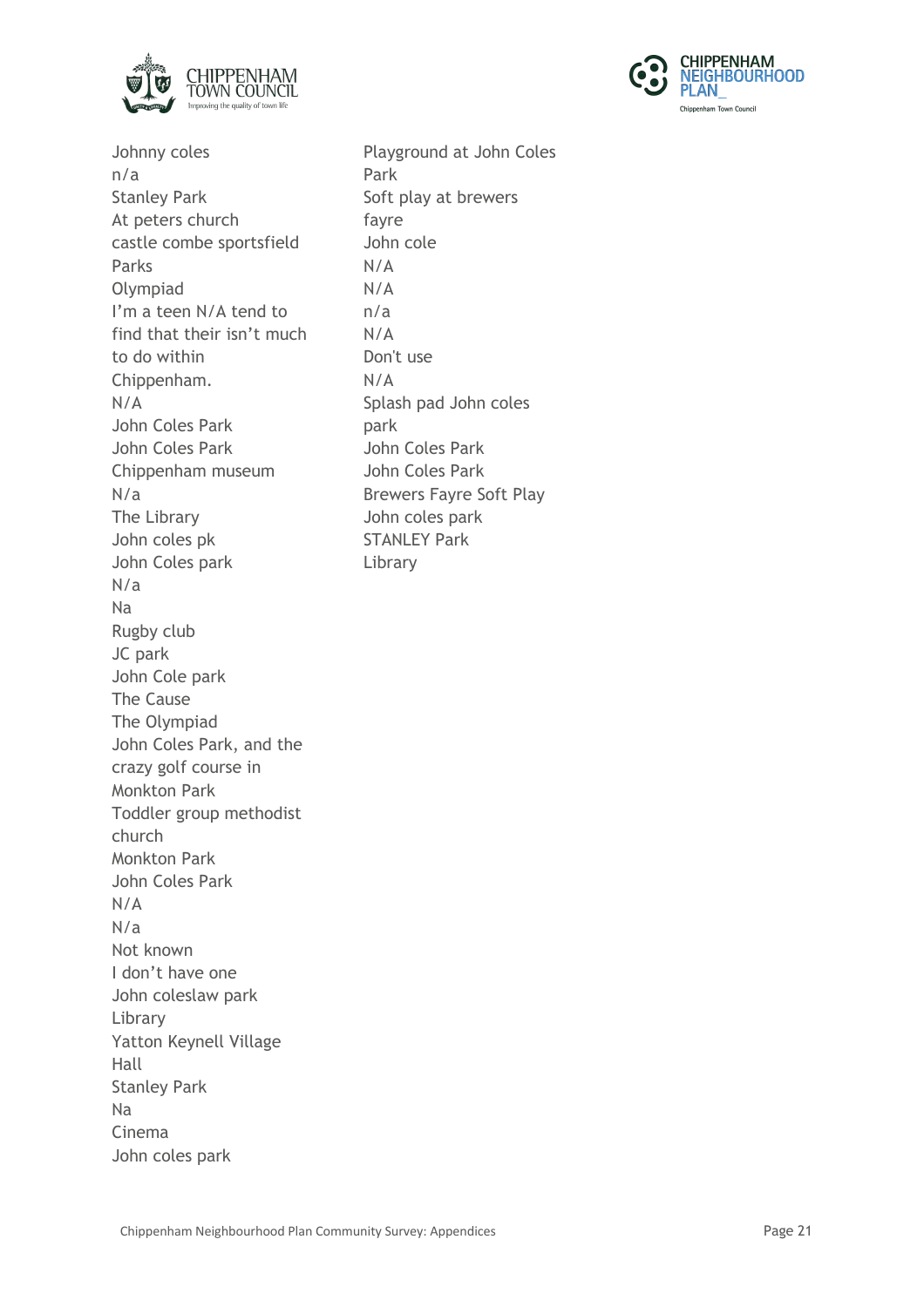Johnny coles  
n/a  
Stanley Park  
At peters church  
castle combe sportsfield  
Parks  
Olympiad  
I'm a teen N/A tend to find that their isn't much to do within Chippenham.  
N/A  
John Coles Park  
John Coles Park  
Chippenham museum  
N/a  
The Library  
John coles pk  
John Coles park  
N/a  
Na  
Rugby club  
JC park  
John Cole park  
The Cause  
The Olympiad  
John Coles Park, and the crazy golf course in Monkton Park  
Toddler group methodist church  
Monkton Park  
John Coles Park  
N/A  
N/a  
Not known  
I don't have one  
John coleslaw park  
Library  
Yatton Keynell Village Hall  
Stanley Park  
Na  
Cinema  
John coles park  
Playground at John Coles Park  
Soft play at brewers fayre  
John cole  
N/A  
N/A  
n/a  
N/A  
Don't use  
N/A  
Splash pad John coles park  
John Coles Park  
John Coles Park  
Brewers Fayre Soft Play  
John coles park  
STANLEY Park  
Library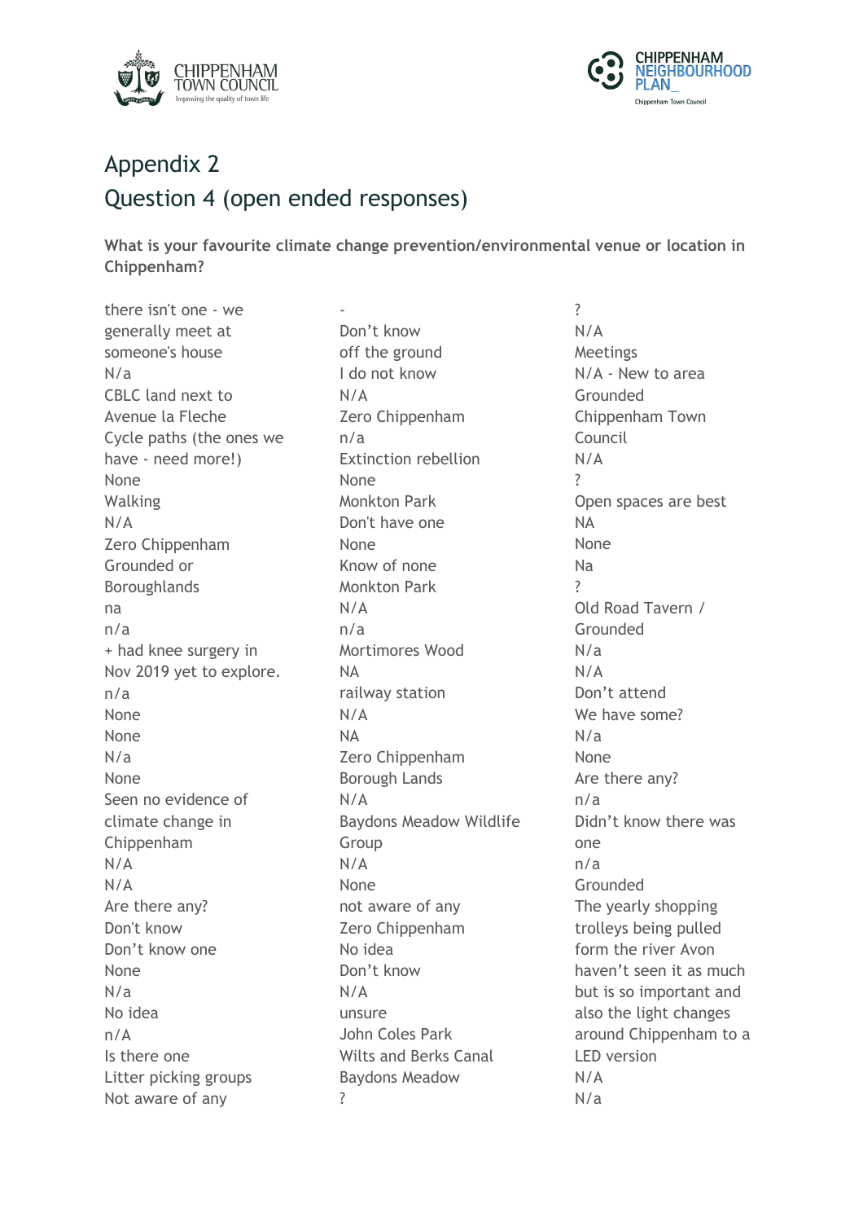# Appendix 2

# Question 4 (open ended responses)

**What is your favourite climate change prevention/environmental venue or location in Chippenham?**

there isn't one - we generally meet at someone's house
N/a
CBLC land next to Avenue la Fleche
Cycle paths (the ones we have - need more!)
None
Walking
N/A
Zero Chippenham
Grounded or Boroughlands
na
n/a
+ had knee surgery in Nov 2019 yet to explore.
n/a
None
None
N/a
None
Seen no evidence of climate change in Chippenham
N/A
N/A
Are there any?
Don't know
Don't know one
None
N/a
No idea
n/A
Is there one
Litter picking groups
Not aware of any

-
Don't know
off the ground
I do not know
N/A
Zero Chippenham
n/a
Extinction rebellion
None
Monkton Park
Don't have one
None
Know of none
Monkton Park
N/A
n/a
Mortimores Wood
NA
railway station
N/A
NA
Zero Chippenham
Borough Lands
N/A
Baydons Meadow Wildlife Group
N/A
None
not aware of any
Zero Chippenham
No idea
Don't know
N/A
unsure
John Coles Park
Wilts and Berks Canal
Baydons Meadow
?

?
N/A
Meetings
N/A - New to area
Grounded
Chippenham Town Council
N/A
?
Open spaces are best
NA
None
Na
?
Old Road Tavern / Grounded
N/a
N/A
Don't attend
We have some?
N/a
None
Are there any?
n/a
Didn't know there was one
n/a
Grounded
The yearly shopping trolleys being pulled form the river Avon haven't seen it as much but is so important and also the light changes around Chippenham to a LED version
N/A
N/a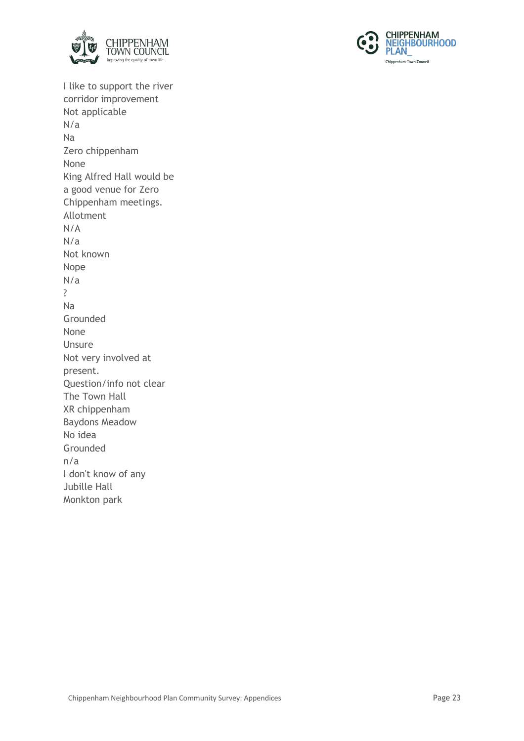I like to support the river corridor improvement

Not applicable

N/a

Na

Zero chippenham

None

King Alfred Hall would be a good venue for Zero Chippenham meetings.

Allotment

N/A

N/a

Not known

Nope

N/a

?

Na

Grounded

None

Unsure

Not very involved at present.

Question/info not clear

The Town Hall

XR chippenham

Baydons Meadow

No idea

Grounded

n/a

I don't know of any

Jubille Hall

Monkton park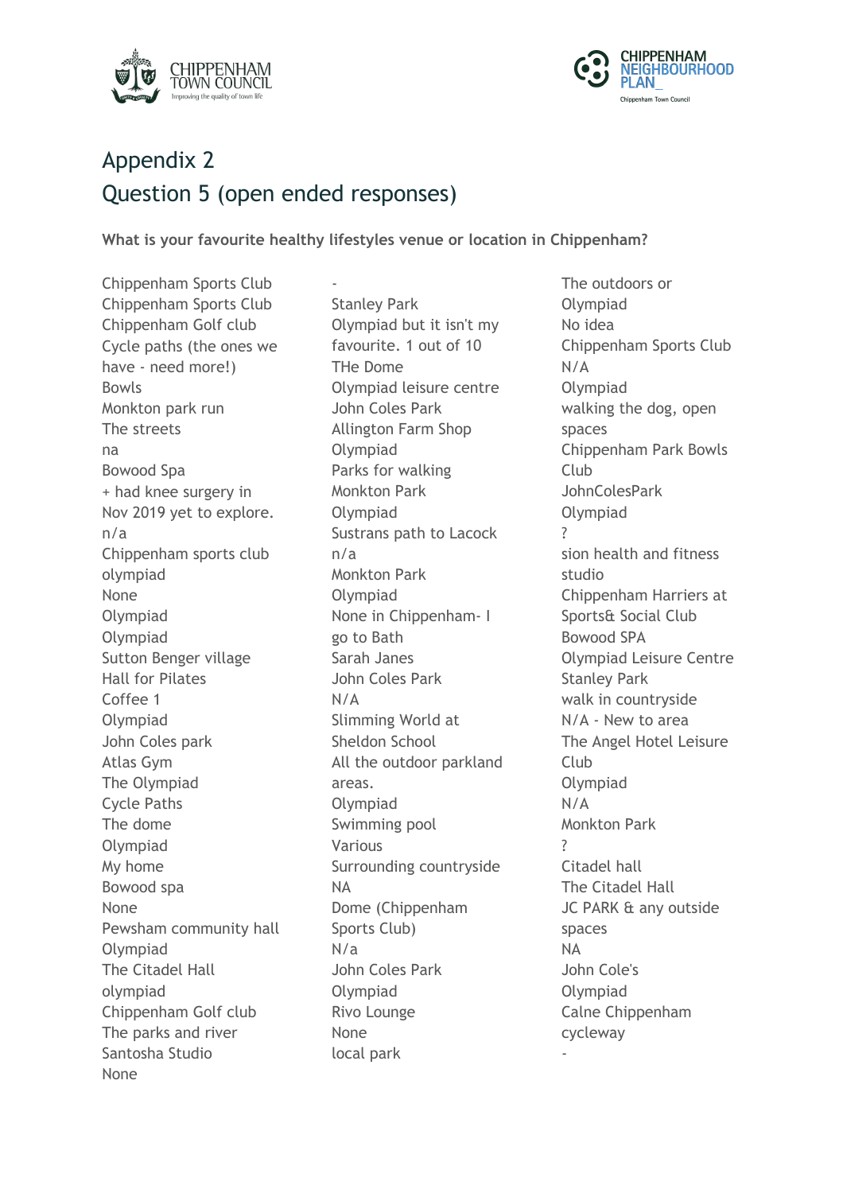## Appendix 2
## Question 5 (open ended responses)

**What is your favourite healthy lifestyles venue or location in Chippenham?**

Chippenham Sports Club
Chippenham Sports Club
Chippenham Golf club
Cycle paths (the ones we have - need more!)
Bowls
Monkton park run
The streets
na
Bowood Spa
+ had knee surgery in Nov 2019 yet to explore.
n/a
Chippenham sports club
olympiad
None
Olympiad
Olympiad
Sutton Benger village Hall for Pilates
Coffee 1
Olympiad
John Coles park
Atlas Gym
The Olympiad
Cycle Paths
The dome
Olympiad
My home
Bowood spa
None
Pewsham community hall
Olympiad
The Citadel Hall
olympiad
Chippenham Golf club
The parks and river
Santosha Studio
None
-
Stanley Park
Olympiad but it isn't my favourite. 1 out of 10
THe Dome
Olympiad leisure centre
John Coles Park
Allington Farm Shop
Olympiad
Parks for walking
Monkton Park
Olympiad
Sustrans path to Lacock
n/a
Monkton Park
Olympiad
None in Chippenham- I go to Bath
Sarah Janes
John Coles Park
N/A
Slimming World at Sheldon School
All the outdoor parkland areas.
Olympiad
Swimming pool
Various
Surrounding countryside
NA
Dome (Chippenham Sports Club)
N/a
John Coles Park
Olympiad
Rivo Lounge
None
local park
The outdoors or
Olympiad
No idea
Chippenham Sports Club
N/A
Olympiad
walking the dog, open spaces
Chippenham Park Bowls Club
JohnColesPark
Olympiad
?
sion health and fitness studio
Chippenham Harriers at Sports& Social Club
Bowood SPA
Olympiad Leisure Centre
Stanley Park
walk in countryside
N/A - New to area
The Angel Hotel Leisure Club
Olympiad
N/A
Monkton Park
?
Citadel hall
The Citadel Hall
JC PARK & any outside spaces
NA
John Cole's
Olympiad
Calne Chippenham cycleway
-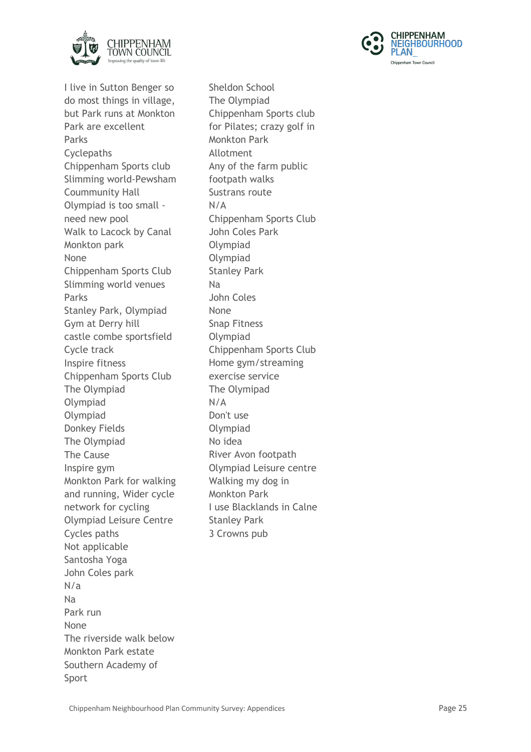I live in Sutton Benger so do most things in village, but Park runs at Monkton Park are excellent
Parks
Cyclepaths
Chippenham Sports club
Slimming world-Pewsham
Coummunity Hall
Olympiad is too small - need new pool
Walk to Lacock by Canal
Monkton park
None
Chippenham Sports Club
Slimming world venues
Parks
Stanley Park, Olympiad
Gym at Derry hill
castle combe sportsfield
Cycle track
Inspire fitness
Chippenham Sports Club
The Olympiad
Olympiad
Olympiad
Donkey Fields
The Olympiad
The Cause
Inspire gym
Monkton Park for walking and running, Wider cycle network for cycling
Olympiad Leisure Centre
Cycles paths
Not applicable
Santosha Yoga
John Coles park
N/a
Na
Park run
None
The riverside walk below Monkton Park estate
Southern Academy of Sport
Sheldon School
The Olympiad
Chippenham Sports club for Pilates; crazy golf in Monkton Park
Allotment
Any of the farm public footpath walks
Sustrans route
N/A
Chippenham Sports Club
John Coles Park
Olympiad
Olympiad
Stanley Park
Na
John Coles
None
Snap Fitness
Olympiad
Chippenham Sports Club
Home gym/streaming exercise service
The Olymipad
N/A
Don't use
Olympiad
No idea
River Avon footpath
Olympiad Leisure centre
Walking my dog in Monkton Park
I use Blacklands in Calne
Stanley Park
3 Crowns pub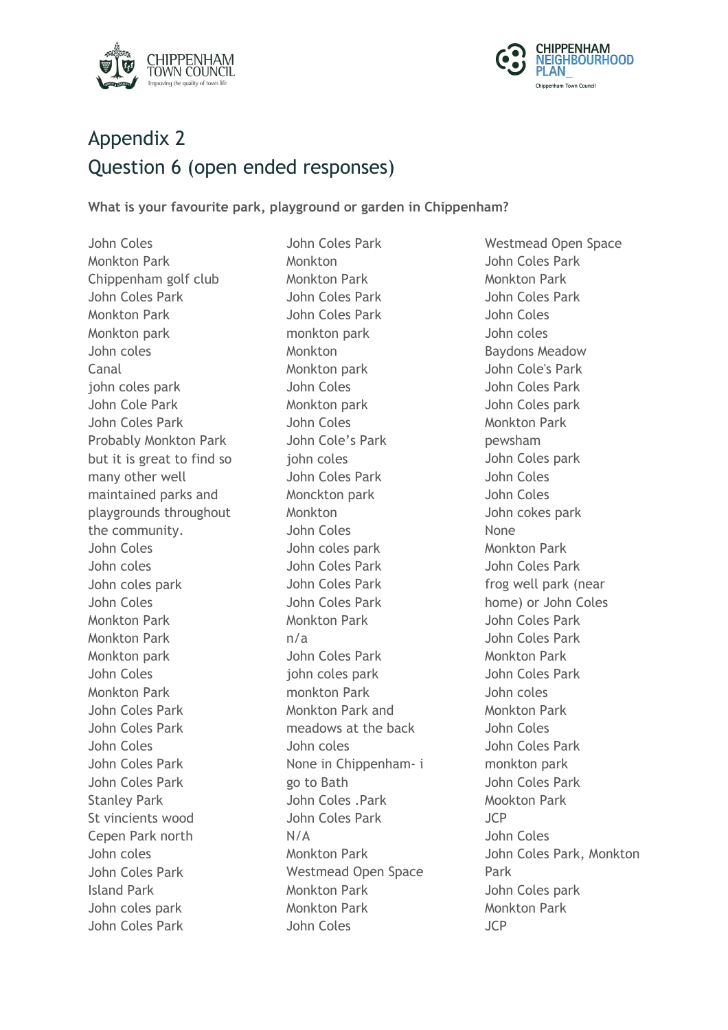# Appendix 2

## Question 6 (open ended responses)

**What is your favourite park, playground or garden in Chippenham?**

John Coles
Monkton Park
Chippenham golf club
John Coles Park
Monkton Park
Monkton park
John coles
Canal
john coles park
John Cole Park
John Coles Park
Probably Monkton Park but it is great to find so many other well maintained parks and playgrounds throughout the community.
John Coles
John coles
John coles park
John Coles
Monkton Park
Monkton Park
Monkton park
John Coles
Monkton Park
John Coles Park
John Coles Park
John Coles
John Coles Park
John Coles Park
Stanley Park
St vincients wood
Cepen Park north
John coles
John Coles Park
Island Park
John coles park
John Coles Park
John Coles Park
Monkton
Monkton Park
John Coles Park
John Coles Park
monkton park
Monkton
Monkton park
John Coles
Monkton park
John Coles
John Cole's Park
john coles
John Coles Park
Monckton park
Monkton
John Coles
John coles park
John Coles Park
John Coles Park
John Coles Park
Monkton Park
n/a
John Coles Park
john coles park
monkton Park
Monkton Park and meadows at the back
John coles
None in Chippenham- i go to Bath
John Coles .Park
John Coles Park
N/A
Monkton Park
Westmead Open Space
Monkton Park
Monkton Park
John Coles
Westmead Open Space
John Coles Park
Monkton Park
John Coles Park
John Coles
John coles
Baydons Meadow
John Cole's Park
John Coles Park
John Coles park
Monkton Park
pewsham
John Coles park
John Coles
John Coles
John cokes park
None
Monkton Park
John Coles Park
frog well park (near home) or John Coles
John Coles Park
John Coles Park
Monkton Park
John Coles Park
John coles
Monkton Park
John Coles
John Coles Park
monkton park
John Coles Park
Mookton Park
JCP
John Coles
John Coles Park, Monkton Park
John Coles park
Monkton Park
JCP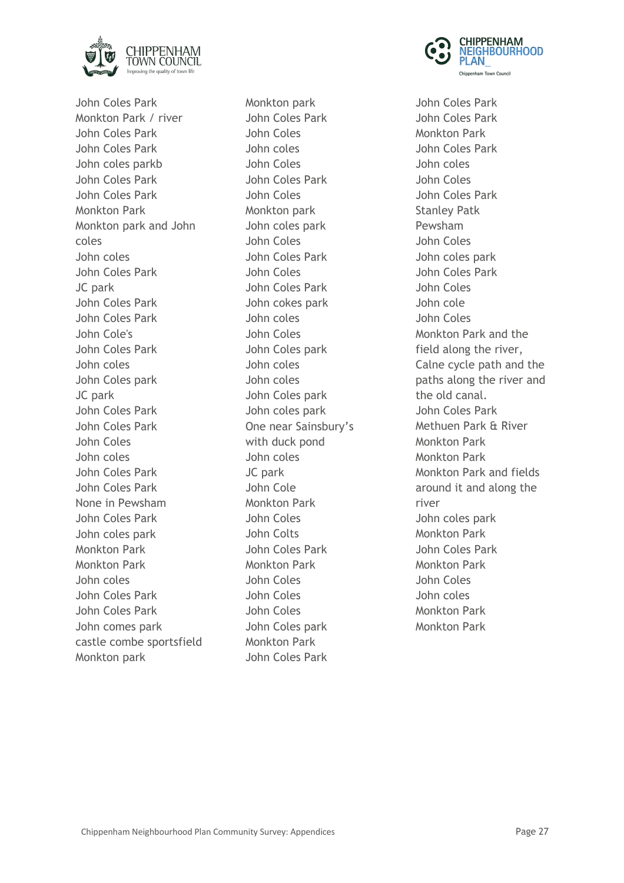John Coles Park
Monkton Park / river
John Coles Park
John Coles Park
John coles parkb
John Coles Park
John Coles Park
Monkton Park
Monkton park and John coles
John coles
John Coles Park
JC park
John Coles Park
John Coles Park
John Cole's
John Coles Park
John coles
John Coles park
JC park
John Coles Park
John Coles Park
John Coles
John coles
John Coles Park
John Coles Park
None in Pewsham
John Coles Park
John coles park
Monkton Park
Monkton Park
John coles
John Coles Park
John Coles Park
John comes park
castle combe sportsfield
Monkton park

Monkton park
John Coles Park
John Coles
John coles
John Coles
John Coles Park
John Coles
Monkton park
John coles park
John Coles
John Coles Park
John Coles
John Coles Park
John cokes park
John coles
John Coles
John Coles park
John coles
John coles
John Coles park
John coles park
One near Sainsbury's with duck pond
John coles
JC park
John Cole
Monkton Park
John Coles
John Colts
John Coles Park
Monkton Park
John Coles
John Coles
John Coles
John Coles park
Monkton Park
John Coles Park

John Coles Park
John Coles Park
Monkton Park
John Coles Park
John coles
John Coles
John Coles Park
Stanley Patk
Pewsham
John Coles
John coles park
John Coles Park
John Coles
John cole
John Coles
Monkton Park and the field along the river, Calne cycle path and the paths along the river and the old canal.
John Coles Park
Methuen Park & River
Monkton Park
Monkton Park
Monkton Park and fields around it and along the river
John coles park
Monkton Park
John Coles Park
Monkton Park
John Coles
John coles
Monkton Park
Monkton Park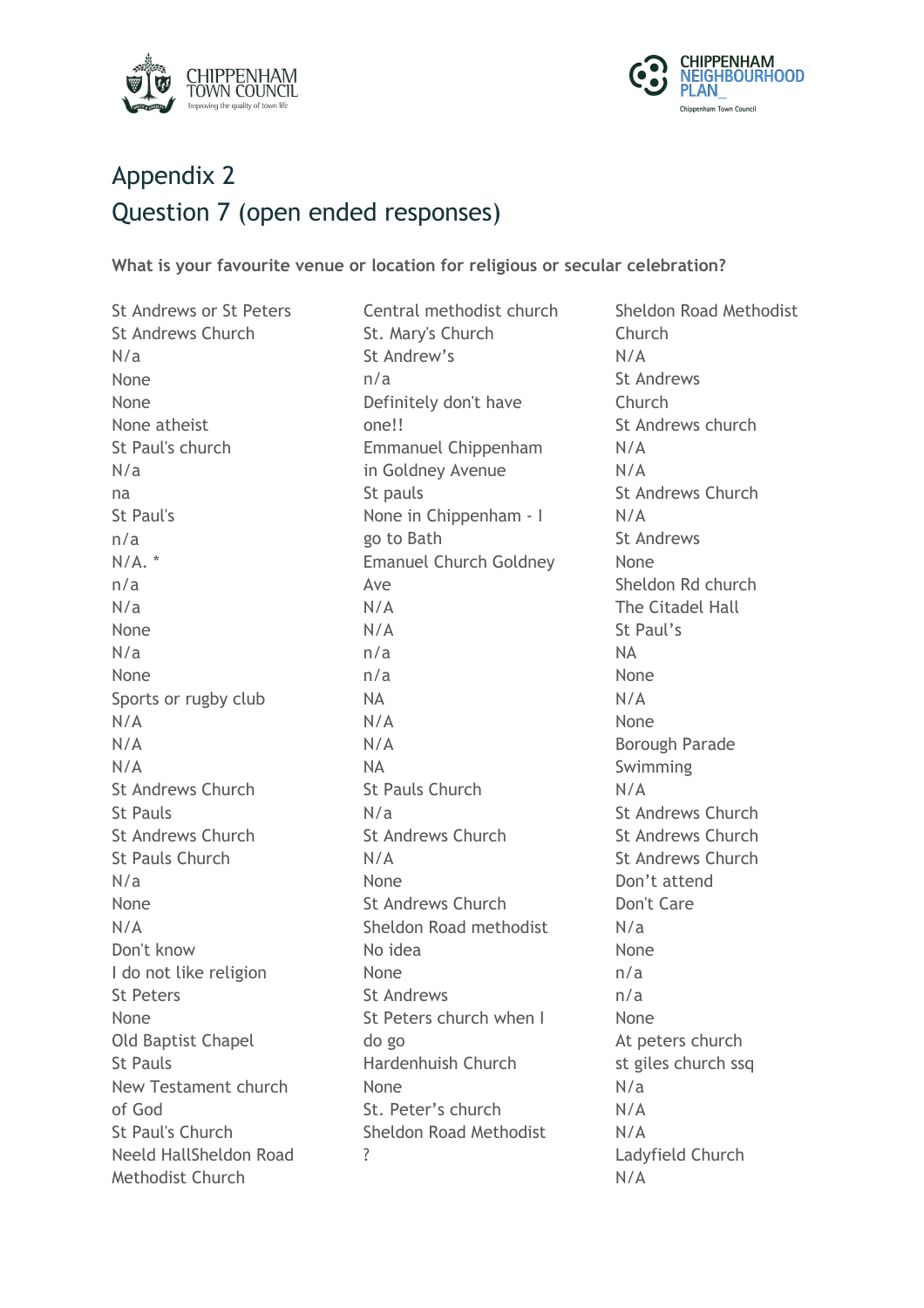# Appendix 2

## Question 7 (open ended responses)

**What is your favourite venue or location for religious or secular celebration?**

St Andrews or St Peters
St Andrews Church
N/a
None
None
None atheist
St Paul's church
N/a
na
St Paul's
n/a
N/A. *
n/a
N/a
None
N/a
None
Sports or rugby club
N/A
N/A
N/A
St Andrews Church
St Pauls
St Andrews Church
St Pauls Church
N/a
None
N/A
Don't know
I do not like religion
St Peters
None
Old Baptist Chapel
St Pauls
New Testament church of God
St Paul's Church
Neeld HallSheldon Road Methodist Church

Central methodist church
St. Mary's Church
St Andrew's
n/a
Definitely don't have one!!
Emmanuel Chippenham in Goldney Avenue
St pauls
None in Chippenham - I go to Bath
Emanuel Church Goldney Ave
N/A
N/A
n/a
n/a
NA
N/A
N/A
NA
St Pauls Church
N/a
St Andrews Church
N/A
None
St Andrews Church
Sheldon Road methodist
No idea
None
St Andrews
St Peters church when I do go
Hardenhuish Church
None
St. Peter's church
Sheldon Road Methodist
?

Sheldon Road Methodist Church
N/A
St Andrews Church
St Andrews church
N/A
N/A
St Andrews Church
N/A
St Andrews
None
Sheldon Rd church
The Citadel Hall
St Paul's
NA
None
N/A
None
Borough Parade
Swimming
N/A
St Andrews Church
St Andrews Church
St Andrews Church
Don't attend
Don't Care
N/a
None
n/a
n/a
None
At peters church
st giles church ssq
N/a
N/A
N/A
Ladyfield Church
N/A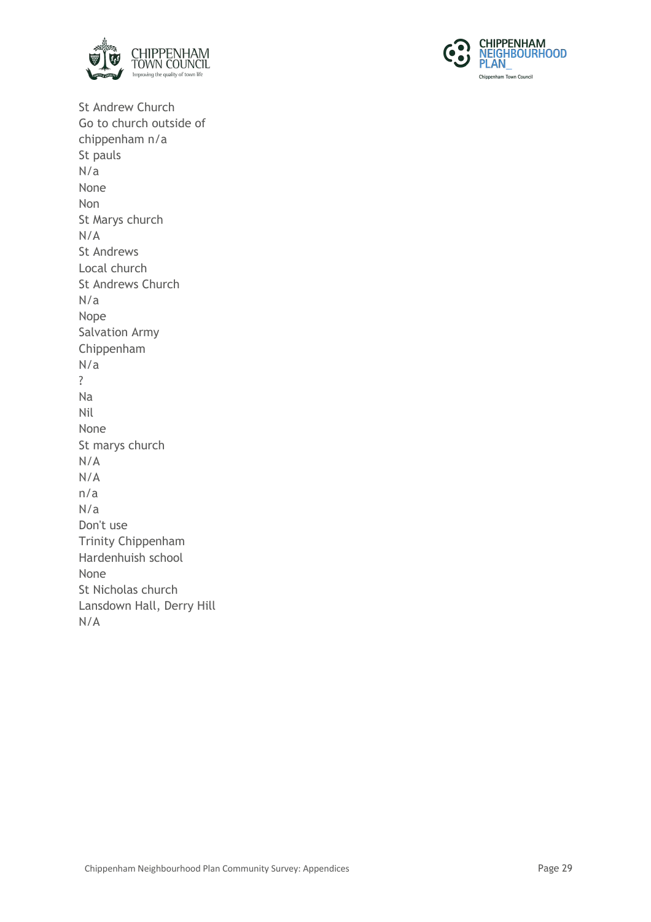St Andrew Church
Go to church outside of chippenham n/a
St pauls
N/a
None
Non
St Marys church
N/A
St Andrews
Local church
St Andrews Church
N/a
Nope
Salvation Army
Chippenham
N/a
?
Na
Nil
None
St marys church
N/A
N/A
n/a
N/a
Don't use
Trinity Chippenham
Hardenhuish school
None
St Nicholas church
Lansdown Hall, Derry Hill
N/A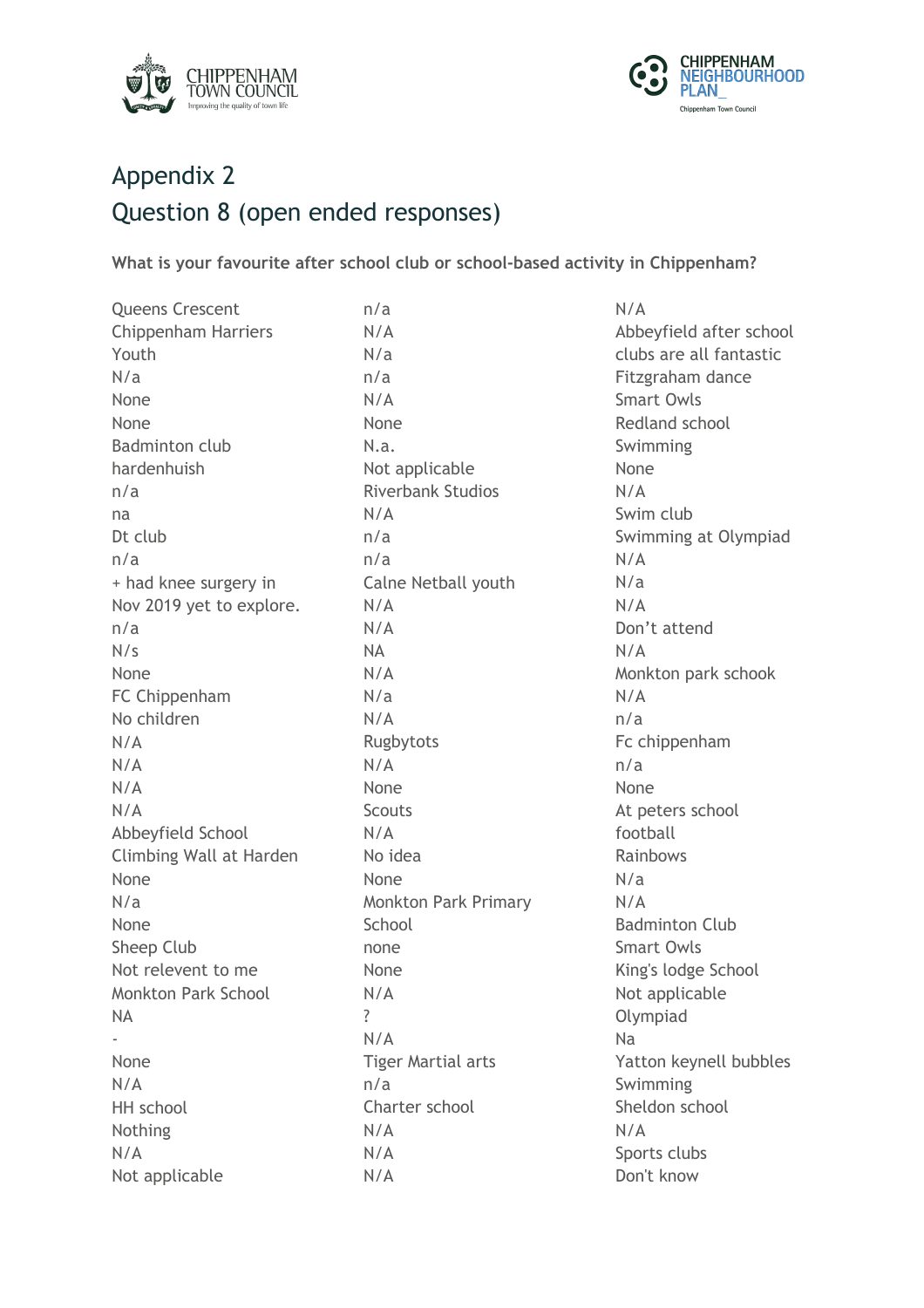## Appendix 2
## Question 8 (open ended responses)

**What is your favourite after school club or school-based activity in Chippenham?**

Queens Crescent
Chippenham Harriers
Youth
N/a
None
None
Badminton club
hardenhuish
n/a
na
Dt club
n/a
+ had knee surgery in Nov 2019 yet to explore.
n/a
N/s
None
FC Chippenham
No children
N/A
N/A
N/A
N/A
Abbeyfield School
Climbing Wall at Harden
None
N/a
None
Sheep Club
Not relevent to me
Monkton Park School
NA
-
None
N/A
HH school
Nothing
N/A
Not applicable

n/a
N/A
N/a
n/a
N/A
None
N.a.
Not applicable
Riverbank Studios
N/A
n/a
n/a
Calne Netball youth
N/A
N/A
NA
N/A
N/a
N/A
Rugbytots
N/A
None
Scouts
N/A
No idea
None
Monkton Park Primary School
none
None
N/A
?
N/A
Tiger Martial arts
n/a
Charter school
N/A
N/A
N/A

N/A
Abbeyfield after school clubs are all fantastic
Fitzgraham dance
Smart Owls
Redland school
Swimming
None
N/A
Swim club
Swimming at Olympiad
N/A
N/a
N/A
Don't attend
N/A
Monkton park schook
N/A
n/a
Fc chippenham
n/a
None
At peters school football
Rainbows
N/a
N/A
Badminton Club
Smart Owls
King's lodge School
Not applicable
Olympiad
Na
Yatton keynell bubbles
Swimming
Sheldon school
N/A
Sports clubs
Don't know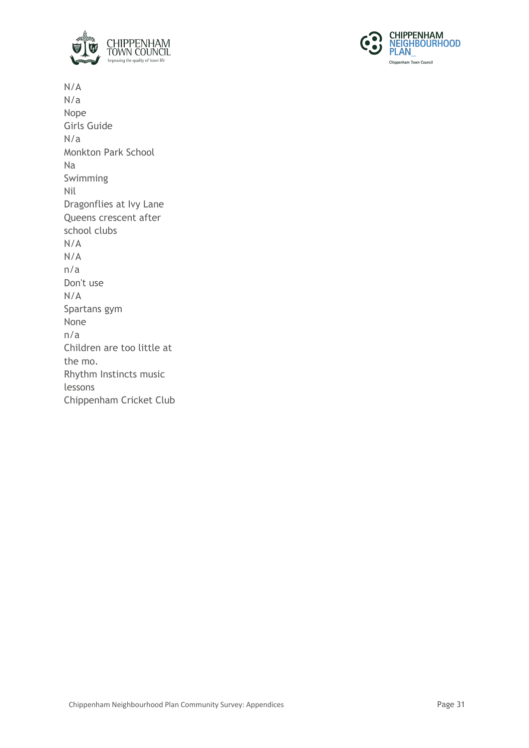N/A
N/a
Nope
Girls Guide
N/a
Monkton Park School
Na
Swimming
Nil
Dragonflies at Ivy Lane
Queens crescent after school clubs
N/A
N/A
n/a
Don't use
N/A
Spartans gym
None
n/a
Children are too little at the mo.
Rhythm Instincts music lessons
Chippenham Cricket Club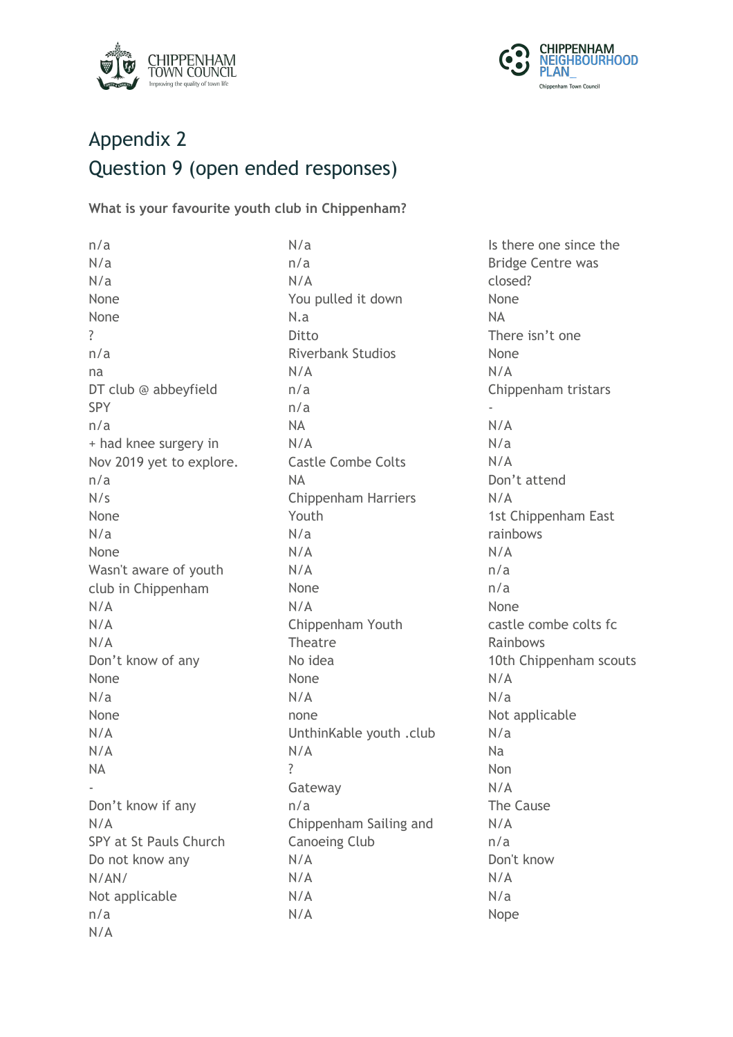# Appendix 2

## Question 9 (open ended responses)

**What is your favourite youth club in Chippenham?**

n/a
N/a
N/a
None
None
?
n/a
na
DT club @ abbeyfield
SPY
n/a
+ had knee surgery in Nov 2019 yet to explore.
n/a
N/s
None
N/a
None
Wasn't aware of youth club in Chippenham
N/A
N/A
N/A
Don't know of any
None
N/a
None
N/A
N/A
NA
-
Don't know if any
N/A
SPY at St Pauls Church
Do not know any
N/AN/
Not applicable
n/a
N/A

N/a
n/a
N/A
You pulled it down
N.a
Ditto
Riverbank Studios
N/A
n/a
n/a
NA
N/A
Castle Combe Colts
NA
Chippenham Harriers Youth
N/a
N/A
N/A
None
N/A
Chippenham Youth Theatre
No idea
None
N/A
none
UnthinKable youth .club
N/A
?
Gateway
n/a
Chippenham Sailing and Canoeing Club
N/A
N/A
N/A
N/A

Is there one since the Bridge Centre was closed?
None
NA
There isn't one
None
N/A
Chippenham tristars
-
N/A
N/a
N/A
Don't attend
N/A
1st Chippenham East rainbows
N/A
n/a
n/a
None
castle combe colts fc
Rainbows
10th Chippenham scouts
N/A
N/a
Not applicable
N/a
Na
Non
N/A
The Cause
N/A
n/a
Don't know
N/A
N/a
Nope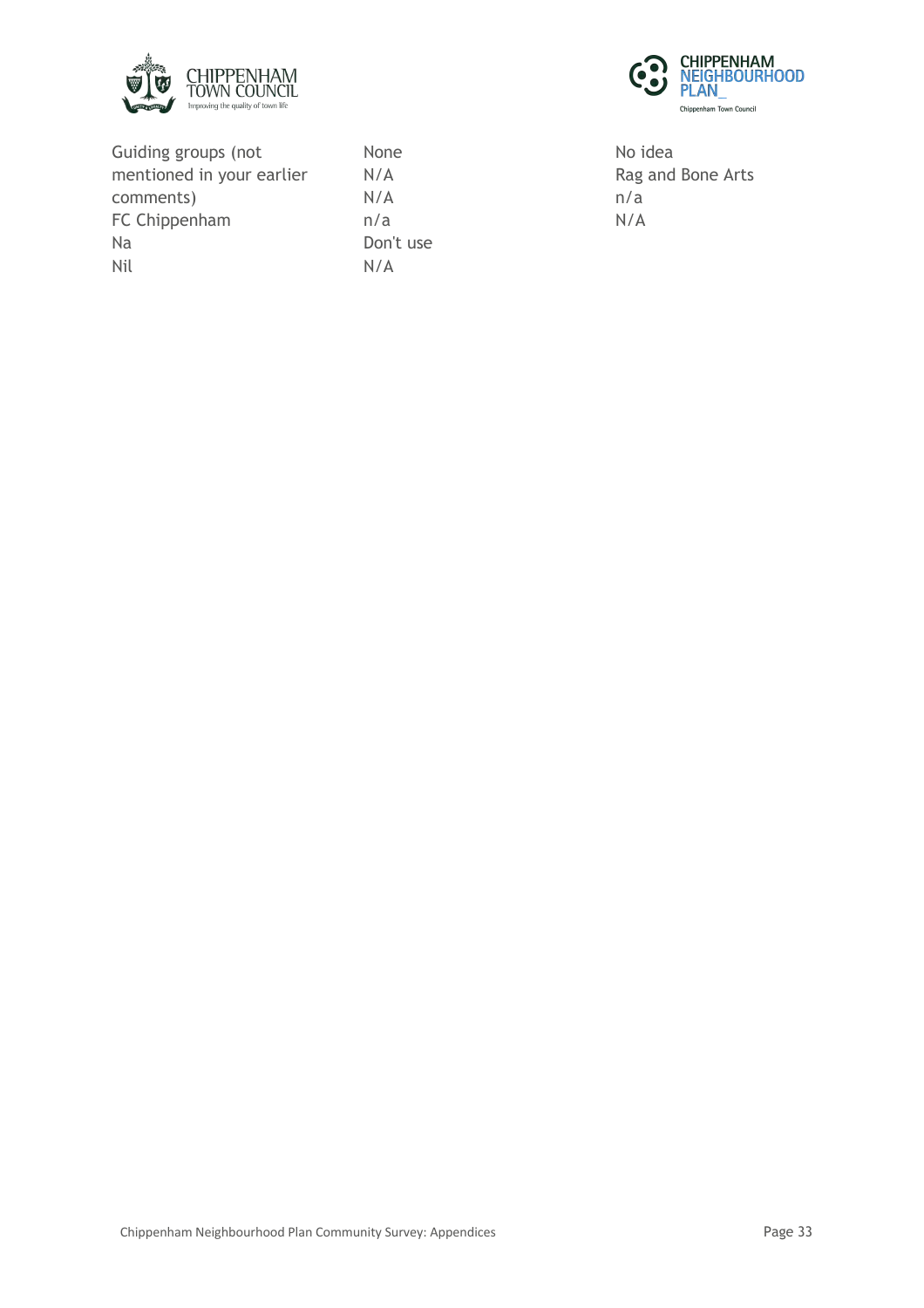Guiding groups (not mentioned in your earlier comments)
FC Chippenham
Na
Nil
None
N/A
N/A
n/a
Don't use
N/A
No idea
Rag and Bone Arts
n/a
N/A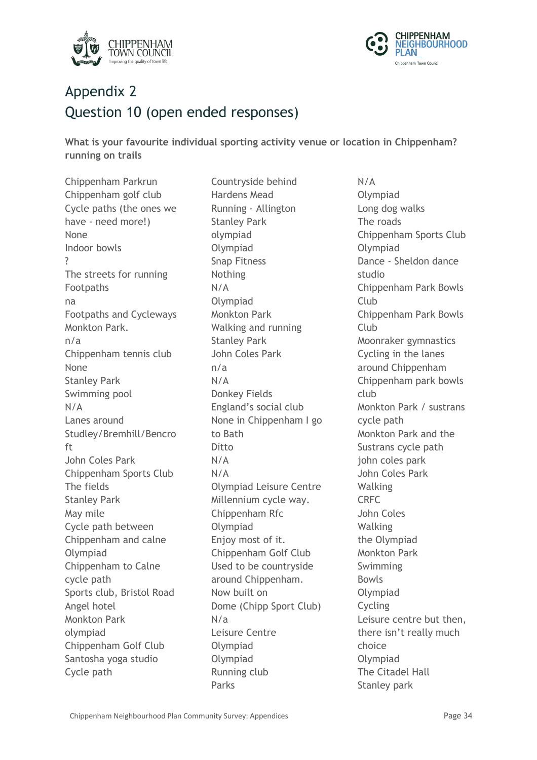# Appendix 2

# Question 10 (open ended responses)

**What is your favourite individual sporting activity venue or location in Chippenham? running on trails**

Chippenham Parkrun
Chippenham golf club
Cycle paths (the ones we have - need more!)
None
Indoor bowls
?
The streets for running
Footpaths
na
Footpaths and Cycleways
Monkton Park.
n/a
Chippenham tennis club
None
Stanley Park
Swimming pool
N/A
Lanes around Studley/Bremhill/Bencroft
John Coles Park
Chippenham Sports Club
The fields
Stanley Park
May mile
Cycle path between Chippenham and calne
Olympiad
Chippenham to Calne cycle path
Sports club, Bristol Road
Angel hotel
Monkton Park
olympiad
Chippenham Golf Club
Santosha yoga studio
Cycle path
Countryside behind Hardens Mead
Running - Allington
Stanley Park
olympiad
Olympiad
Snap Fitness
Nothing
N/A
Olympiad
Monkton Park
Walking and running
Stanley Park
John Coles Park
n/a
N/A
Donkey Fields
England's social club
None in Chippenham I go to Bath
Ditto
N/A
N/A
Olympiad Leisure Centre
Millennium cycle way.
Chippenham Rfc
Olympiad
Enjoy most of it.
Chippenham Golf Club
Used to be countryside around Chippenham. Now built on
Dome (Chipp Sport Club)
N/a
Leisure Centre
Olympiad
Olympiad
Running club
Parks
N/A
Olympiad
Long dog walks
The roads
Chippenham Sports Club
Olympiad
Dance - Sheldon dance studio
Chippenham Park Bowls Club
Chippenham Park Bowls Club
Moonraker gymnastics
Cycling in the lanes around Chippenham
Chippenham park bowls club
Monkton Park / sustrans cycle path
Monkton Park and the Sustrans cycle path
john coles park
John Coles Park
Walking
CRFC
John Coles
Walking
the Olympiad
Monkton Park
Swimming
Bowls
Olympiad
Cycling
Leisure centre but then, there isn't really much choice
Olympiad
The Citadel Hall
Stanley park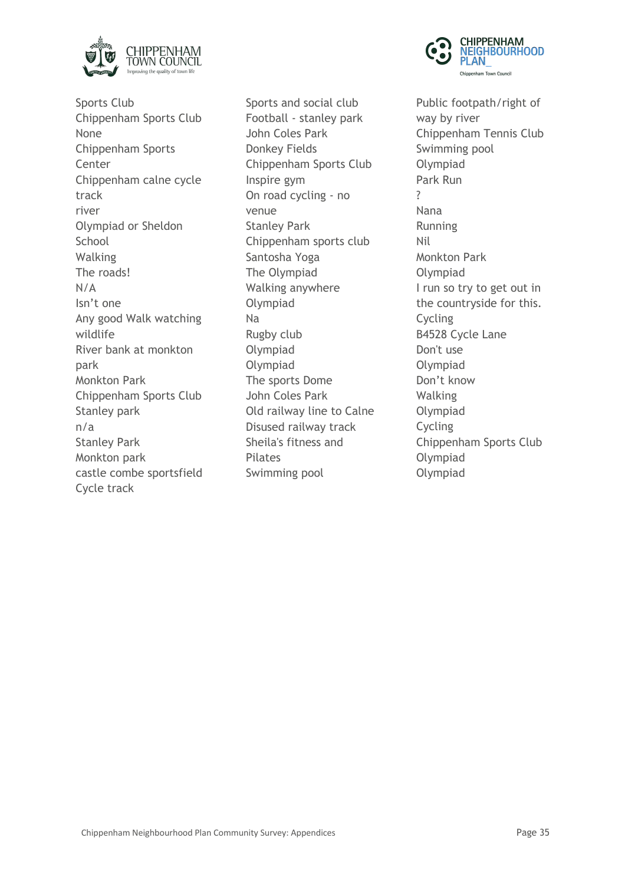Sports Club
Chippenham Sports Club
None
Chippenham Sports Center
Chippenham calne cycle track
river
Olympiad or Sheldon School
Walking
The roads!
N/A
Isn't one
Any good Walk watching wildlife
River bank at monkton park
Monkton Park
Chippenham Sports Club
Stanley park
n/a
Stanley Park
Monkton park
castle combe sportsfield
Cycle track

Sports and social club
Football - stanley park
John Coles Park
Donkey Fields
Chippenham Sports Club
Inspire gym
On road cycling - no venue
Stanley Park
Chippenham sports club
Santosha Yoga
The Olympiad
Walking anywhere
Olympiad
Na
Rugby club
Olympiad
Olympiad
The sports Dome
John Coles Park
Old railway line to Calne
Disused railway track
Sheila's fitness and Pilates
Swimming pool

Public footpath/right of way by river
Chippenham Tennis Club
Swimming pool
Olympiad
Park Run
?
Nana
Running
Nil
Monkton Park
Olympiad
I run so try to get out in the countryside for this.
Cycling
B4528 Cycle Lane
Don't use
Olympiad
Don't know
Walking
Olympiad
Cycling
Chippenham Sports Club
Olympiad
Olympiad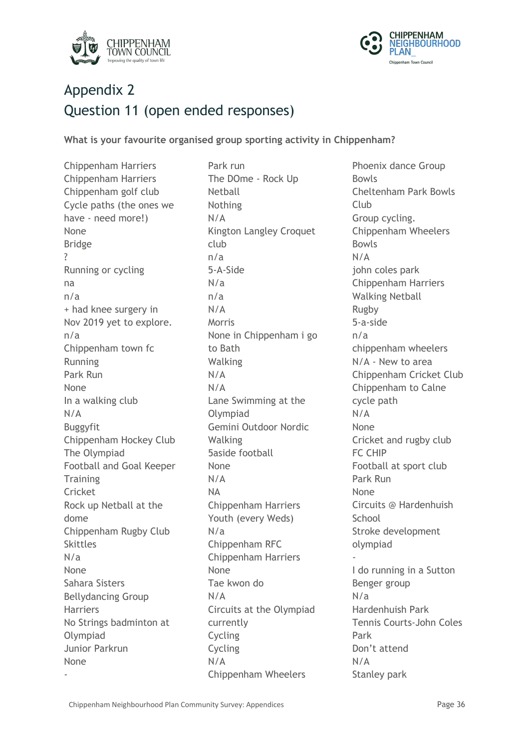# Appendix 2
# Question 11 (open ended responses)

**What is your favourite organised group sporting activity in Chippenham?**

Chippenham Harriers
Chippenham Harriers
Chippenham golf club
Cycle paths (the ones we have - need more!)
None
Bridge
?
Running or cycling
na
n/a
+ had knee surgery in Nov 2019 yet to explore.
n/a
Chippenham town fc
Running
Park Run
None
In a walking club
N/A
Buggyfit
Chippenham Hockey Club
The Olympiad
Football and Goal Keeper Training
Cricket
Rock up Netball at the dome
Chippenham Rugby Club
Skittles
N/a
None
Sahara Sisters Bellydancing Group
Harriers
No Strings badminton at Olympiad
Junior Parkrun
None
-
Park run
The DOme - Rock Up Netball
Nothing
N/A
Kington Langley Croquet club
n/a
5-A-Side
N/a
n/a
N/A
Morris
None in Chippenham i go to Bath
Walking
N/A
N/A
Lane Swimming at the Olympiad
Gemini Outdoor Nordic Walking
5aside football
None
N/A
NA
Chippenham Harriers Youth (every Weds)
N/a
Chippenham RFC
Chippenham Harriers
None
Tae kwon do
N/A
Circuits at the Olympiad currently
Cycling
Cycling
N/A
Chippenham Wheelers
Phoenix dance Group
Bowls
Cheltenham Park Bowls Club
Group cycling.
Chippenham Wheelers
Bowls
N/A
john coles park
Chippenham Harriers
Walking Netball
Rugby
5-a-side
n/a
chippenham wheelers
N/A - New to area
Chippenham Cricket Club
Chippenham to Calne cycle path
N/A
None
Cricket and rugby club
FC CHIP
Football at sport club
Park Run
None
Circuits @ Hardenhuish School
Stroke development olympiad
-
I do running in a Sutton Benger group
N/a
Hardenhuish Park
Tennis Courts-John Coles Park
Don't attend
N/A
Stanley park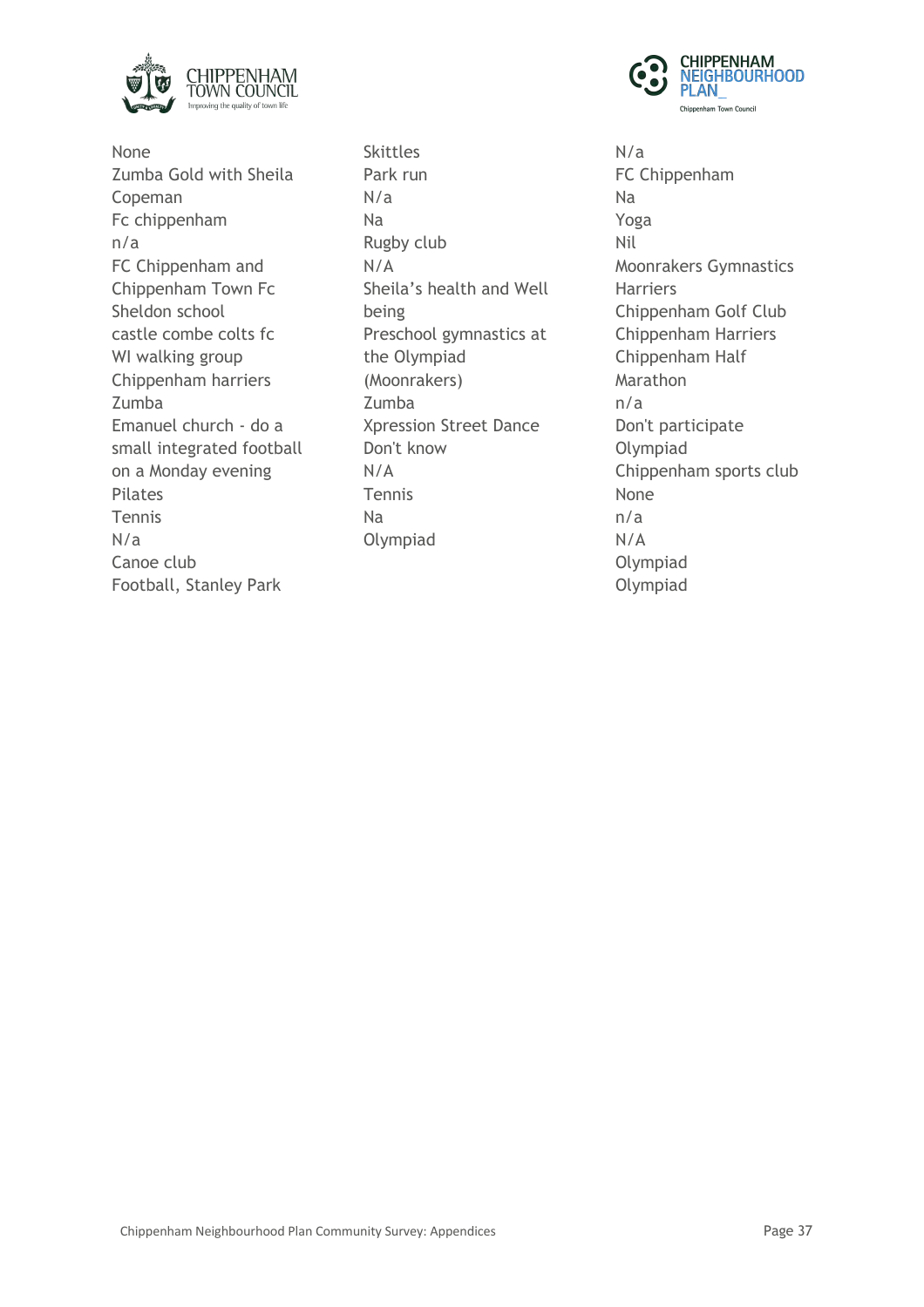None
Zumba Gold with Sheila Copeman
Fc chippenham
n/a
FC Chippenham and Chippenham Town Fc
Sheldon school
castle combe colts fc
WI walking group
Chippenham harriers
Zumba
Emanuel church - do a small integrated football on a Monday evening
Pilates
Tennis
N/a
Canoe club
Football, Stanley Park

Skittles
Park run
N/a
Na
Rugby club
N/A
Sheila's health and Well being
Preschool gymnastics at the Olympiad (Moonrakers)
Zumba
Xpression Street Dance
Don't know
N/A
Tennis
Na
Olympiad

N/a
FC Chippenham
Na
Yoga
Nil
Moonrakers Gymnastics
Harriers
Chippenham Golf Club
Chippenham Harriers
Chippenham Half Marathon
n/a
Don't participate
Olympiad
Chippenham sports club
None
n/a
N/A
Olympiad
Olympiad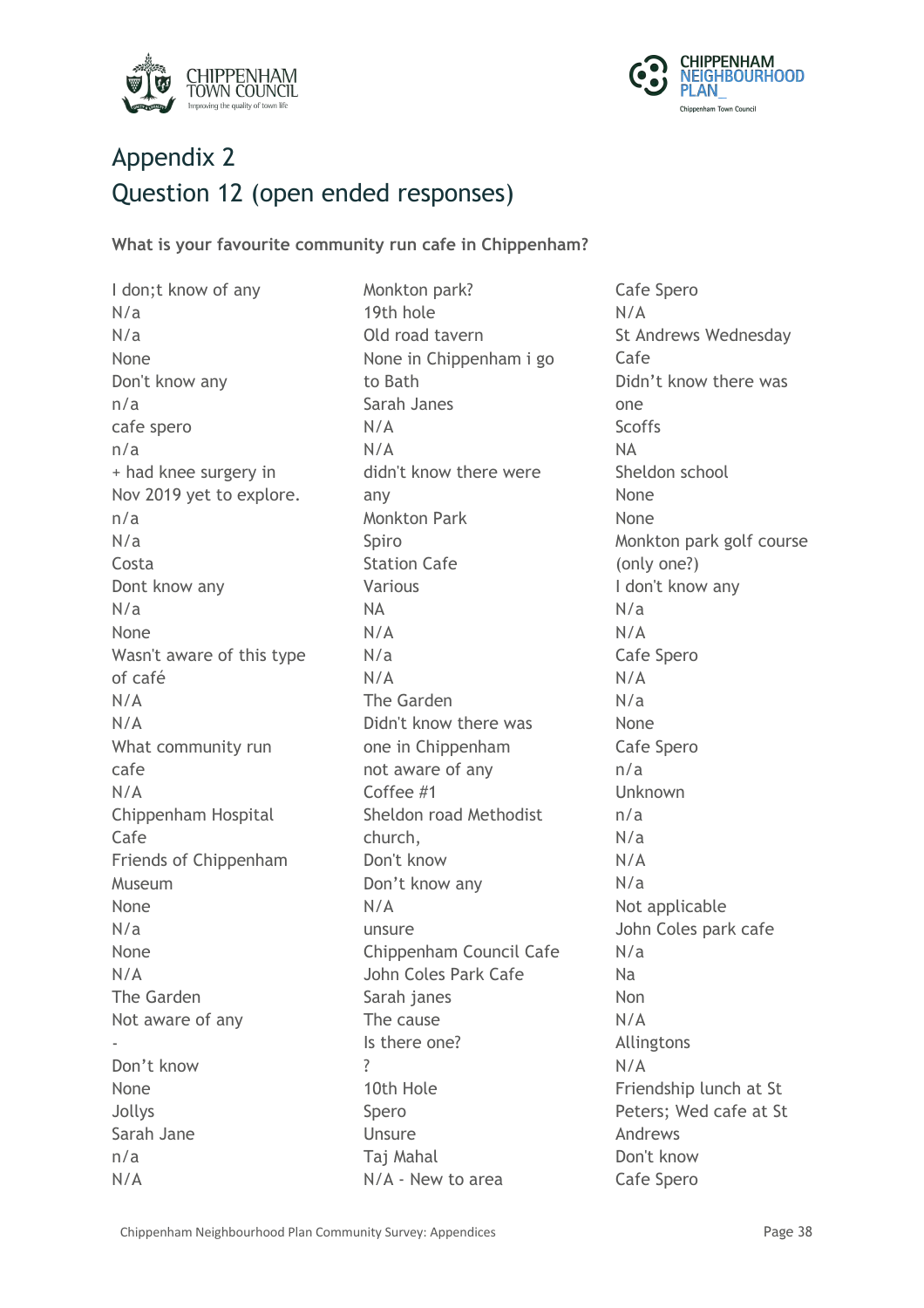# Appendix 2

# Question 12 (open ended responses)

**What is your favourite community run cafe in Chippenham?**

I don;t know of any
N/a
N/a
None
Don't know any
n/a
cafe spero
n/a
+ had knee surgery in Nov 2019 yet to explore.
n/a
N/a
Costa
Dont know any
N/a
None
Wasn't aware of this type of café
N/A
N/A
What community run cafe
N/A
Chippenham Hospital Cafe
Friends of Chippenham Museum
None
N/a
None
N/A
The Garden
Not aware of any
-
Don't know
None
Jollys
Sarah Jane
n/a
N/A

Monkton park?
19th hole
Old road tavern
None in Chippenham i go to Bath
Sarah Janes
N/A
N/A
didn't know there were any
Monkton Park
Spiro
Station Cafe
Various
NA
N/A
N/a
N/A
The Garden
Didn't know there was one in Chippenham
not aware of any
Coffee #1
Sheldon road Methodist church,
Don't know
Don't know any
N/A
unsure
Chippenham Council Cafe
John Coles Park Cafe
Sarah janes
The cause
Is there one?
?
10th Hole
Spero
Unsure
Taj Mahal
N/A - New to area

Cafe Spero
N/A
St Andrews Wednesday Cafe
Didn't know there was one
Scoffs
NA
Sheldon school
None
None
Monkton park golf course (only one?)
I don't know any
N/a
N/A
Cafe Spero
N/A
N/a
None
Cafe Spero
n/a
Unknown
n/a
N/a
N/A
N/a
Not applicable
John Coles park cafe
N/a
Na
Non
N/A
Allingtons
N/A
Friendship lunch at St Peters; Wed cafe at St Andrews
Don't know
Cafe Spero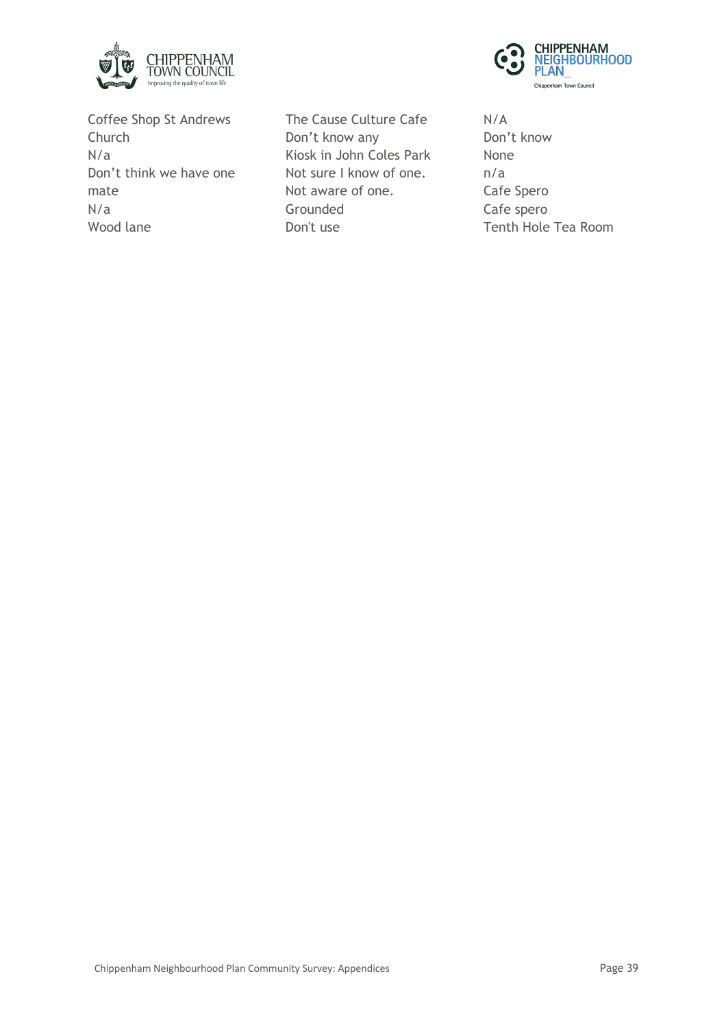Coffee Shop St Andrews Church
N/a
Don’t think we have one mate
N/a
Wood lane

The Cause Culture Cafe
Don’t know any
Kiosk in John Coles Park
Not sure I know of one.
Not aware of one.
Grounded
Don't use

N/A
Don’t know
None
n/a
Cafe Spero
Cafe spero
Tenth Hole Tea Room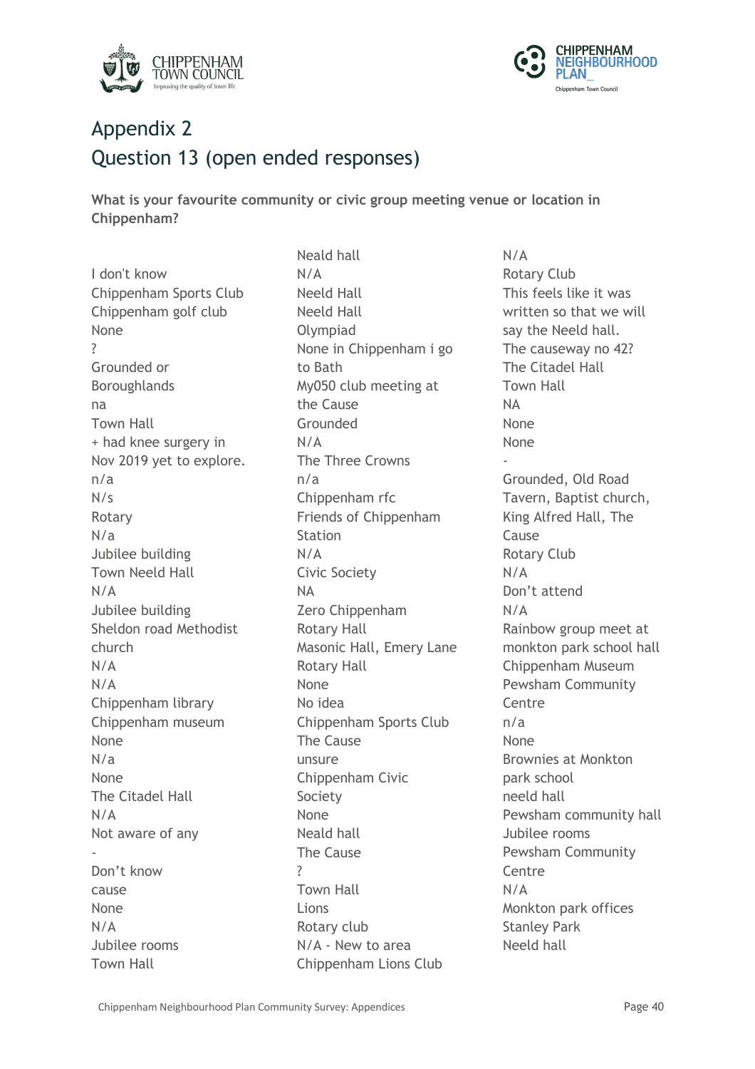# Appendix 2
# Question 13 (open ended responses)

**What is your favourite community or civic group meeting venue or location in Chippenham?**

I don't know
Chippenham Sports Club
Chippenham golf club
None
?
Grounded or Boroughlands
na
Town Hall
+ had knee surgery in Nov 2019 yet to explore.
n/a
N/s
Rotary
N/a
Jubilee building
Town Neeld Hall
N/A
Jubilee building
Sheldon road Methodist church
N/A
N/A
Chippenham library
Chippenham museum
None
N/a
None
The Citadel Hall
N/A
Not aware of any
-
Don't know
cause
None
N/A
Jubilee rooms
Town Hall
Neald hall
N/A
Neeld Hall
Neeld Hall
Olympiad
None in Chippenham i go to Bath
My050 club meeting at the Cause
Grounded
N/A
The Three Crowns
n/a
Chippenham rfc
Friends of Chippenham Station
N/A
Civic Society
NA
Zero Chippenham
Rotary Hall
Masonic Hall, Emery Lane
Rotary Hall
None
No idea
Chippenham Sports Club
The Cause
unsure
Chippenham Civic Society
None
Neald hall
The Cause
?
Town Hall
Lions
Rotary club
N/A - New to area
Chippenham Lions Club
N/A
Rotary Club
This feels like it was written so that we will say the Neeld hall.
The causeway no 42?
The Citadel Hall
Town Hall
NA
None
None
-
Grounded, Old Road Tavern, Baptist church, King Alfred Hall, The Cause
Rotary Club
N/A
Don't attend
N/A
Rainbow group meet at monkton park school hall
Chippenham Museum
Pewsham Community Centre
n/a
None
Brownies at Monkton park school
neeld hall
Pewsham community hall
Jubilee rooms
Pewsham Community Centre
N/A
Monkton park offices
Stanley Park
Neeld hall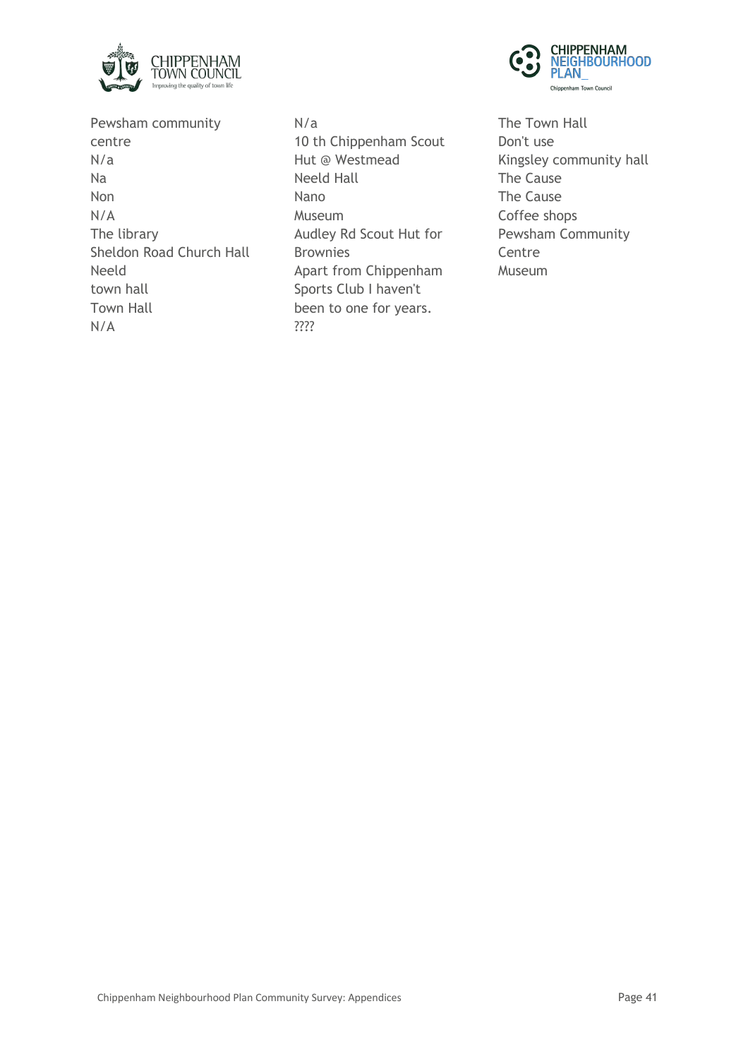Pewsham community centre

N/a

Na

Non

N/A

The library

Sheldon Road Church Hall

Neeld

town hall

Town Hall

N/A

N/a

10 th Chippenham Scout Hut @ Westmead

Neeld Hall

Nano

Museum

Audley Rd Scout Hut for Brownies

Apart from Chippenham Sports Club I haven't been to one for years.

????

The Town Hall

Don't use

Kingsley community hall

The Cause

The Cause

Coffee shops

Pewsham Community Centre

Museum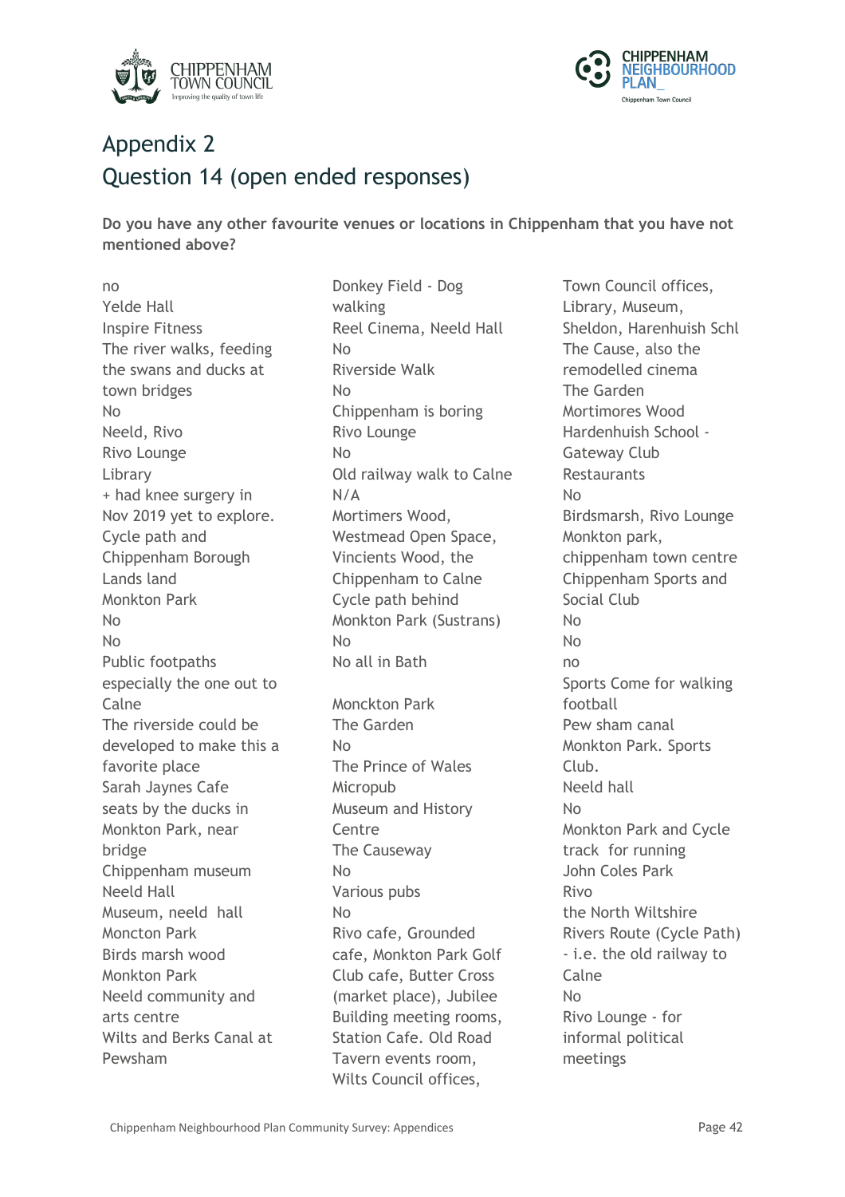# Appendix 2
## Question 14 (open ended responses)

**Do you have any other favourite venues or locations in Chippenham that you have not mentioned above?**

no
Yelde Hall
Inspire Fitness
The river walks, feeding the swans and ducks at town bridges
No
Neeld, Rivo
Rivo Lounge
Library
+ had knee surgery in Nov 2019 yet to explore.
Cycle path and Chippenham Borough Lands land
Monkton Park
No
No
Public footpaths especially the one out to Calne
The riverside could be developed to make this a favorite place
Sarah Jaynes Cafe
seats by the ducks in Monkton Park, near bridge
Chippenham museum
Neeld Hall
Museum, neeld hall
Moncton Park
Birds marsh wood
Monkton Park
Neeld community and arts centre
Wilts and Berks Canal at Pewsham
Donkey Field - Dog walking
Reel Cinema, Neeld Hall
No
Riverside Walk
No
Chippenham is boring
Rivo Lounge
No
Old railway walk to Calne
N/A
Mortimers Wood, Westmead Open Space, Vincients Wood, the Chippenham to Calne Cycle path behind Monkton Park (Sustrans)
No
No all in Bath

Monckton Park
The Garden
No
The Prince of Wales Micropub
Museum and History Centre
The Causeway
No
Various pubs
No
Rivo cafe, Grounded cafe, Monkton Park Golf Club cafe, Butter Cross (market place), Jubilee Building meeting rooms, Station Cafe. Old Road Tavern events room, Wilts Council offices, Town Council offices, Library, Museum, Sheldon, Harenhuish Schl
The Cause, also the remodelled cinema
The Garden
Mortimores Wood
Hardenhuish School - Gateway Club
Restaurants
No
Birdsmarsh, Rivo Lounge
Monkton park, chippenham town centre
Chippenham Sports and Social Club
No
No
no
Sports Come for walking football
Pew sham canal
Monkton Park. Sports Club.
Neeld hall
No
Monkton Park and Cycle track for running
John Coles Park
Rivo
the North Wiltshire Rivers Route (Cycle Path) - i.e. the old railway to Calne
No
Rivo Lounge - for informal political meetings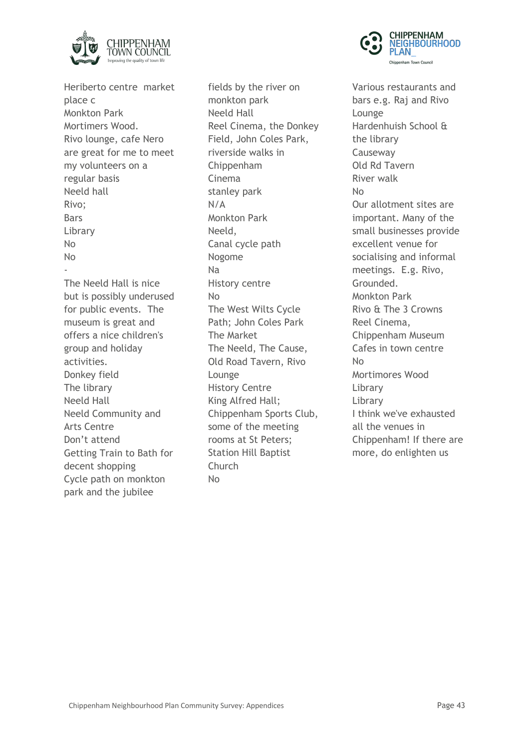Heriberto centre  market place c
Monkton Park
Mortimers Wood.
Rivo lounge, cafe Nero are great for me to meet my volunteers on a regular basis
Neeld hall
Rivo;
Bars
Library
No
No
-
The Neeld Hall is nice but is possibly underused for public events.  The museum is great and offers a nice children's group and holiday activities.
Donkey field
The library
Neeld Hall
Neeld Community and Arts Centre
Don't attend
Getting Train to Bath for decent shopping
Cycle path on monkton park and the jubilee fields by the river on monkton park
Neeld Hall
Reel Cinema, the Donkey Field, John Coles Park, riverside walks in Chippenham
Cinema
stanley park
N/A
Monkton Park
Neeld,
Canal cycle path
Nogome
Na
History centre
No
The West Wilts Cycle Path; John Coles Park
The Market
The Neeld, The Cause, Old Road Tavern, Rivo Lounge
History Centre
King Alfred Hall; Chippenham Sports Club, some of the meeting rooms at St Peters; Station Hill Baptist Church
No
Various restaurants and bars e.g. Raj and Rivo Lounge
Hardenhuish School & the library
Causeway
Old Rd Tavern
River walk
No
Our allotment sites are important. Many of the small businesses provide excellent venue for socialising and informal meetings.  E.g. Rivo, Grounded.
Monkton Park
Rivo & The 3 Crowns
Reel Cinema,
Chippenham Museum
Cafes in town centre
No
Mortimores Wood
Library
Library
I think we've exhausted all the venues in Chippenham! If there are more, do enlighten us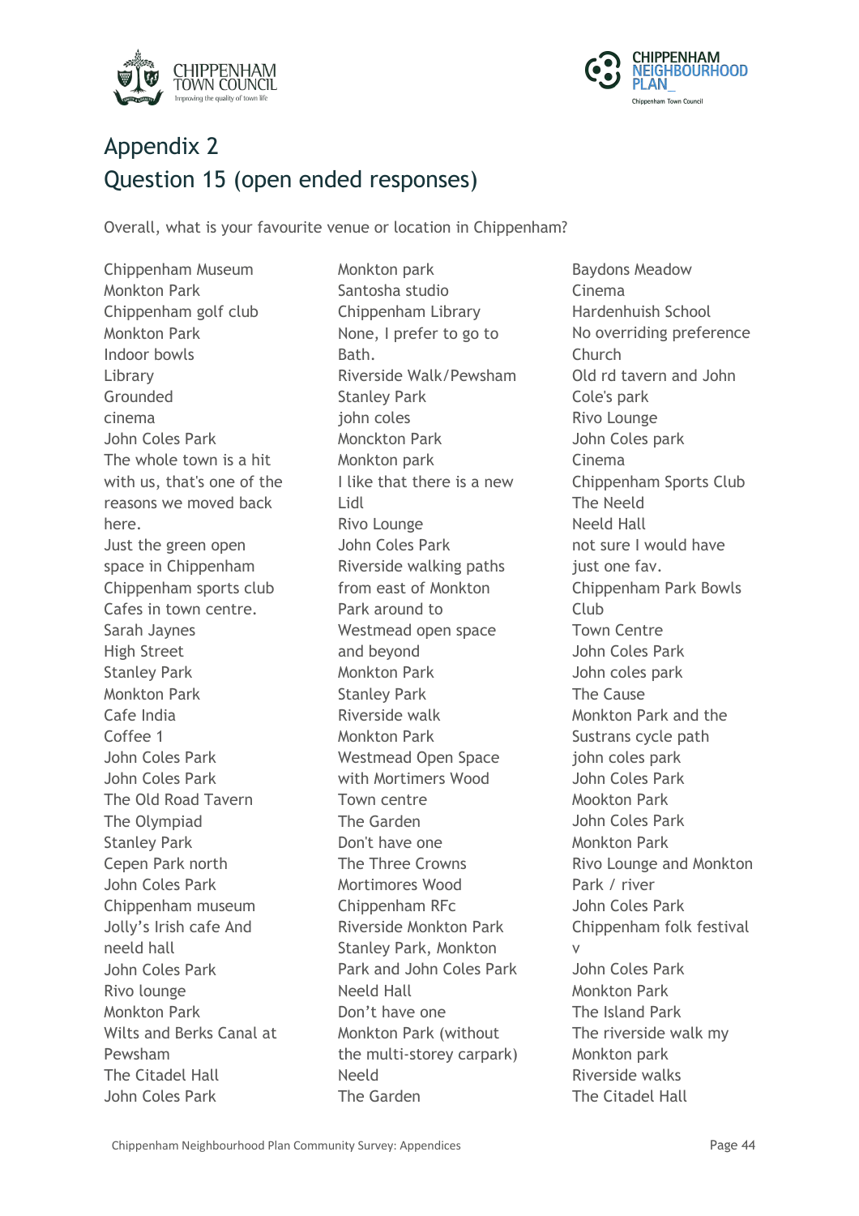# Appendix 2
# Question 15 (open ended responses)

Overall, what is your favourite venue or location in Chippenham?

Chippenham Museum
Monkton Park
Chippenham golf club
Monkton Park
Indoor bowls
Library
Grounded
cinema
John Coles Park
The whole town is a hit with us, that's one of the reasons we moved back here.
Just the green open space in Chippenham
Chippenham sports club
Cafes in town centre.
Sarah Jaynes
High Street
Stanley Park
Monkton Park
Cafe India
Coffee 1
John Coles Park
John Coles Park
The Old Road Tavern
The Olympiad
Stanley Park
Cepen Park north
John Coles Park
Chippenham museum
Jolly's Irish cafe And neeld hall
John Coles Park
Rivo lounge
Monkton Park
Wilts and Berks Canal at Pewsham
The Citadel Hall
John Coles Park
Monkton park
Santosha studio
Chippenham Library
None, I prefer to go to Bath.
Riverside Walk/Pewsham
Stanley Park
john coles
Monckton Park
Monkton park
I like that there is a new Lidl
Rivo Lounge
John Coles Park
Riverside walking paths from east of Monkton Park around to Westmead open space and beyond
Monkton Park
Stanley Park
Riverside walk
Monkton Park
Westmead Open Space with Mortimers Wood
Town centre
The Garden
Don't have one
The Three Crowns
Mortimores Wood
Chippenham RFc
Riverside Monkton Park
Stanley Park, Monkton Park and John Coles Park
Neeld Hall
Don't have one
Monkton Park (without the multi-storey carpark)
Neeld
The Garden
Baydons Meadow
Cinema
Hardenhuish School
No overriding preference
Church
Old rd tavern and John Cole's park
Rivo Lounge
John Coles park
Cinema
Chippenham Sports Club
The Neeld
Neeld Hall
not sure I would have just one fav.
Chippenham Park Bowls Club
Town Centre
John Coles Park
John coles park
The Cause
Monkton Park and the Sustrans cycle path
john coles park
John Coles Park
Mookton Park
John Coles Park
Monkton Park
Rivo Lounge and Monkton Park / river
John Coles Park
Chippenham folk festival
v
John Coles Park
Monkton Park
The Island Park
The riverside walk my Monkton park
Riverside walks
The Citadel Hall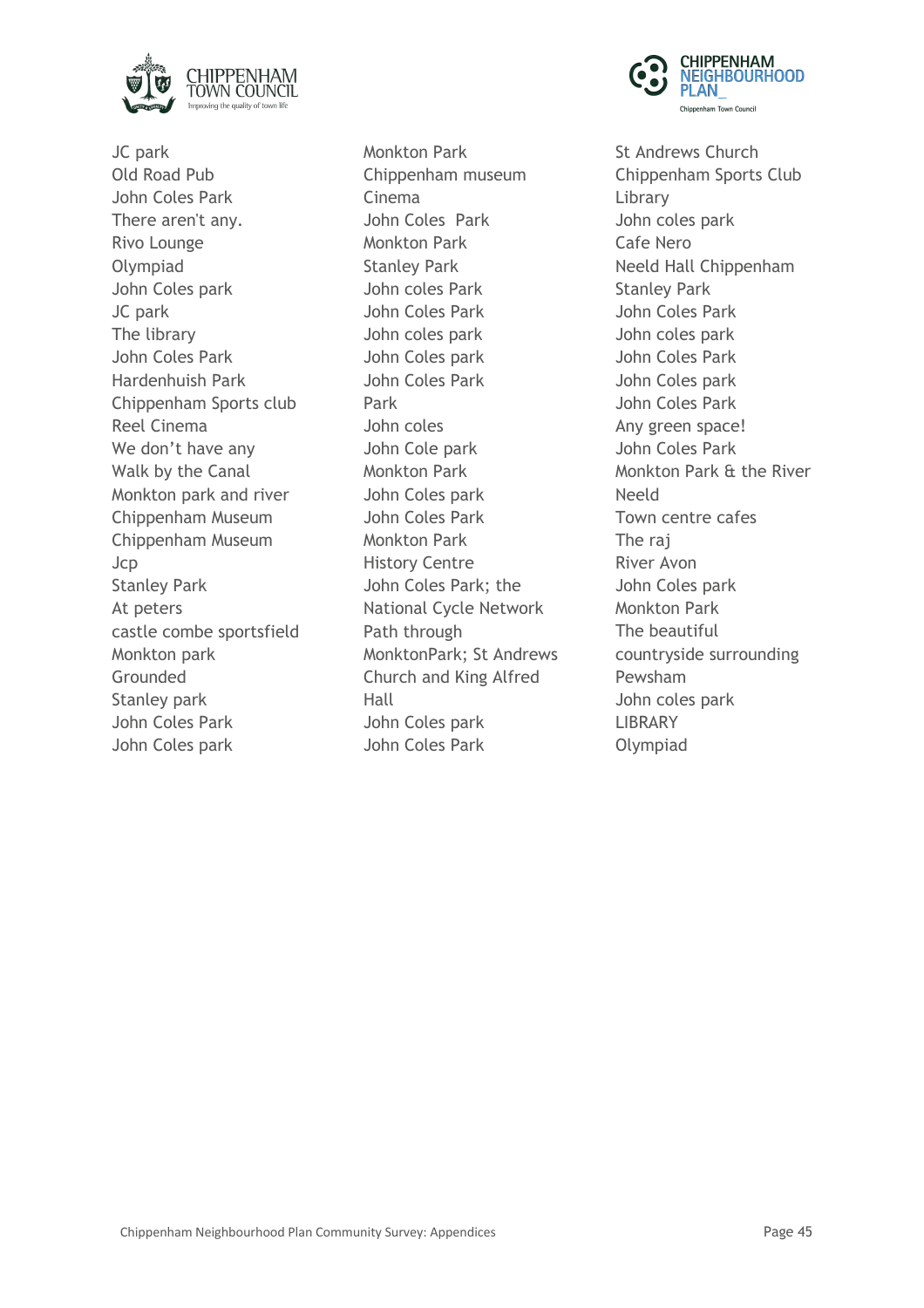JC park
Old Road Pub
John Coles Park
There aren't any.
Rivo Lounge
Olympiad
John Coles park
JC park
The library
John Coles Park
Hardenhuish Park
Chippenham Sports club
Reel Cinema
We don't have any
Walk by the Canal
Monkton park and river
Chippenham Museum
Chippenham Museum
Jcp
Stanley Park
At peters
castle combe sportsfield
Monkton park
Grounded
Stanley park
John Coles Park
John Coles park

Monkton Park
Chippenham museum
Cinema
John Coles  Park
Monkton Park
Stanley Park
John coles Park
John Coles Park
John coles park
John Coles park
John Coles Park
Park
John coles
John Cole park
Monkton Park
John Coles park
John Coles Park
Monkton Park
History Centre
John Coles Park; the National Cycle Network Path through MonktonPark; St Andrews Church and King Alfred Hall
John Coles park
John Coles Park

St Andrews Church
Chippenham Sports Club
Library
John coles park
Cafe Nero
Neeld Hall Chippenham
Stanley Park
John Coles Park
John coles park
John Coles Park
John Coles park
John Coles Park
Any green space!
John Coles Park
Monkton Park & the River
Neeld
Town centre cafes
The raj
River Avon
John Coles park
Monkton Park
The beautiful countryside surrounding Pewsham
John coles park
LIBRARY
Olympiad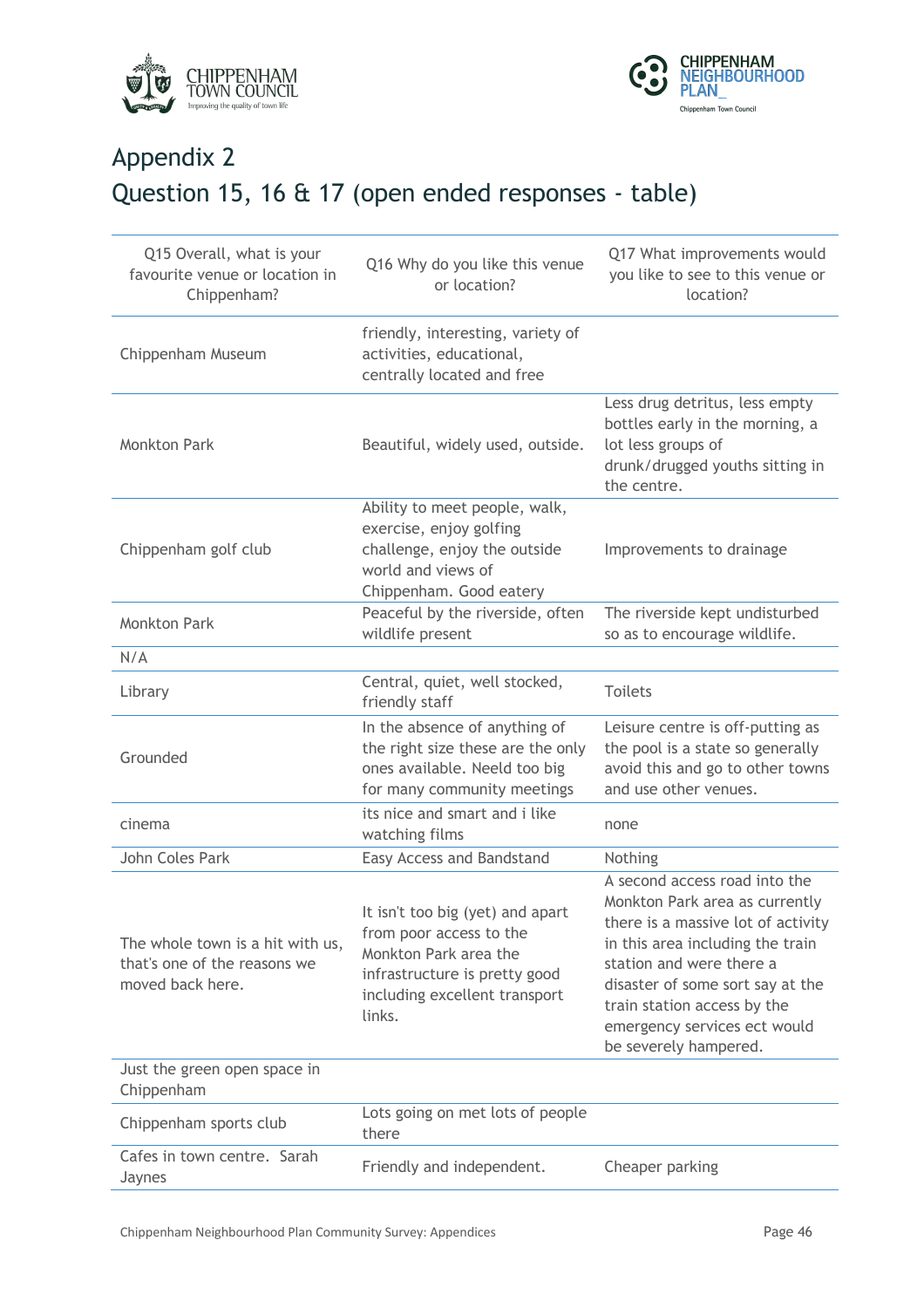# Appendix 2

# Question 15, 16 & 17 (open ended responses - table)

| Q15 Overall, what is your favourite venue or location in Chippenham? | Q16 Why do you like this venue or location? | Q17 What improvements would you like to see to this venue or location? |
|---|---|---|
| Chippenham Museum | friendly, interesting, variety of activities, educational, centrally located and free | |
| Monkton Park | Beautiful, widely used, outside. | Less drug detritus, less empty bottles early in the morning, a lot less groups of drunk/drugged youths sitting in the centre. |
| Chippenham golf club | Ability to meet people, walk, exercise, enjoy golfing challenge, enjoy the outside world and views of Chippenham. Good eatery | Improvements to drainage |
| Monkton Park | Peaceful by the riverside, often wildlife present | The riverside kept undisturbed so as to encourage wildlife. |
| N/A | | |
| Library | Central, quiet, well stocked, friendly staff | Toilets |
| Grounded | In the absence of anything of the right size these are the only ones available. Neeld too big for many community meetings | Leisure centre is off-putting as the pool is a state so generally avoid this and go to other towns and use other venues. |
| cinema | its nice and smart and i like watching films | none |
| John Coles Park | Easy Access and Bandstand | Nothing |
| The whole town is a hit with us, that's one of the reasons we moved back here. | It isn't too big (yet) and apart from poor access to the Monkton Park area the infrastructure is pretty good including excellent transport links. | A second access road into the Monkton Park area as currently there is a massive lot of activity in this area including the train station and were there a disaster of some sort say at the train station access by the emergency services ect would be severely hampered. |
| Just the green open space in Chippenham | | |
| Chippenham sports club | Lots going on met lots of people there | |
| Cafes in town centre. Sarah Jaynes | Friendly and independent. | Cheaper parking |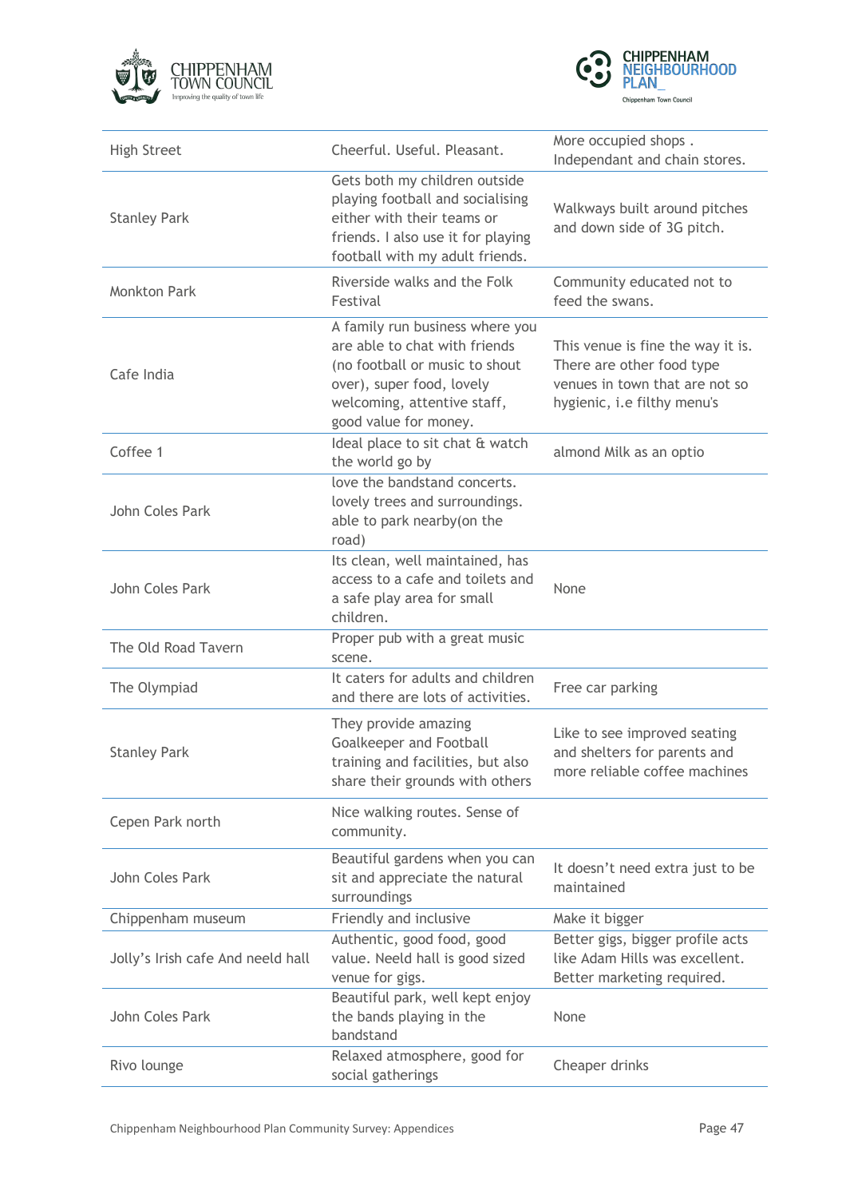| | | |
|---|---|---|
| High Street | Cheerful. Useful. Pleasant. | More occupied shops . Independant and chain stores. |
| Stanley Park | Gets both my children outside playing football and socialising either with their teams or friends. I also use it for playing football with my adult friends. | Walkways built around pitches and down side of 3G pitch. |
| Monkton Park | Riverside walks and the Folk Festival | Community educated not to feed the swans. |
| Cafe India | A family run business where you are able to chat with friends (no football or music to shout over), super food, lovely welcoming, attentive staff, good value for money. | This venue is fine the way it is. There are other food type venues in town that are not so hygienic, i.e filthy menu's |
| Coffee 1 | Ideal place to sit chat & watch the world go by | almond Milk as an optio |
| John Coles Park | love the bandstand concerts. lovely trees and surroundings. able to park nearby(on the road) | |
| John Coles Park | Its clean, well maintained, has access to a cafe and toilets and a safe play area for small children. | None |
| The Old Road Tavern | Proper pub with a great music scene. | |
| The Olympiad | It caters for adults and children and there are lots of activities. | Free car parking |
| Stanley Park | They provide amazing Goalkeeper and Football training and facilities, but also share their grounds with others | Like to see improved seating and shelters for parents and more reliable coffee machines |
| Cepen Park north | Nice walking routes. Sense of community. | |
| John Coles Park | Beautiful gardens when you can sit and appreciate the natural surroundings | It doesn't need extra just to be maintained |
| Chippenham museum | Friendly and inclusive | Make it bigger |
| Jolly's Irish cafe And neeld hall | Authentic, good food, good value. Neeld hall is good sized venue for gigs. | Better gigs, bigger profile acts like Adam Hills was excellent. Better marketing required. |
| John Coles Park | Beautiful park, well kept enjoy the bands playing in the bandstand | None |
| Rivo lounge | Relaxed atmosphere, good for social gatherings | Cheaper drinks |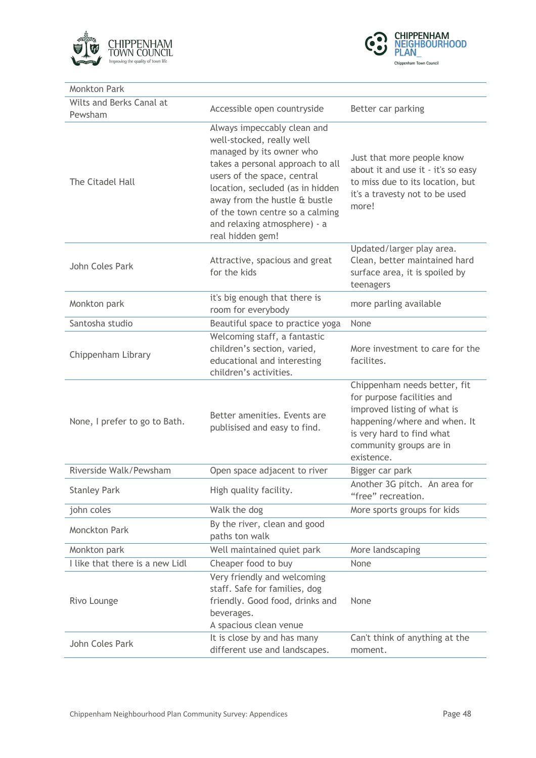| | | |
|---|---|---|
| Monkton Park | | |
| Wilts and Berks Canal at Pewsham | Accessible open countryside | Better car parking |
| The Citadel Hall | Always impeccably clean and well-stocked, really well managed by its owner who takes a personal approach to all users of the space, central location, secluded (as in hidden away from the hustle & bustle of the town centre so a calming and relaxing atmosphere) - a real hidden gem! | Just that more people know about it and use it - it's so easy to miss due to its location, but it's a travesty not to be used more! |
| John Coles Park | Attractive, spacious and great for the kids | Updated/larger play area. Clean, better maintained hard surface area, it is spoiled by teenagers |
| Monkton park | it's big enough that there is room for everybody | more parling available |
| Santosha studio | Beautiful space to practice yoga | None |
| Chippenham Library | Welcoming staff, a fantastic children's section, varied, educational and interesting children's activities. | More investment to care for the facilites. |
| None, I prefer to go to Bath. | Better amenities. Events are publisised and easy to find. | Chippenham needs better, fit for purpose facilities and improved listing of what is happening/where and when. It is very hard to find what community groups are in existence. |
| Riverside Walk/Pewsham | Open space adjacent to river | Bigger car park |
| Stanley Park | High quality facility. | Another 3G pitch. An area for "free" recreation. |
| john coles | Walk the dog | More sports groups for kids |
| Monckton Park | By the river, clean and good paths ton walk | |
| Monkton park | Well maintained quiet park | More landscaping |
| I like that there is a new Lidl | Cheaper food to buy | None |
| Rivo Lounge | Very friendly and welcoming staff. Safe for families, dog friendly. Good food, drinks and beverages. A spacious clean venue | None |
| John Coles Park | It is close by and has many different use and landscapes. | Can't think of anything at the moment. |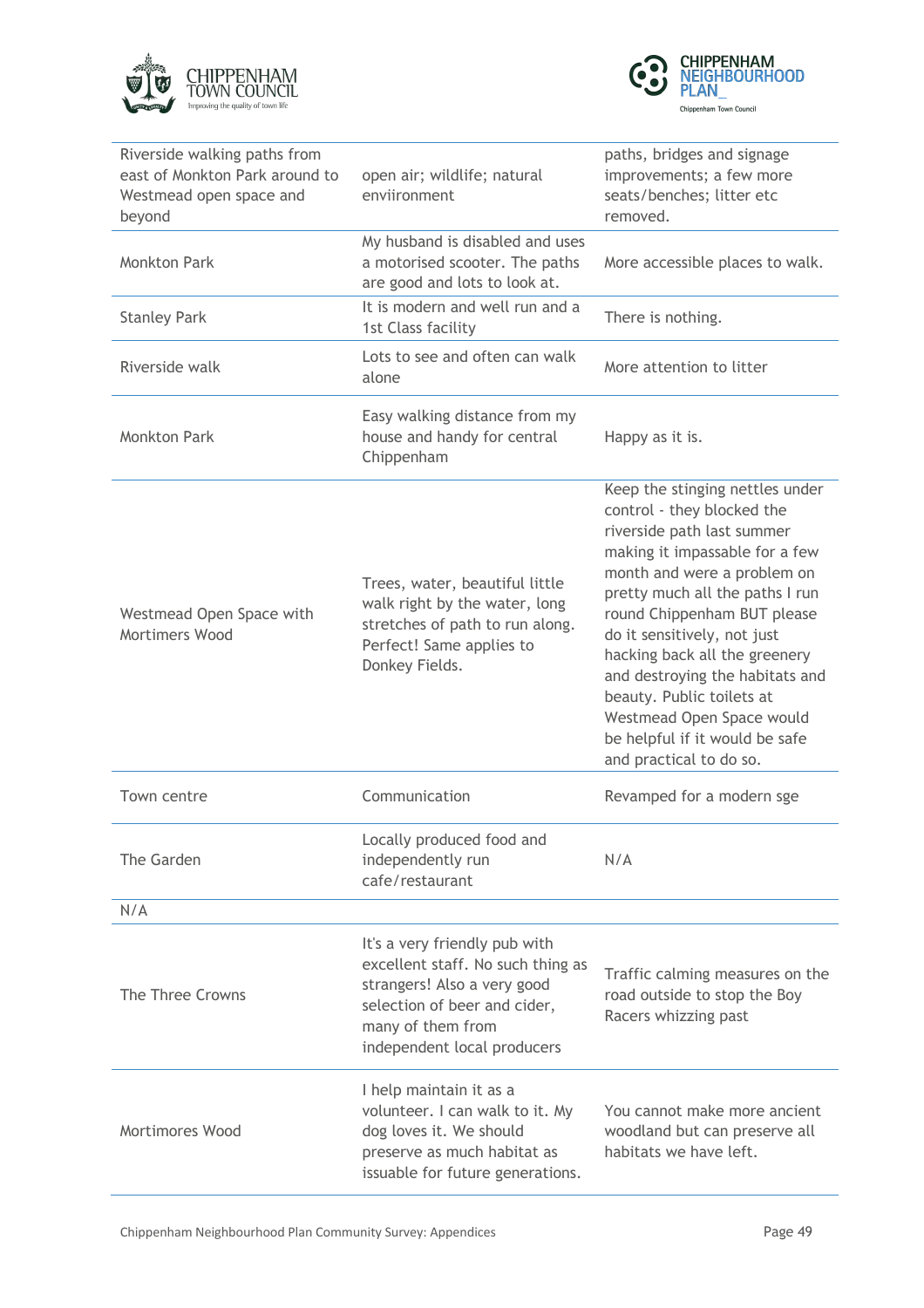| | | |
|---|---|---|
| Riverside walking paths from east of Monkton Park around to Westmead open space and beyond | open air; wildlife; natural enviironment | paths, bridges and signage improvements; a few more seats/benches; litter etc removed. |
| Monkton Park | My husband is disabled and uses a motorised scooter. The paths are good and lots to look at. | More accessible places to walk. |
| Stanley Park | It is modern and well run and a 1st Class facility | There is nothing. |
| Riverside walk | Lots to see and often can walk alone | More attention to litter |
| Monkton Park | Easy walking distance from my house and handy for central Chippenham | Happy as it is. |
| Westmead Open Space with Mortimers Wood | Trees, water, beautiful little walk right by the water, long stretches of path to run along. Perfect! Same applies to Donkey Fields. | Keep the stinging nettles under control - they blocked the riverside path last summer making it impassable for a few month and were a problem on pretty much all the paths I run round Chippenham BUT please do it sensitively, not just hacking back all the greenery and destroying the habitats and beauty. Public toilets at Westmead Open Space would be helpful if it would be safe and practical to do so. |
| Town centre | Communication | Revamped for a modern sge |
| The Garden | Locally produced food and independently run cafe/restaurant | N/A |
| N/A | | |
| The Three Crowns | It's a very friendly pub with excellent staff. No such thing as strangers! Also a very good selection of beer and cider, many of them from independent local producers | Traffic calming measures on the road outside to stop the Boy Racers whizzing past |
| Mortimores Wood | I help maintain it as a volunteer. I can walk to it. My dog loves it. We should preserve as much habitat as issuable for future generations. | You cannot make more ancient woodland but can preserve all habitats we have left. |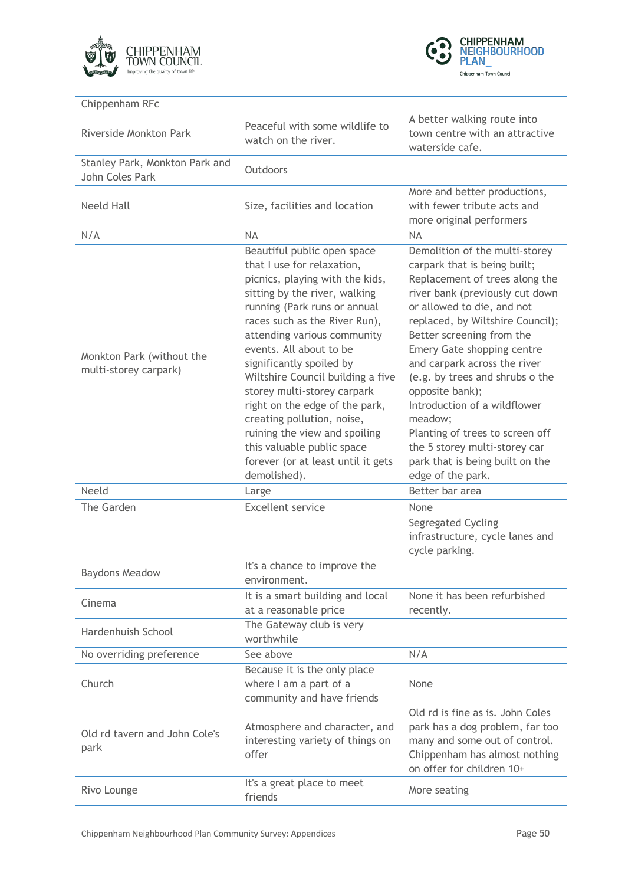| | | |
|---|---|---|
| Chippenham RFc | | |
| Riverside Monkton Park | Peaceful with some wildlife to watch on the river. | A better walking route into town centre with an attractive waterside cafe. |
| Stanley Park, Monkton Park and John Coles Park | Outdoors | |
| Neeld Hall | Size, facilities and location | More and better productions, with fewer tribute acts and more original performers |
| N/A | NA | NA |
| Monkton Park (without the multi-storey carpark) | Beautiful public open space that I use for relaxation, picnics, playing with the kids, sitting by the river, walking running (Park runs or annual races such as the River Run), attending various community events. All about to be significantly spoiled by Wiltshire Council building a five storey multi-storey carpark right on the edge of the park, creating pollution, noise, ruining the view and spoiling this valuable public space forever (or at least until it gets demolished). | Demolition of the multi-storey carpark that is being built; Replacement of trees along the river bank (previously cut down or allowed to die, and not replaced, by Wiltshire Council); Better screening from the Emery Gate shopping centre and carpark across the river (e.g. by trees and shrubs o the opposite bank); Introduction of a wildflower meadow; Planting of trees to screen off the 5 storey multi-storey car park that is being built on the edge of the park. |
| Neeld | Large | Better bar area |
| The Garden | Excellent service | None |
| | | Segregated Cycling infrastructure, cycle lanes and cycle parking. |
| Baydons Meadow | It's a chance to improve the environment. | |
| Cinema | It is a smart building and local at a reasonable price | None it has been refurbished recently. |
| Hardenhuish School | The Gateway club is very worthwhile | |
| No overriding preference | See above | N/A |
| Church | Because it is the only place where I am a part of a community and have friends | None |
| Old rd tavern and John Cole's park | Atmosphere and character, and interesting variety of things on offer | Old rd is fine as is. John Coles park has a dog problem, far too many and some out of control. Chippenham has almost nothing on offer for children 10+ |
| Rivo Lounge | It's a great place to meet friends | More seating |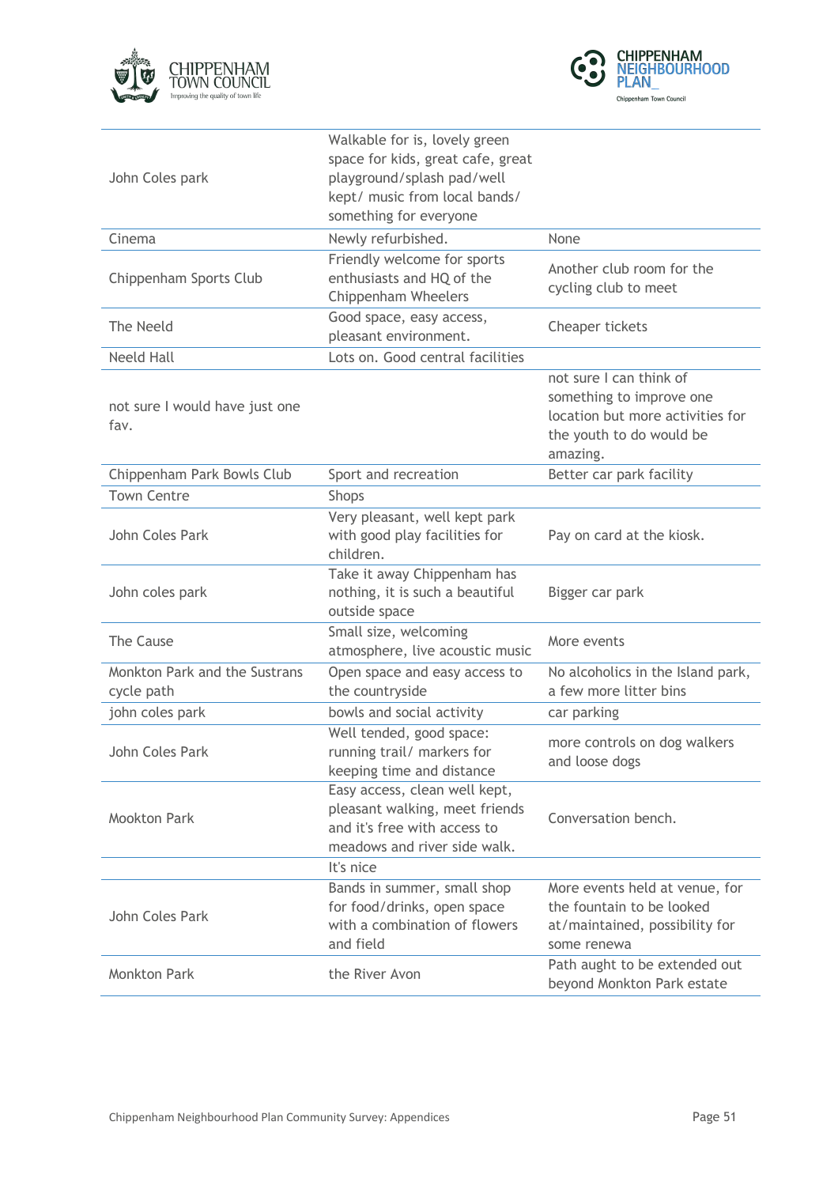| | | |
|---|---|---|
| John Coles park | Walkable for is, lovely green space for kids, great cafe, great playground/splash pad/well kept/ music from local bands/ something for everyone | |
| Cinema | Newly refurbished. | None |
| Chippenham Sports Club | Friendly welcome for sports enthusiasts and HQ of the Chippenham Wheelers | Another club room for the cycling club to meet |
| The Neeld | Good space, easy access, pleasant environment. | Cheaper tickets |
| Neeld Hall | Lots on. Good central facilities | |
| not sure I would have just one fav. | | not sure I can think of something to improve one location but more activities for the youth to do would be amazing. |
| Chippenham Park Bowls Club | Sport and recreation | Better car park facility |
| Town Centre | Shops | |
| John Coles Park | Very pleasant, well kept park with good play facilities for children. | Pay on card at the kiosk. |
| John coles park | Take it away Chippenham has nothing, it is such a beautiful outside space | Bigger car park |
| The Cause | Small size, welcoming atmosphere, live acoustic music | More events |
| Monkton Park and the Sustrans cycle path | Open space and easy access to the countryside | No alcoholics in the Island park, a few more litter bins |
| john coles park | bowls and social activity | car parking |
| John Coles Park | Well tended, good space: running trail/ markers for keeping time and distance | more controls on dog walkers and loose dogs |
| Mookton Park | Easy access, clean well kept, pleasant walking, meet friends and it's free with access to meadows and river side walk. | Conversation bench. |
| | It's nice | |
| John Coles Park | Bands in summer, small shop for food/drinks, open space with a combination of flowers and field | More events held at venue, for the fountain to be looked at/maintained, possibility for some renewa |
| Monkton Park | the River Avon | Path aught to be extended out beyond Monkton Park estate |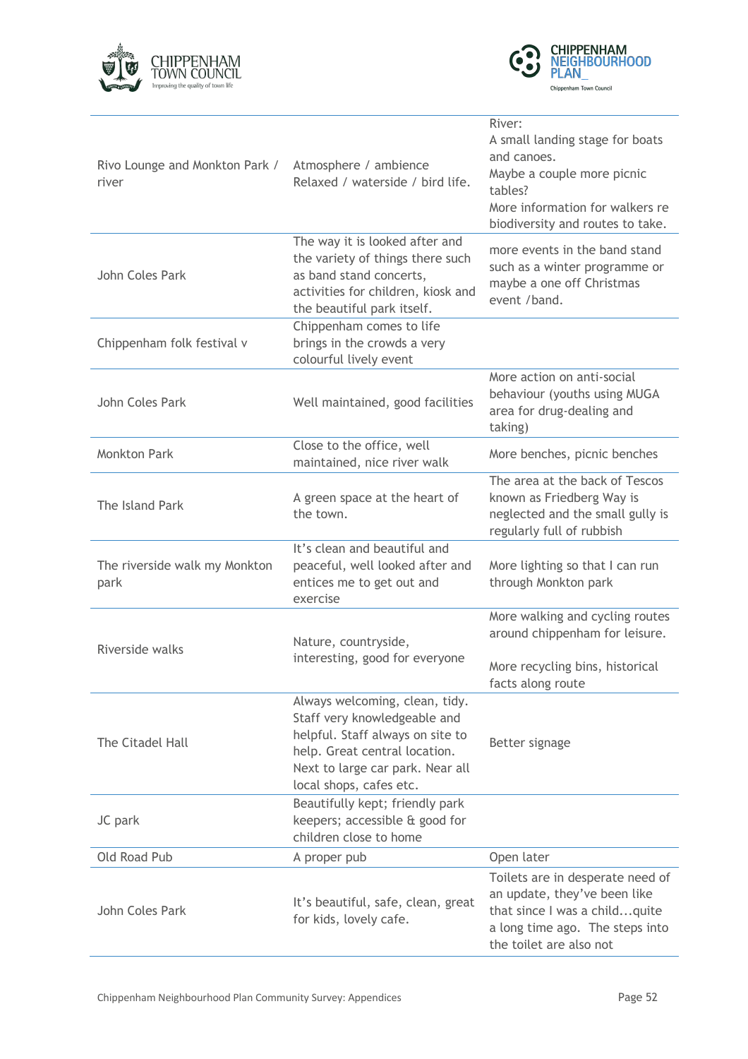| | | |
|---|---|---|
| Rivo Lounge and Monkton Park / river | Atmosphere / ambience Relaxed / waterside / bird life. | River: A small landing stage for boats and canoes. Maybe a couple more picnic tables? More information for walkers re biodiversity and routes to take. |
| John Coles Park | The way it is looked after and the variety of things there such as band stand concerts, activities for children, kiosk and the beautiful park itself. | more events in the band stand such as a winter programme or maybe a one off Christmas event /band. |
| Chippenham folk festival v | Chippenham comes to life brings in the crowds a very colourful lively event | |
| John Coles Park | Well maintained, good facilities | More action on anti-social behaviour (youths using MUGA area for drug-dealing and taking) |
| Monkton Park | Close to the office, well maintained, nice river walk | More benches, picnic benches |
| The Island Park | A green space at the heart of the town. | The area at the back of Tescos known as Friedberg Way is neglected and the small gully is regularly full of rubbish |
| The riverside walk my Monkton park | It's clean and beautiful and peaceful, well looked after and entices me to get out and exercise | More lighting so that I can run through Monkton park |
| Riverside walks | Nature, countryside, interesting, good for everyone | More walking and cycling routes around chippenham for leisure.<br><br>More recycling bins, historical facts along route |
| The Citadel Hall | Always welcoming, clean, tidy. Staff very knowledgeable and helpful. Staff always on site to help. Great central location. Next to large car park. Near all local shops, cafes etc. | Better signage |
| JC park | Beautifully kept; friendly park keepers; accessible & good for children close to home | |
| Old Road Pub | A proper pub | Open later |
| John Coles Park | It's beautiful, safe, clean, great for kids, lovely cafe. | Toilets are in desperate need of an update, they've been like that since I was a child...quite a long time ago. The steps into the toilet are also not |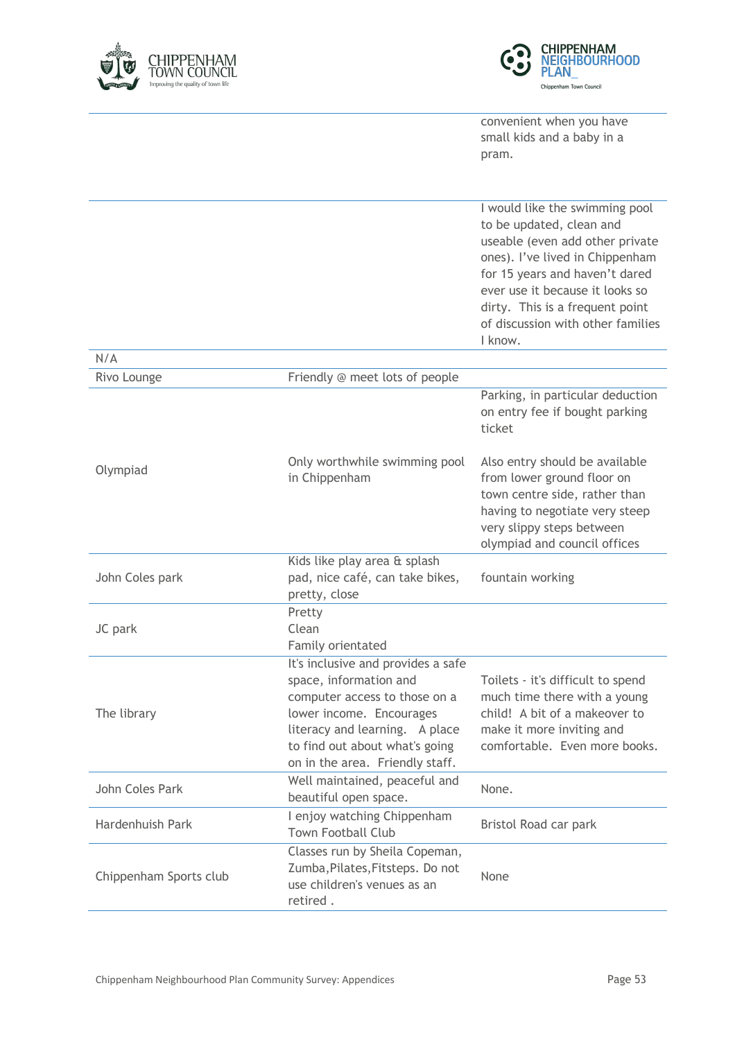| | | |
|---|---|---|
| | | convenient when you have small kids and a baby in a pram. |
| | | I would like the swimming pool to be updated, clean and useable (even add other private ones). I've lived in Chippenham for 15 years and haven't dared ever use it because it looks so dirty. This is a frequent point of discussion with other families I know. |
| N/A | | |
| Rivo Lounge | Friendly @ meet lots of people | |
| Olympiad | Only worthwhile swimming pool in Chippenham | Parking, in particular deduction on entry fee if bought parking ticket<br><br>Also entry should be available from lower ground floor on town centre side, rather than having to negotiate very steep very slippy steps between olympiad and council offices |
| John Coles park | Kids like play area & splash pad, nice café, can take bikes, pretty, close | fountain working |
| JC park | Pretty<br>Clean<br>Family orientated | |
| The library | It's inclusive and provides a safe space, information and computer access to those on a lower income. Encourages literacy and learning. A place to find out about what's going on in the area. Friendly staff. | Toilets - it's difficult to spend much time there with a young child! A bit of a makeover to make it more inviting and comfortable. Even more books. |
| John Coles Park | Well maintained, peaceful and beautiful open space. | None. |
| Hardenhuish Park | I enjoy watching Chippenham Town Football Club | Bristol Road car park |
| Chippenham Sports club | Classes run by Sheila Copeman, Zumba,Pilates,Fitsteps. Do not use children's venues as an retired . | None |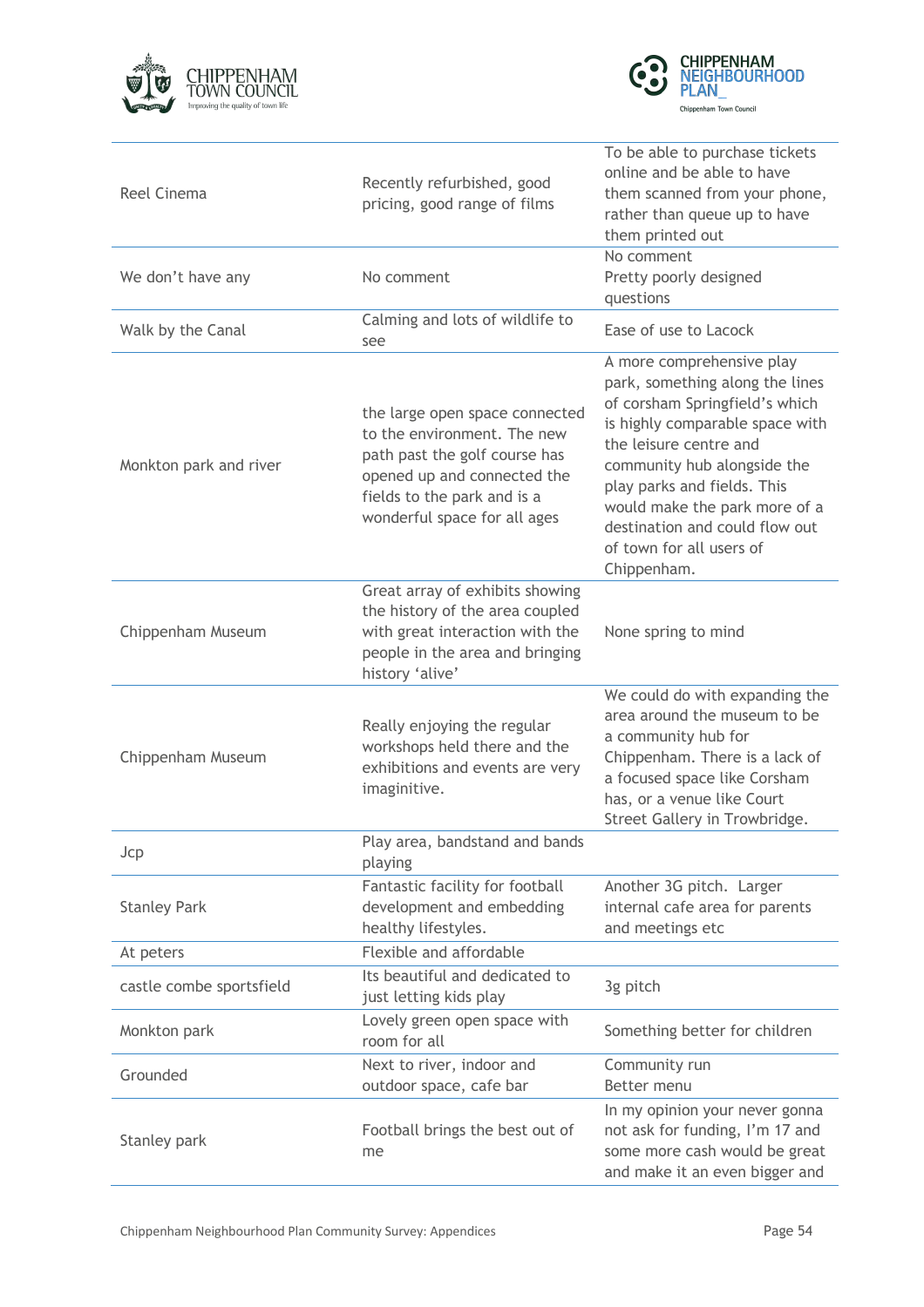| | | |
|---|---|---|
| Reel Cinema | Recently refurbished, good pricing, good range of films | To be able to purchase tickets online and be able to have them scanned from your phone, rather than queue up to have them printed out |
| We don't have any | No comment | No comment Pretty poorly designed questions |
| Walk by the Canal | Calming and lots of wildlife to see | Ease of use to Lacock |
| Monkton park and river | the large open space connected to the environment. The new path past the golf course has opened up and connected the fields to the park and is a wonderful space for all ages | A more comprehensive play park, something along the lines of corsham Springfield's which is highly comparable space with the leisure centre and community hub alongside the play parks and fields. This would make the park more of a destination and could flow out of town for all users of Chippenham. |
| Chippenham Museum | Great array of exhibits showing the history of the area coupled with great interaction with the people in the area and bringing history 'alive' | None spring to mind |
| Chippenham Museum | Really enjoying the regular workshops held there and the exhibitions and events are very imaginitive. | We could do with expanding the area around the museum to be a community hub for Chippenham. There is a lack of a focused space like Corsham has, or a venue like Court Street Gallery in Trowbridge. |
| Jcp | Play area, bandstand and bands playing | |
| Stanley Park | Fantastic facility for football development and embedding healthy lifestyles. | Another 3G pitch. Larger internal cafe area for parents and meetings etc |
| At peters | Flexible and affordable | |
| castle combe sportsfield | Its beautiful and dedicated to just letting kids play | 3g pitch |
| Monkton park | Lovely green open space with room for all | Something better for children |
| Grounded | Next to river, indoor and outdoor space, cafe bar | Community run Better menu |
| Stanley park | Football brings the best out of me | In my opinion your never gonna not ask for funding, I'm 17 and some more cash would be great and make it an even bigger and |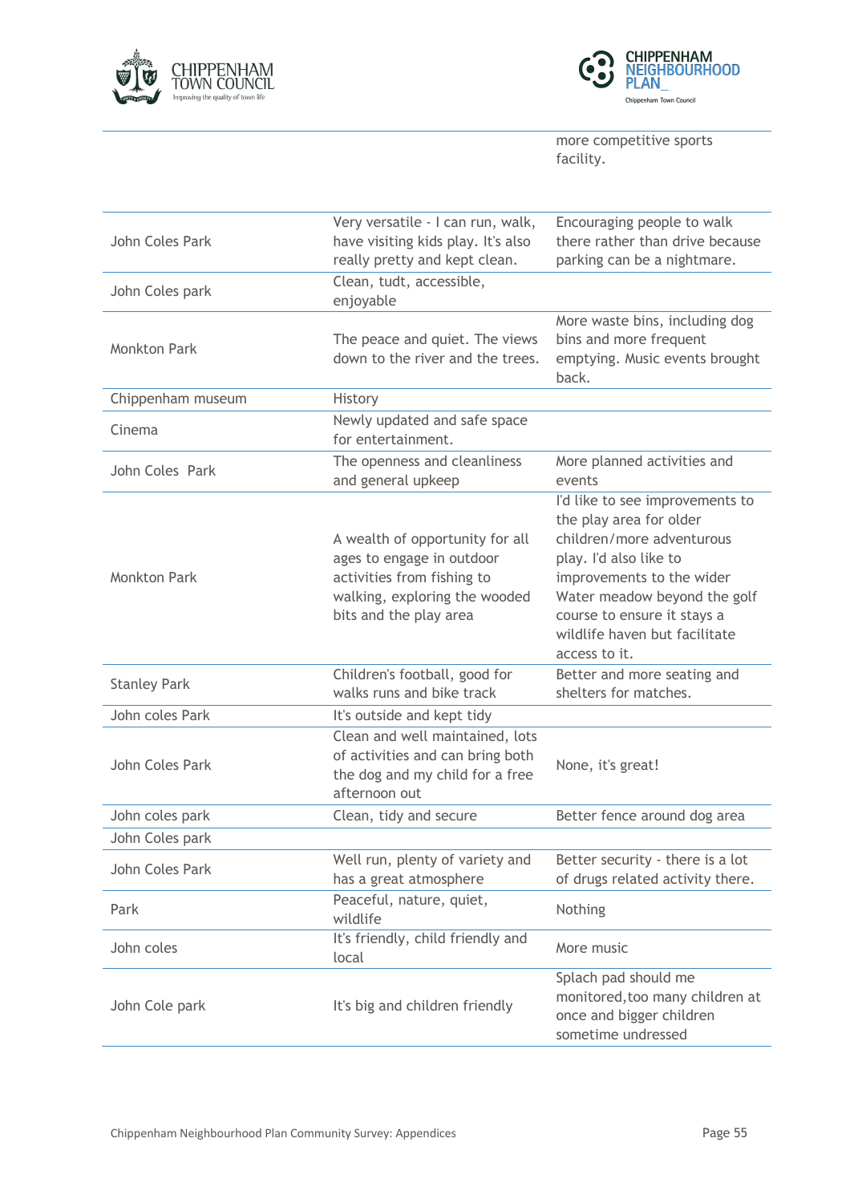| | | |
|---|---|---|
| | | more competitive sports facility. |
| John Coles Park | Very versatile - I can run, walk, have visiting kids play. It's also really pretty and kept clean. | Encouraging people to walk there rather than drive because parking can be a nightmare. |
| John Coles park | Clean, tudt, accessible, enjoyable | |
| Monkton Park | The peace and quiet. The views down to the river and the trees. | More waste bins, including dog bins and more frequent emptying. Music events brought back. |
| Chippenham museum | History | |
| Cinema | Newly updated and safe space for entertainment. | |
| John Coles  Park | The openness and cleanliness and general upkeep | More planned activities and events |
| Monkton Park | A wealth of opportunity for all ages to engage in outdoor activities from fishing to walking, exploring the wooded bits and the play area | I'd like to see improvements to the play area for older children/more adventurous play. I'd also like to improvements to the wider Water meadow beyond the golf course to ensure it stays a wildlife haven but facilitate access to it. |
| Stanley Park | Children's football, good for walks runs and bike track | Better and more seating and shelters for matches. |
| John coles Park | It's outside and kept tidy | |
| John Coles Park | Clean and well maintained, lots of activities and can bring both the dog and my child for a free afternoon out | None, it's great! |
| John coles park | Clean, tidy and secure | Better fence around dog area |
| John Coles park | | |
| John Coles Park | Well run, plenty of variety and has a great atmosphere | Better security - there is a lot of drugs related activity there. |
| Park | Peaceful, nature, quiet, wildlife | Nothing |
| John coles | It's friendly, child friendly and local | More music |
| John Cole park | It's big and children friendly | Splach pad should me monitored,too many children at once and bigger children sometime undressed |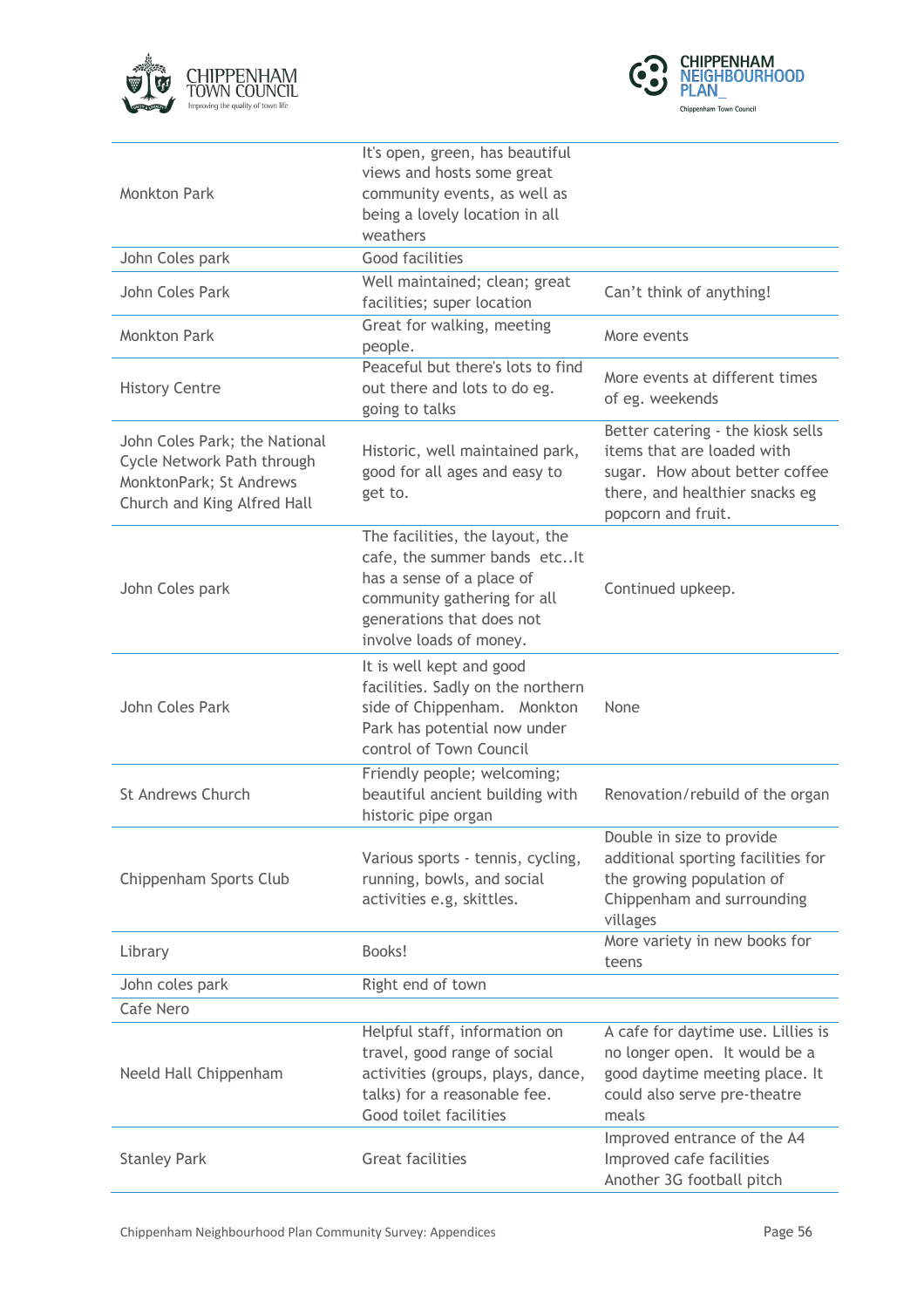| | | |
|---|---|---|
| Monkton Park | It's open, green, has beautiful views and hosts some great community events, as well as being a lovely location in all weathers | |
| John Coles park | Good facilities | |
| John Coles Park | Well maintained; clean; great facilities; super location | Can't think of anything! |
| Monkton Park | Great for walking, meeting people. | More events |
| History Centre | Peaceful but there's lots to find out there and lots to do eg. going to talks | More events at different times of eg. weekends |
| John Coles Park; the National Cycle Network Path through MonktonPark; St Andrews Church and King Alfred Hall | Historic, well maintained park, good for all ages and easy to get to. | Better catering - the kiosk sells items that are loaded with sugar. How about better coffee there, and healthier snacks eg popcorn and fruit. |
| John Coles park | The facilities, the layout, the cafe, the summer bands etc..It has a sense of a place of community gathering for all generations that does not involve loads of money. | Continued upkeep. |
| John Coles Park | It is well kept and good facilities. Sadly on the northern side of Chippenham. Monkton Park has potential now under control of Town Council | None |
| St Andrews Church | Friendly people; welcoming; beautiful ancient building with historic pipe organ | Renovation/rebuild of the organ |
| Chippenham Sports Club | Various sports - tennis, cycling, running, bowls, and social activities e.g, skittles. | Double in size to provide additional sporting facilities for the growing population of Chippenham and surrounding villages |
| Library | Books! | More variety in new books for teens |
| John coles park | Right end of town | |
| Cafe Nero | | |
| Neeld Hall Chippenham | Helpful staff, information on travel, good range of social activities (groups, plays, dance, talks) for a reasonable fee. Good toilet facilities | A cafe for daytime use. Lillies is no longer open. It would be a good daytime meeting place. It could also serve pre-theatre meals |
| Stanley Park | Great facilities | Improved entrance of the A4<br>Improved cafe facilities<br>Another 3G football pitch |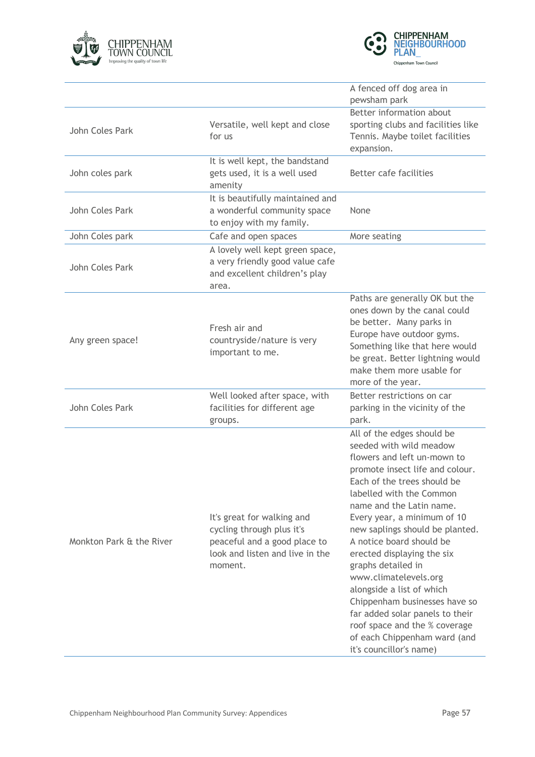| | | |
|---|---|---|
| | | A fenced off dog area in pewsham park |
| John Coles Park | Versatile, well kept and close for us | Better information about sporting clubs and facilities like Tennis. Maybe toilet facilities expansion. |
| John coles park | It is well kept, the bandstand gets used, it is a well used amenity | Better cafe facilities |
| John Coles Park | It is beautifully maintained and a wonderful community space to enjoy with my family. | None |
| John Coles park | Cafe and open spaces | More seating |
| John Coles Park | A lovely well kept green space, a very friendly good value cafe and excellent children's play area. | |
| Any green space! | Fresh air and countryside/nature is very important to me. | Paths are generally OK but the ones down by the canal could be better. Many parks in Europe have outdoor gyms. Something like that here would be great. Better lightning would make them more usable for more of the year. |
| John Coles Park | Well looked after space, with facilities for different age groups. | Better restrictions on car parking in the vicinity of the park. |
| Monkton Park & the River | It's great for walking and cycling through plus it's peaceful and a good place to look and listen and live in the moment. | All of the edges should be seeded with wild meadow flowers and left un-mown to promote insect life and colour. Each of the trees should be labelled with the Common name and the Latin name. Every year, a minimum of 10 new saplings should be planted. A notice board should be erected displaying the six graphs detailed in www.climatelevels.org alongside a list of which Chippenham businesses have so far added solar panels to their roof space and the % coverage of each Chippenham ward (and it's councillor's name) |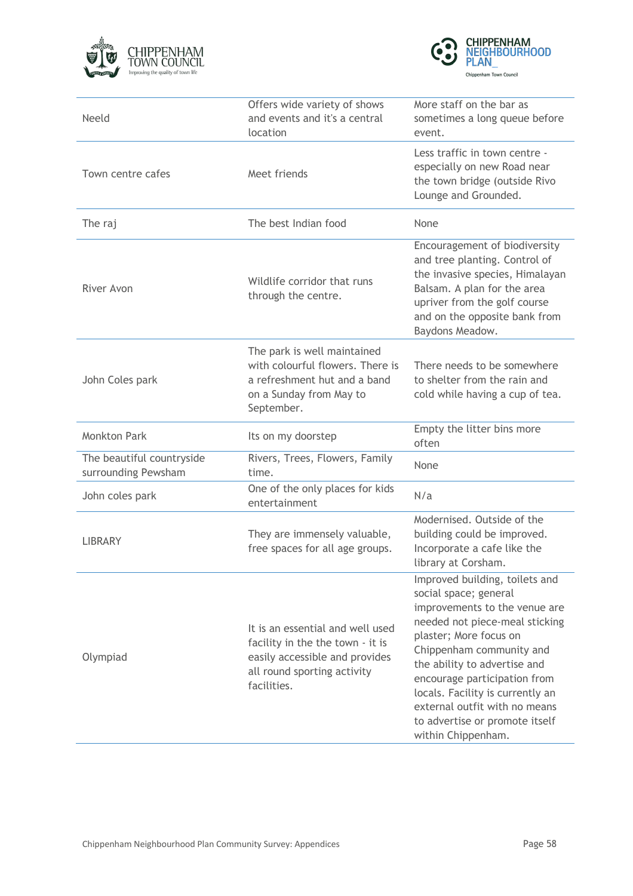| | | |
|---|---|---|
| Neeld | Offers wide variety of shows and events and it's a central location | More staff on the bar as sometimes a long queue before event. |
| Town centre cafes | Meet friends | Less traffic in town centre - especially on new Road near the town bridge (outside Rivo Lounge and Grounded. |
| The raj | The best Indian food | None |
| River Avon | Wildlife corridor that runs through the centre. | Encouragement of biodiversity and tree planting. Control of the invasive species, Himalayan Balsam. A plan for the area upriver from the golf course and on the opposite bank from Baydons Meadow. |
| John Coles park | The park is well maintained with colourful flowers. There is a refreshment hut and a band on a Sunday from May to September. | There needs to be somewhere to shelter from the rain and cold while having a cup of tea. |
| Monkton Park | Its on my doorstep | Empty the litter bins more often |
| The beautiful countryside surrounding Pewsham | Rivers, Trees, Flowers, Family time. | None |
| John coles park | One of the only places for kids entertainment | N/a |
| LIBRARY | They are immensely valuable, free spaces for all age groups. | Modernised. Outside of the building could be improved. Incorporate a cafe like the library at Corsham. |
| Olympiad | It is an essential and well used facility in the the town - it is easily accessible and provides all round sporting activity facilities. | Improved building, toilets and social space; general improvements to the venue are needed not piece-meal sticking plaster; More focus on Chippenham community and the ability to advertise and encourage participation from locals. Facility is currently an external outfit with no means to advertise or promote itself within Chippenham. |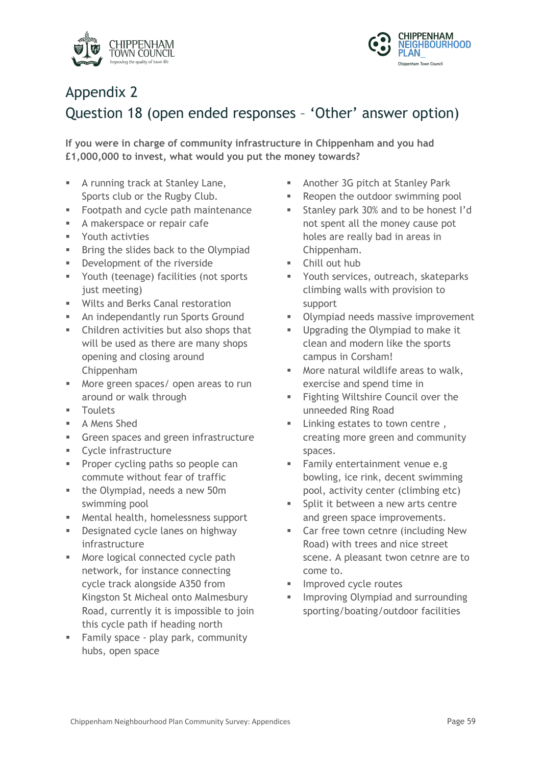# Appendix 2

## Question 18 (open ended responses – 'Other' answer option)

**If you were in charge of community infrastructure in Chippenham and you had £1,000,000 to invest, what would you put the money towards?**

- A running track at Stanley Lane, Sports club or the Rugby Club.
- Footpath and cycle path maintenance
- A makerspace or repair cafe
- Youth activties
- Bring the slides back to the Olympiad
- Development of the riverside
- Youth (teenage) facilities (not sports just meeting)
- Wilts and Berks Canal restoration
- An independantly run Sports Ground
- Children activities but also shops that will be used as there are many shops opening and closing around Chippenham
- More green spaces/ open areas to run around or walk through
- Toulets
- A Mens Shed
- Green spaces and green infrastructure
- Cycle infrastructure
- Proper cycling paths so people can commute without fear of traffic
- the Olympiad, needs a new 50m swimming pool
- Mental health, homelessness support
- Designated cycle lanes on highway infrastructure
- More logical connected cycle path network, for instance connecting cycle track alongside A350 from Kingston St Micheal onto Malmesbury Road, currently it is impossible to join this cycle path if heading north
- Family space - play park, community hubs, open space
- Another 3G pitch at Stanley Park
- Reopen the outdoor swimming pool
- Stanley park 30% and to be honest I'd not spent all the money cause pot holes are really bad in areas in Chippenham.
- Chill out hub
- Youth services, outreach, skateparks climbing walls with provision to support
- Olympiad needs massive improvement
- Upgrading the Olympiad to make it clean and modern like the sports campus in Corsham!
- More natural wildlife areas to walk, exercise and spend time in
- Fighting Wiltshire Council over the unneeded Ring Road
- Linking estates to town centre , creating more green and community spaces.
- Family entertainment venue e.g bowling, ice rink, decent swimming pool, activity center (climbing etc)
- Split it between a new arts centre and green space improvements.
- Car free town cetnre (including New Road) with trees and nice street scene. A pleasant twon cetnre are to come to.
- Improved cycle routes
- Improving Olympiad and surrounding sporting/boating/outdoor facilities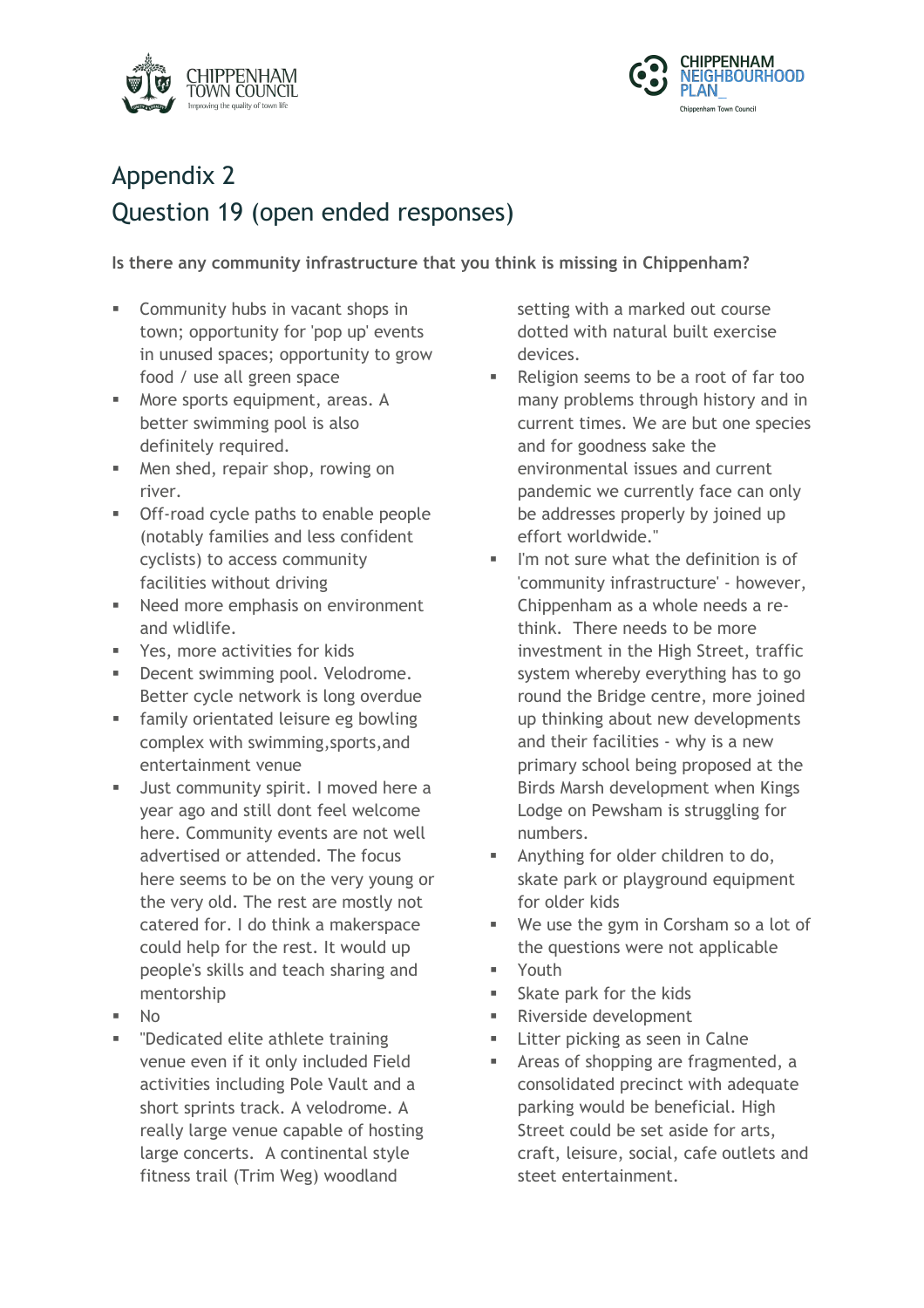# Appendix 2

# Question 19 (open ended responses)

**Is there any community infrastructure that you think is missing in Chippenham?**

- Community hubs in vacant shops in town; opportunity for 'pop up' events in unused spaces; opportunity to grow food / use all green space
- More sports equipment, areas. A better swimming pool is also definitely required.
- Men shed, repair shop, rowing on river.
- Off-road cycle paths to enable people (notably families and less confident cyclists) to access community facilities without driving
- Need more emphasis on environment and wldlife.
- Yes, more activities for kids
- Decent swimming pool. Velodrome. Better cycle network is long overdue
- family orientated leisure eg bowling complex with swimming,sports,and entertainment venue
- Just community spirit. I moved here a year ago and still dont feel welcome here. Community events are not well advertised or attended. The focus here seems to be on the very young or the very old. The rest are mostly not catered for. I do think a makerspace could help for the rest. It would up people's skills and teach sharing and mentorship
- No
- "Dedicated elite athlete training venue even if it only included Field activities including Pole Vault and a short sprints track. A velodrome. A really large venue capable of hosting large concerts. A continental style fitness trail (Trim Weg) woodland setting with a marked out course dotted with natural built exercise devices.
- Religion seems to be a root of far too many problems through history and in current times. We are but one species and for goodness sake the environmental issues and current pandemic we currently face can only be addresses properly by joined up effort worldwide."
- I'm not sure what the definition is of 'community infrastructure' - however, Chippenham as a whole needs a re-think. There needs to be more investment in the High Street, traffic system whereby everything has to go round the Bridge centre, more joined up thinking about new developments and their facilities - why is a new primary school being proposed at the Birds Marsh development when Kings Lodge on Pewsham is struggling for numbers.
- Anything for older children to do, skate park or playground equipment for older kids
- We use the gym in Corsham so a lot of the questions were not applicable
- Youth
- Skate park for the kids
- Riverside development
- Litter picking as seen in Calne
- Areas of shopping are fragmented, a consolidated precinct with adequate parking would be beneficial. High Street could be set aside for arts, craft, leisure, social, cafe outlets and steet entertainment.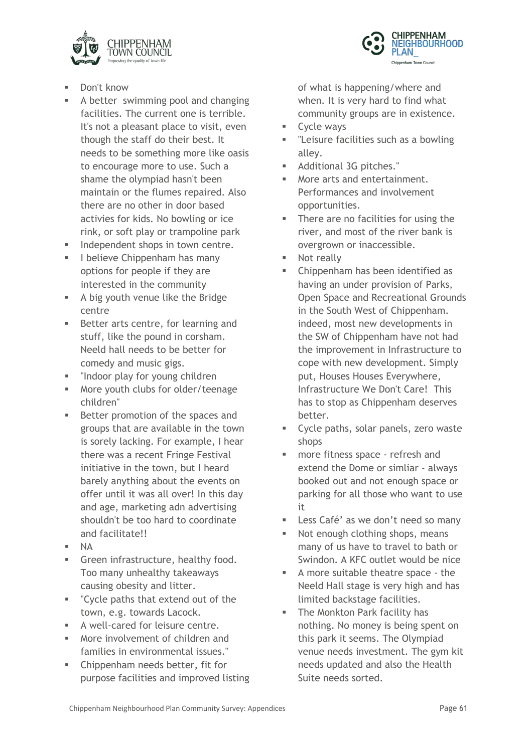- Don't know
- A better  swimming pool and changing facilities. The current one is terrible. It's not a pleasant place to visit, even though the staff do their best. It needs to be something more like oasis to encourage more to use. Such a shame the olympiad hasn't been maintain or the flumes repaired. Also there are no other in door based activies for kids. No bowling or ice rink, or soft play or trampoline park
- Independent shops in town centre.
- I believe Chippenham has many options for people if they are interested in the community
- A big youth venue like the Bridge centre
- Better arts centre, for learning and stuff, like the pound in corsham. Neeld hall needs to be better for comedy and music gigs.
- "Indoor play for young children
- More youth clubs for older/teenage children"
- Better promotion of the spaces and groups that are available in the town is sorely lacking. For example, I hear there was a recent Fringe Festival initiative in the town, but I heard barely anything about the events on offer until it was all over! In this day and age, marketing adn advertising shouldn't be too hard to coordinate and facilitate!!
- NA
- Green infrastructure, healthy food. Too many unhealthy takeaways causing obesity and litter.
- "Cycle paths that extend out of the town, e.g. towards Lacock.
- A well-cared for leisure centre.
- More involvement of children and families in environmental issues."
- Chippenham needs better, fit for purpose facilities and improved listing of what is happening/where and when. It is very hard to find what community groups are in existence.
- Cycle ways
- "Leisure facilities such as a bowling alley.
- Additional 3G pitches."
- More arts and entertainment. Performances and involvement opportunities.
- There are no facilities for using the river, and most of the river bank is overgrown or inaccessible.
- Not really
- Chippenham has been identified as having an under provision of Parks, Open Space and Recreational Grounds in the South West of Chippenham. indeed, most new developments in the SW of Chippenham have not had the improvement in Infrastructure to cope with new development. Simply put, Houses Houses Everywhere, Infrastructure We Don't Care! This has to stop as Chippenham deserves better.
- Cycle paths, solar panels, zero waste shops
- more fitness space - refresh and extend the Dome or simliar - always booked out and not enough space or parking for all those who want to use it
- Less Café' as we don't need so many
- Not enough clothing shops, means many of us have to travel to bath or Swindon. A KFC outlet would be nice
- A more suitable theatre space - the Neeld Hall stage is very high and has limited backstage facilities.
- The Monkton Park facility has nothing. No money is being spent on this park it seems. The Olympiad venue needs investment. The gym kit needs updated and also the Health Suite needs sorted.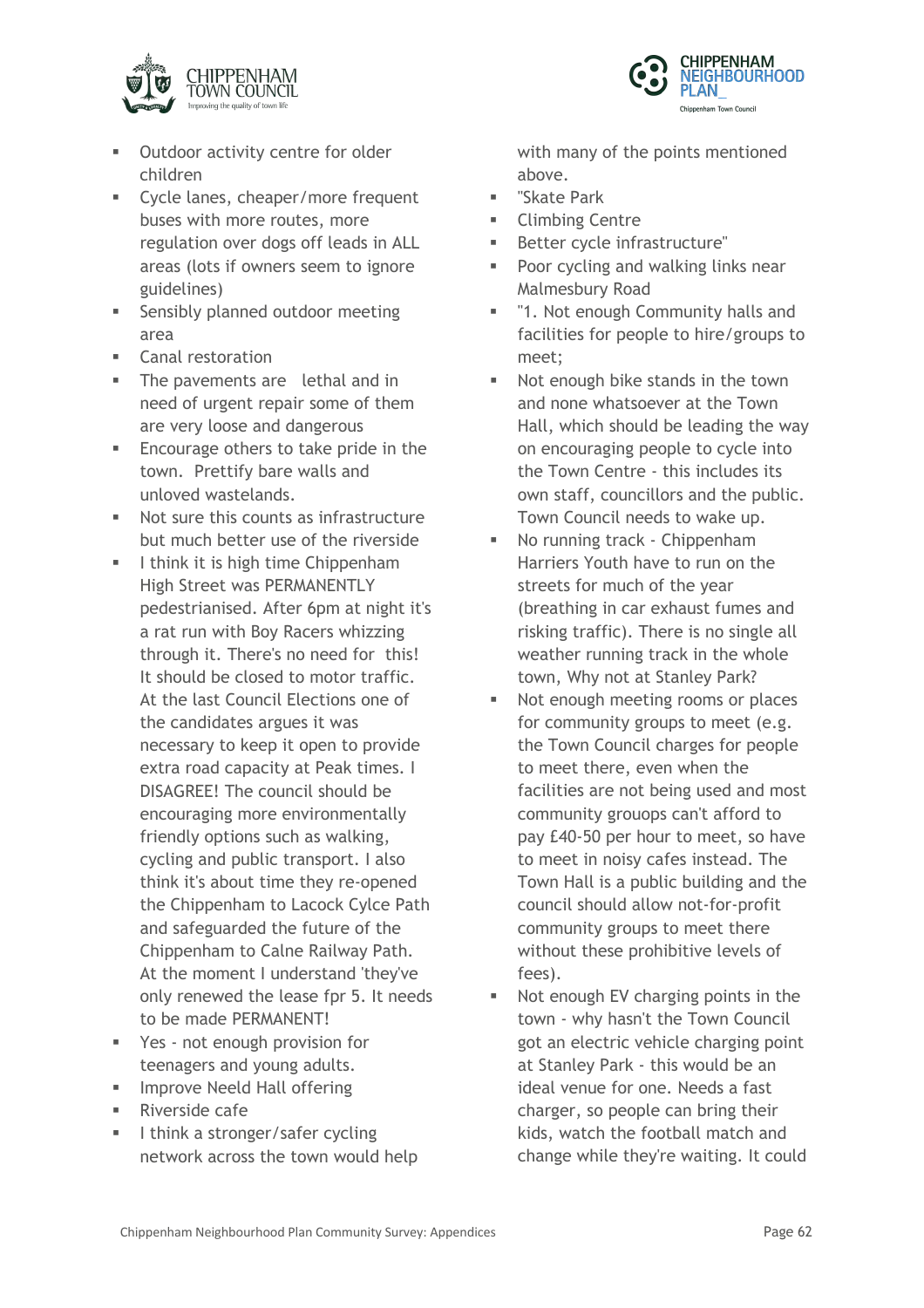- Outdoor activity centre for older children
- Cycle lanes, cheaper/more frequent buses with more routes, more regulation over dogs off leads in ALL areas (lots if owners seem to ignore guidelines)
- Sensibly planned outdoor meeting area
- Canal restoration
- The pavements are lethal and in need of urgent repair some of them are very loose and dangerous
- Encourage others to take pride in the town. Prettify bare walls and unloved wastelands.
- Not sure this counts as infrastructure but much better use of the riverside
- I think it is high time Chippenham High Street was PERMANENTLY pedestrianised. After 6pm at night it's a rat run with Boy Racers whizzing through it. There's no need for this! It should be closed to motor traffic. At the last Council Elections one of the candidates argues it was necessary to keep it open to provide extra road capacity at Peak times. I DISAGREE! The council should be encouraging more environmentally friendly options such as walking, cycling and public transport. I also think it's about time they re-opened the Chippenham to Lacock Cylce Path and safeguarded the future of the Chippenham to Calne Railway Path. At the moment I understand 'they've only renewed the lease fpr 5. It needs to be made PERMANENT!
- Yes - not enough provision for teenagers and young adults.
- Improve Neeld Hall offering
- Riverside cafe
- I think a stronger/safer cycling network across the town would help with many of the points mentioned above.
- "Skate Park
- Climbing Centre
- Better cycle infrastructure"
- Poor cycling and walking links near Malmesbury Road
- "1. Not enough Community halls and facilities for people to hire/groups to meet;
- Not enough bike stands in the town and none whatsoever at the Town Hall, which should be leading the way on encouraging people to cycle into the Town Centre - this includes its own staff, councillors and the public. Town Council needs to wake up.
- No running track - Chippenham Harriers Youth have to run on the streets for much of the year (breathing in car exhaust fumes and risking traffic). There is no single all weather running track in the whole town, Why not at Stanley Park?
- Not enough meeting rooms or places for community groups to meet (e.g. the Town Council charges for people to meet there, even when the facilities are not being used and most community grouops can't afford to pay £40-50 per hour to meet, so have to meet in noisy cafes instead. The Town Hall is a public building and the council should allow not-for-profit community groups to meet there without these prohibitive levels of fees).
- Not enough EV charging points in the town - why hasn't the Town Council got an electric vehicle charging point at Stanley Park - this would be an ideal venue for one. Needs a fast charger, so people can bring their kids, watch the football match and change while they're waiting. It could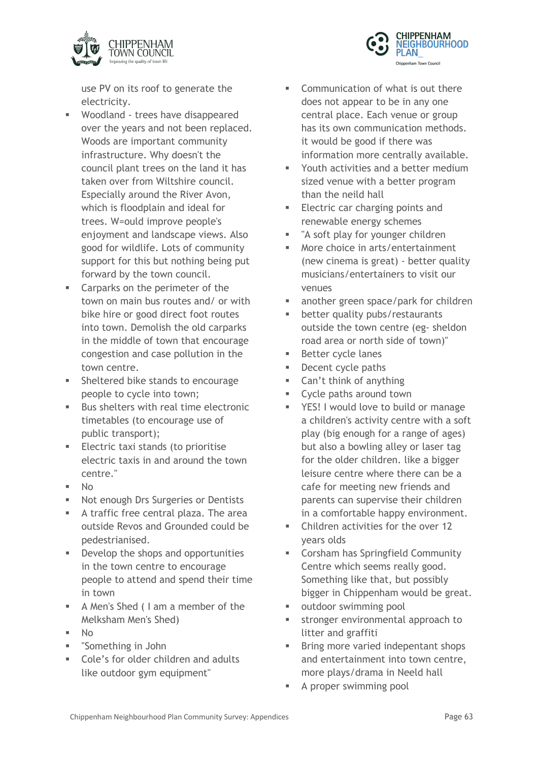use PV on its roof to generate the electricity.

- Woodland - trees have disappeared over the years and not been replaced. Woods are important community infrastructure. Why doesn't the council plant trees on the land it has taken over from Wiltshire council. Especially around the River Avon, which is floodplain and ideal for trees. W=ould improve people's enjoyment and landscape views. Also good for wildlife. Lots of community support for this but nothing being put forward by the town council.
- Carparks on the perimeter of the town on main bus routes and/ or with bike hire or good direct foot routes into town. Demolish the old carparks in the middle of town that encourage congestion and case pollution in the town centre.
- Sheltered bike stands to encourage people to cycle into town;
- Bus shelters with real time electronic timetables (to encourage use of public transport);
- Electric taxi stands (to prioritise electric taxis in and around the town centre."
- No
- Not enough Drs Surgeries or Dentists
- A traffic free central plaza. The area outside Revos and Grounded could be pedestrianised.
- Develop the shops and opportunities in the town centre to encourage people to attend and spend their time in town
- A Men's Shed ( I am a member of the Melksham Men's Shed)
- No
- "Something in John
- Cole's for older children and adults like outdoor gym equipment"
- Communication of what is out there does not appear to be in any one central place. Each venue or group has its own communication methods. it would be good if there was information more centrally available.
- Youth activities and a better medium sized venue with a better program than the neild hall
- Electric car charging points and renewable energy schemes
- "A soft play for younger children
- More choice in arts/entertainment (new cinema is great) - better quality musicians/entertainers to visit our venues
- another green space/park for children
- better quality pubs/restaurants outside the town centre (eg- sheldon road area or north side of town)"
- Better cycle lanes
- Decent cycle paths
- Can't think of anything
- Cycle paths around town
- YES! I would love to build or manage a children's activity centre with a soft play (big enough for a range of ages) but also a bowling alley or laser tag for the older children. like a bigger leisure centre where there can be a cafe for meeting new friends and parents can supervise their children in a comfortable happy environment.
- Children activities for the over 12 years olds
- Corsham has Springfield Community Centre which seems really good. Something like that, but possibly bigger in Chippenham would be great.
- outdoor swimming pool
- stronger environmental approach to litter and graffiti
- Bring more varied indepentant shops and entertainment into town centre, more plays/drama in Neeld hall
- A proper swimming pool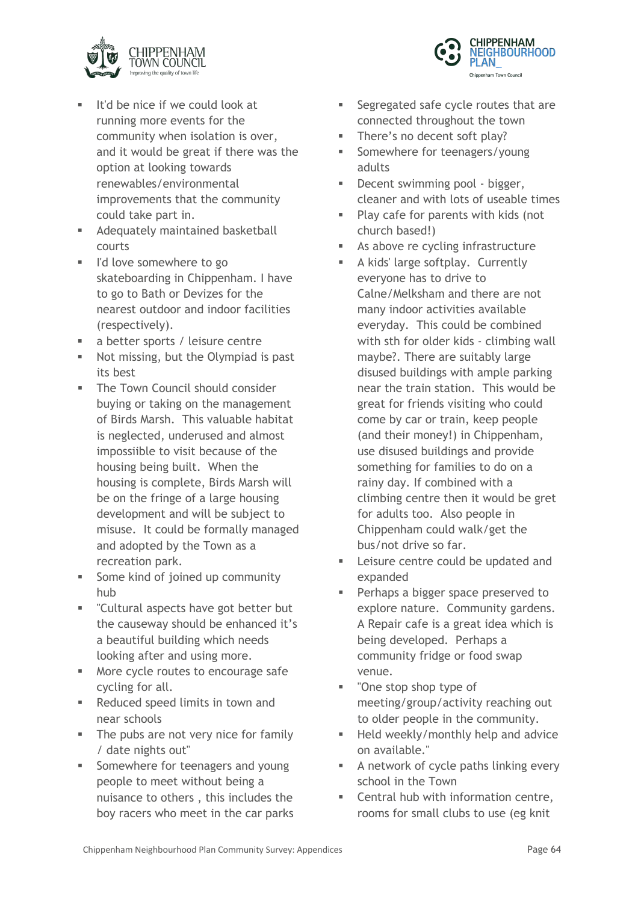- It'd be nice if we could look at running more events for the community when isolation is over, and it would be great if there was the option at looking towards renewables/environmental improvements that the community could take part in.
- Adequately maintained basketball courts
- I'd love somewhere to go skateboarding in Chippenham. I have to go to Bath or Devizes for the nearest outdoor and indoor facilities (respectively).
- a better sports / leisure centre
- Not missing, but the Olympiad is past its best
- The Town Council should consider buying or taking on the management of Birds Marsh. This valuable habitat is neglected, underused and almost impossiible to visit because of the housing being built. When the housing is complete, Birds Marsh will be on the fringe of a large housing development and will be subject to misuse. It could be formally managed and adopted by the Town as a recreation park.
- Some kind of joined up community hub
- "Cultural aspects have got better but the causeway should be enhanced it's a beautiful building which needs looking after and using more.
- More cycle routes to encourage safe cycling for all.
- Reduced speed limits in town and near schools
- The pubs are not very nice for family / date nights out"
- Somewhere for teenagers and young people to meet without being a nuisance to others , this includes the boy racers who meet in the car parks
- Segregated safe cycle routes that are connected throughout the town
- There's no decent soft play?
- Somewhere for teenagers/young adults
- Decent swimming pool - bigger, cleaner and with lots of useable times
- Play cafe for parents with kids (not church based!)
- As above re cycling infrastructure
- A kids' large softplay. Currently everyone has to drive to Calne/Melksham and there are not many indoor activities available everyday. This could be combined with sth for older kids - climbing wall maybe?. There are suitably large disused buildings with ample parking near the train station. This would be great for friends visiting who could come by car or train, keep people (and their money!) in Chippenham, use disused buildings and provide something for families to do on a rainy day. If combined with a climbing centre then it would be gret for adults too. Also people in Chippenham could walk/get the bus/not drive so far.
- Leisure centre could be updated and expanded
- Perhaps a bigger space preserved to explore nature. Community gardens. A Repair cafe is a great idea which is being developed. Perhaps a community fridge or food swap venue.
- "One stop shop type of meeting/group/activity reaching out to older people in the community.
- Held weekly/monthly help and advice on available."
- A network of cycle paths linking every school in the Town
- Central hub with information centre, rooms for small clubs to use (eg knit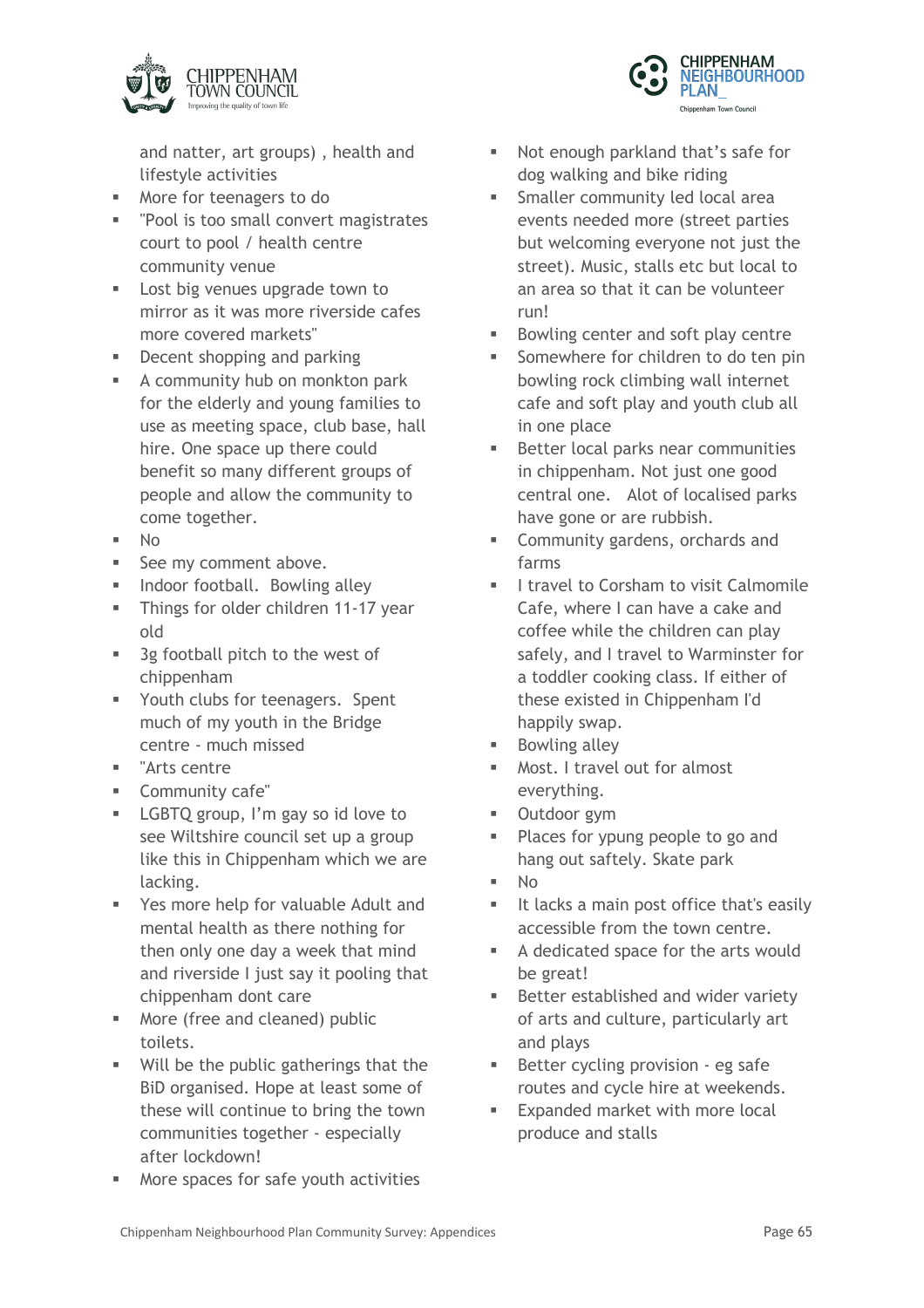and natter, art groups) , health and lifestyle activities

- More for teenagers to do
- "Pool is too small convert magistrates court to pool / health centre community venue
- Lost big venues upgrade town to mirror as it was more riverside cafes more covered markets"
- Decent shopping and parking
- A community hub on monkton park for the elderly and young families to use as meeting space, club base, hall hire. One space up there could benefit so many different groups of people and allow the community to come together.
- No
- See my comment above.
- Indoor football. Bowling alley
- Things for older children 11-17 year old
- 3g football pitch to the west of chippenham
- Youth clubs for teenagers. Spent much of my youth in the Bridge centre - much missed
- "Arts centre
- Community cafe"
- LGBTQ group, I'm gay so id love to see Wiltshire council set up a group like this in Chippenham which we are lacking.
- Yes more help for valuable Adult and mental health as there nothing for then only one day a week that mind and riverside I just say it pooling that chippenham dont care
- More (free and cleaned) public toilets.
- Will be the public gatherings that the BiD organised. Hope at least some of these will continue to bring the town communities together - especially after lockdown!
- More spaces for safe youth activities
- Not enough parkland that's safe for dog walking and bike riding
- Smaller community led local area events needed more (street parties but welcoming everyone not just the street). Music, stalls etc but local to an area so that it can be volunteer run!
- Bowling center and soft play centre
- Somewhere for children to do ten pin bowling rock climbing wall internet cafe and soft play and youth club all in one place
- Better local parks near communities in chippenham. Not just one good central one. Alot of localised parks have gone or are rubbish.
- Community gardens, orchards and farms
- I travel to Corsham to visit Calmomile Cafe, where I can have a cake and coffee while the children can play safely, and I travel to Warminster for a toddler cooking class. If either of these existed in Chippenham I'd happily swap.
- Bowling alley
- Most. I travel out for almost everything.
- Outdoor gym
- Places for ypung people to go and hang out saftely. Skate park
- No
- It lacks a main post office that's easily accessible from the town centre.
- A dedicated space for the arts would be great!
- Better established and wider variety of arts and culture, particularly art and plays
- Better cycling provision - eg safe routes and cycle hire at weekends.
- Expanded market with more local produce and stalls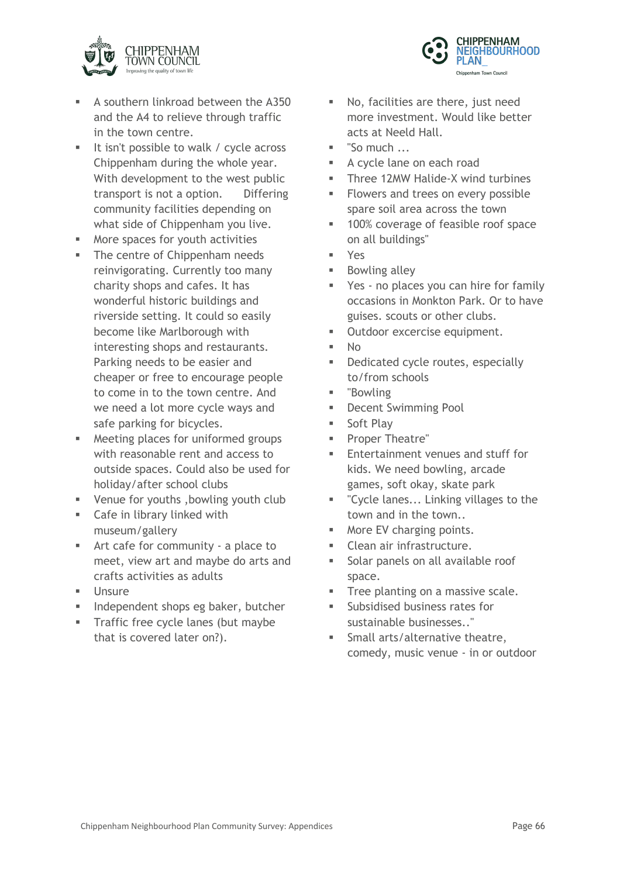- A southern linkroad between the A350 and the A4 to relieve through traffic in the town centre.
- It isn't possible to walk / cycle across Chippenham during the whole year. With development to the west public transport is not a option. Differing community facilities depending on what side of Chippenham you live.
- More spaces for youth activities
- The centre of Chippenham needs reinvigorating. Currently too many charity shops and cafes. It has wonderful historic buildings and riverside setting. It could so easily become like Marlborough with interesting shops and restaurants. Parking needs to be easier and cheaper or free to encourage people to come in to the town centre. And we need a lot more cycle ways and safe parking for bicycles.
- Meeting places for uniformed groups with reasonable rent and access to outside spaces. Could also be used for holiday/after school clubs
- Venue for youths ,bowling youth club
- Cafe in library linked with museum/gallery
- Art cafe for community - a place to meet, view art and maybe do arts and crafts activities as adults
- Unsure
- Independent shops eg baker, butcher
- Traffic free cycle lanes (but maybe that is covered later on?).
- No, facilities are there, just need more investment. Would like better acts at Neeld Hall.
- "So much ...
- A cycle lane on each road
- Three 12MW Halide-X wind turbines
- Flowers and trees on every possible spare soil area across the town
- 100% coverage of feasible roof space on all buildings"
- Yes
- Bowling alley
- Yes - no places you can hire for family occasions in Monkton Park. Or to have guises. scouts or other clubs.
- Outdoor excercise equipment.
- No
- Dedicated cycle routes, especially to/from schools
- "Bowling
- Decent Swimming Pool
- Soft Play
- Proper Theatre"
- Entertainment venues and stuff for kids. We need bowling, arcade games, soft okay, skate park
- "Cycle lanes... Linking villages to the town and in the town..
- More EV charging points.
- Clean air infrastructure.
- Solar panels on all available roof space.
- Tree planting on a massive scale.
- Subsidised business rates for sustainable businesses.."
- Small arts/alternative theatre, comedy, music venue - in or outdoor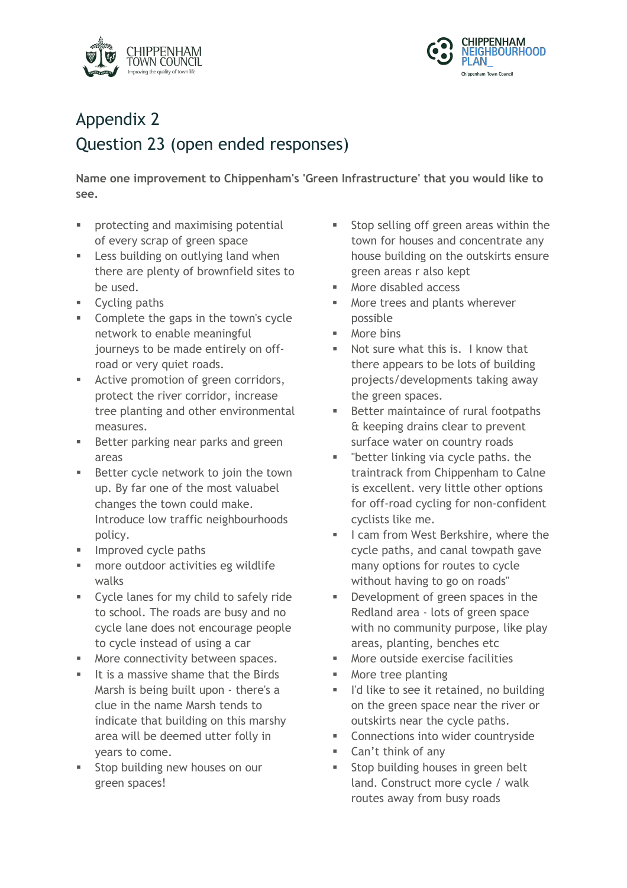# Appendix 2

## Question 23 (open ended responses)

**Name one improvement to Chippenham's 'Green Infrastructure' that you would like to see.**

- protecting and maximising potential of every scrap of green space
- Less building on outlying land when there are plenty of brownfield sites to be used.
- Cycling paths
- Complete the gaps in the town's cycle network to enable meaningful journeys to be made entirely on off-road or very quiet roads.
- Active promotion of green corridors, protect the river corridor, increase tree planting and other environmental measures.
- Better parking near parks and green areas
- Better cycle network to join the town up. By far one of the most valuabel changes the town could make. Introduce low traffic neighbourhoods policy.
- Improved cycle paths
- more outdoor activities eg wildlife walks
- Cycle lanes for my child to safely ride to school. The roads are busy and no cycle lane does not encourage people to cycle instead of using a car
- More connectivity between spaces.
- It is a massive shame that the Birds Marsh is being built upon - there's a clue in the name Marsh tends to indicate that building on this marshy area will be deemed utter folly in years to come.
- Stop building new houses on our green spaces!
- Stop selling off green areas within the town for houses and concentrate any house building on the outskirts ensure green areas r also kept
- More disabled access
- More trees and plants wherever possible
- More bins
- Not sure what this is. I know that there appears to be lots of building projects/developments taking away the green spaces.
- Better maintaince of rural footpaths & keeping drains clear to prevent surface water on country roads
- "better linking via cycle paths. the traintrack from Chippenham to Calne is excellent. very little other options for off-road cycling for non-confident cyclists like me.
- I cam from West Berkshire, where the cycle paths, and canal towpath gave many options for routes to cycle without having to go on roads"
- Development of green spaces in the Redland area - lots of green space with no community purpose, like play areas, planting, benches etc
- More outside exercise facilities
- More tree planting
- I'd like to see it retained, no building on the green space near the river or outskirts near the cycle paths.
- Connections into wider countryside
- Can't think of any
- Stop building houses in green belt land. Construct more cycle / walk routes away from busy roads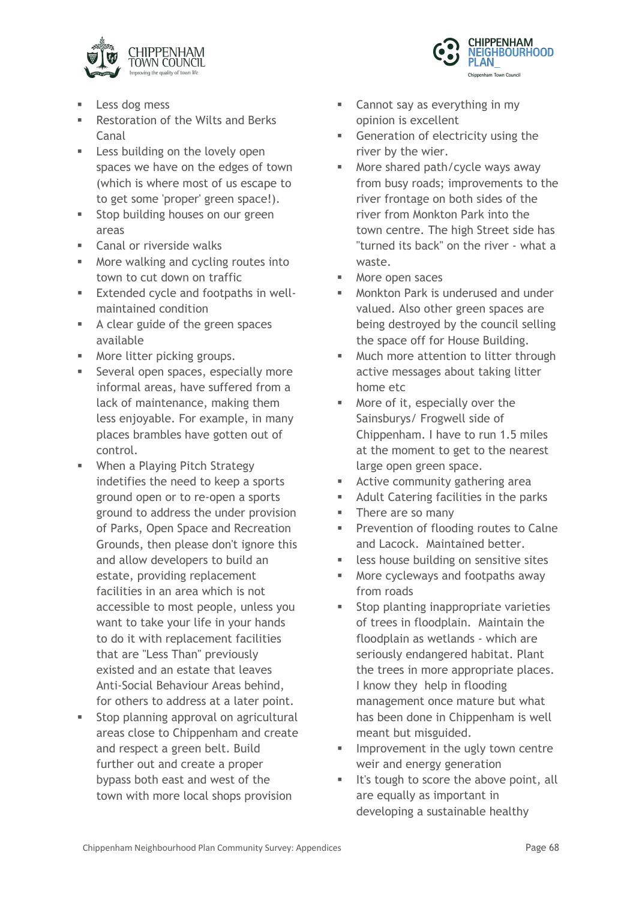- Less dog mess
- Restoration of the Wilts and Berks Canal
- Less building on the lovely open spaces we have on the edges of town (which is where most of us escape to to get some 'proper' green space!).
- Stop building houses on our green areas
- Canal or riverside walks
- More walking and cycling routes into town to cut down on traffic
- Extended cycle and footpaths in well-maintained condition
- A clear guide of the green spaces available
- More litter picking groups.
- Several open spaces, especially more informal areas, have suffered from a lack of maintenance, making them less enjoyable. For example, in many places brambles have gotten out of control.
- When a Playing Pitch Strategy indetifies the need to keep a sports ground open or to re-open a sports ground to address the under provision of Parks, Open Space and Recreation Grounds, then please don't ignore this and allow developers to build an estate, providing replacement facilities in an area which is not accessible to most people, unless you want to take your life in your hands to do it with replacement facilities that are "Less Than" previously existed and an estate that leaves Anti-Social Behaviour Areas behind, for others to address at a later point.
- Stop planning approval on agricultural areas close to Chippenham and create and respect a green belt. Build further out and create a proper bypass both east and west of the town with more local shops provision
- Cannot say as everything in my opinion is excellent
- Generation of electricity using the river by the wier.
- More shared path/cycle ways away from busy roads; improvements to the river frontage on both sides of the river from Monkton Park into the town centre. The high Street side has "turned its back" on the river - what a waste.
- More open saces
- Monkton Park is underused and under valued. Also other green spaces are being destroyed by the council selling the space off for House Building.
- Much more attention to litter through active messages about taking litter home etc
- More of it, especially over the Sainsburys/ Frogwell side of Chippenham. I have to run 1.5 miles at the moment to get to the nearest large open green space.
- Active community gathering area
- Adult Catering facilities in the parks
- There are so many
- Prevention of flooding routes to Calne and Lacock. Maintained better.
- less house building on sensitive sites
- More cycleways and footpaths away from roads
- Stop planting inappropriate varieties of trees in floodplain. Maintain the floodplain as wetlands - which are seriously endangered habitat. Plant the trees in more appropriate places. I know they help in flooding management once mature but what has been done in Chippenham is well meant but misguided.
- Improvement in the ugly town centre weir and energy generation
- It's tough to score the above point, all are equally as important in developing a sustainable healthy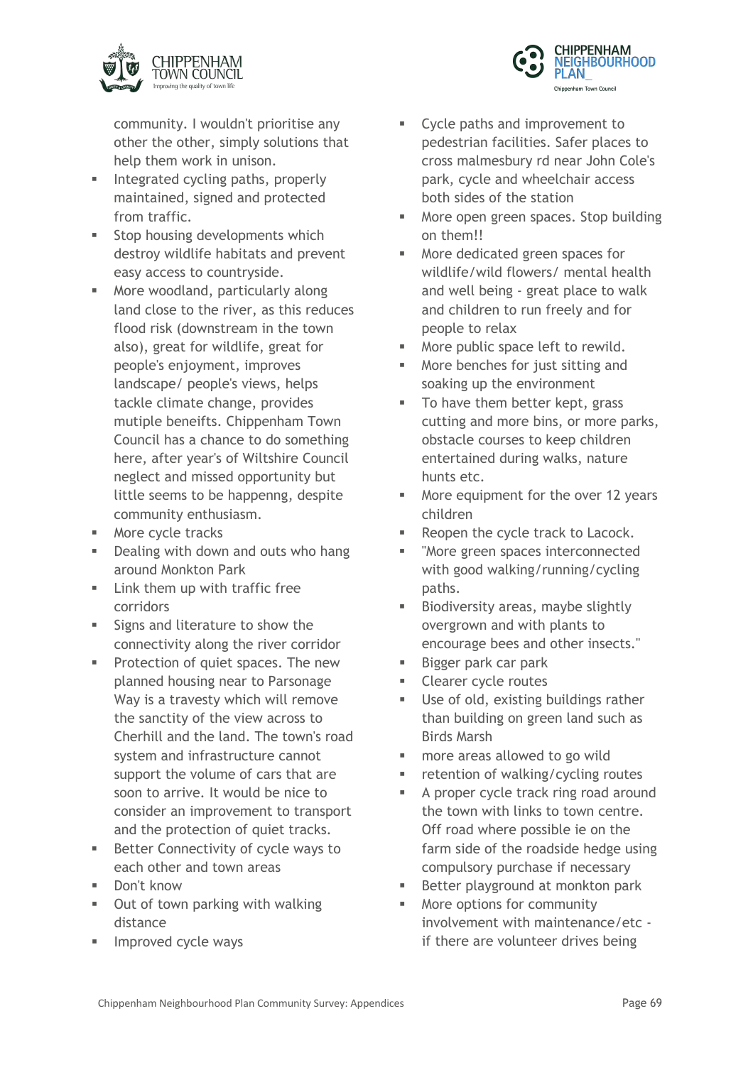community. I wouldn't prioritise any other the other, simply solutions that help them work in unison.

- Integrated cycling paths, properly maintained, signed and protected from traffic.
- Stop housing developments which destroy wildlife habitats and prevent easy access to countryside.
- More woodland, particularly along land close to the river, as this reduces flood risk (downstream in the town also), great for wildlife, great for people's enjoyment, improves landscape/ people's views, helps tackle climate change, provides mutiple beneifts. Chippenham Town Council has a chance to do something here, after year's of Wiltshire Council neglect and missed opportunity but little seems to be happenng, despite community enthusiasm.
- More cycle tracks
- Dealing with down and outs who hang around Monkton Park
- Link them up with traffic free corridors
- Signs and literature to show the connectivity along the river corridor
- Protection of quiet spaces. The new planned housing near to Parsonage Way is a travesty which will remove the sanctity of the view across to Cherhill and the land. The town's road system and infrastructure cannot support the volume of cars that are soon to arrive. It would be nice to consider an improvement to transport and the protection of quiet tracks.
- Better Connectivity of cycle ways to each other and town areas
- Don't know
- Out of town parking with walking distance
- Improved cycle ways
- Cycle paths and improvement to pedestrian facilities. Safer places to cross malmesbury rd near John Cole's park, cycle and wheelchair access both sides of the station
- More open green spaces. Stop building on them!!
- More dedicated green spaces for wildlife/wild flowers/ mental health and well being - great place to walk and children to run freely and for people to relax
- More public space left to rewild.
- More benches for just sitting and soaking up the environment
- To have them better kept, grass cutting and more bins, or more parks, obstacle courses to keep children entertained during walks, nature hunts etc.
- More equipment for the over 12 years children
- Reopen the cycle track to Lacock.
- "More green spaces interconnected with good walking/running/cycling paths.
- Biodiversity areas, maybe slightly overgrown and with plants to encourage bees and other insects."
- Bigger park car park
- Clearer cycle routes
- Use of old, existing buildings rather than building on green land such as Birds Marsh
- more areas allowed to go wild
- retention of walking/cycling routes
- A proper cycle track ring road around the town with links to town centre. Off road where possible ie on the farm side of the roadside hedge using compulsory purchase if necessary
- Better playground at monkton park
- More options for community involvement with maintenance/etc - if there are volunteer drives being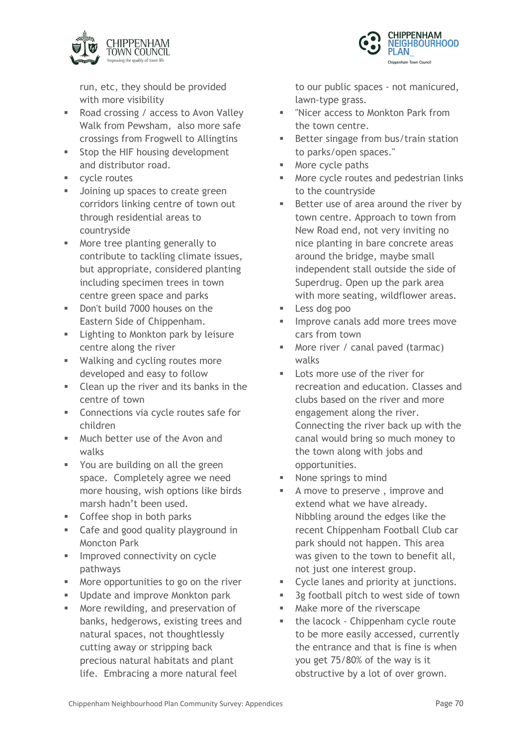run, etc, they should be provided with more visibility

- Road crossing / access to Avon Valley Walk from Pewsham, also more safe crossings from Frogwell to Allingtins
- Stop the HIF housing development and distributor road.
- cycle routes
- Joining up spaces to create green corridors linking centre of town out through residential areas to countryside
- More tree planting generally to contribute to tackling climate issues, but appropriate, considered planting including specimen trees in town centre green space and parks
- Don't build 7000 houses on the Eastern Side of Chippenham.
- Lighting to Monkton park by leisure centre along the river
- Walking and cycling routes more developed and easy to follow
- Clean up the river and its banks in the centre of town
- Connections via cycle routes safe for children
- Much better use of the Avon and walks
- You are building on all the green space. Completely agree we need more housing, wish options like birds marsh hadn't been used.
- Coffee shop in both parks
- Cafe and good quality playground in Moncton Park
- Improved connectivity on cycle pathways
- More opportunities to go on the river
- Update and improve Monkton park
- More rewilding, and preservation of banks, hedgerows, existing trees and natural spaces, not thoughtlessly cutting away or stripping back precious natural habitats and plant life. Embracing a more natural feel to our public spaces - not manicured, lawn-type grass.
- "Nicer access to Monkton Park from the town centre.
- Better singage from bus/train station to parks/open spaces."
- More cycle paths
- More cycle routes and pedestrian links to the countryside
- Better use of area around the river by town centre. Approach to town from New Road end, not very inviting no nice planting in bare concrete areas around the bridge, maybe small independent stall outside the side of Superdrug. Open up the park area with more seating, wildflower areas.
- Less dog poo
- Improve canals add more trees move cars from town
- More river / canal paved (tarmac) walks
- Lots more use of the river for recreation and education. Classes and clubs based on the river and more engagement along the river. Connecting the river back up with the canal would bring so much money to the town along with jobs and opportunities.
- None springs to mind
- A move to preserve , improve and extend what we have already. Nibbling around the edges like the recent Chippenham Football Club car park should not happen. This area was given to the town to benefit all, not just one interest group.
- Cycle lanes and priority at junctions.
- 3g football pitch to west side of town
- Make more of the riverscape
- the lacock - Chippenham cycle route to be more easily accessed, currently the entrance and that is fine is when you get 75/80% of the way is it obstructive by a lot of over grown.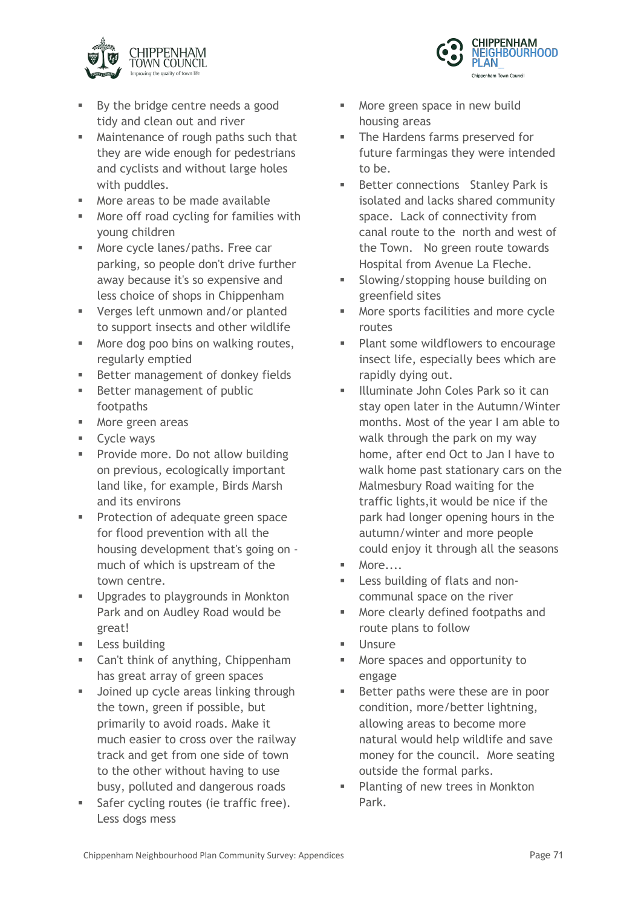- By the bridge centre needs a good tidy and clean out and river
- Maintenance of rough paths such that they are wide enough for pedestrians and cyclists and without large holes with puddles.
- More areas to be made available
- More off road cycling for families with young children
- More cycle lanes/paths. Free car parking, so people don't drive further away because it's so expensive and less choice of shops in Chippenham
- Verges left unmown and/or planted to support insects and other wildlife
- More dog poo bins on walking routes, regularly emptied
- Better management of donkey fields
- Better management of public footpaths
- More green areas
- Cycle ways
- Provide more. Do not allow building on previous, ecologically important land like, for example, Birds Marsh and its environs
- Protection of adequate green space for flood prevention with all the housing development that's going on - much of which is upstream of the town centre.
- Upgrades to playgrounds in Monkton Park and on Audley Road would be great!
- Less building
- Can't think of anything, Chippenham has great array of green spaces
- Joined up cycle areas linking through the town, green if possible, but primarily to avoid roads. Make it much easier to cross over the railway track and get from one side of town to the other without having to use busy, polluted and dangerous roads
- Safer cycling routes (ie traffic free). Less dogs mess
- More green space in new build housing areas
- The Hardens farms preserved for future farmingas they were intended to be.
- Better connections  Stanley Park is isolated and lacks shared community space.  Lack of connectivity from canal route to the  north and west of the Town.   No green route towards Hospital from Avenue La Fleche.
- Slowing/stopping house building on greenfield sites
- More sports facilities and more cycle routes
- Plant some wildflowers to encourage insect life, especially bees which are rapidly dying out.
- Illuminate John Coles Park so it can stay open later in the Autumn/Winter months. Most of the year I am able to walk through the park on my way home, after end Oct to Jan I have to walk home past stationary cars on the Malmesbury Road waiting for the traffic lights,it would be nice if the park had longer opening hours in the autumn/winter and more people could enjoy it through all the seasons
- More....
- Less building of flats and non-communal space on the river
- More clearly defined footpaths and route plans to follow
- Unsure
- More spaces and opportunity to engage
- Better paths were these are in poor condition, more/better lightning, allowing areas to become more natural would help wildlife and save money for the council.  More seating outside the formal parks.
- Planting of new trees in Monkton Park.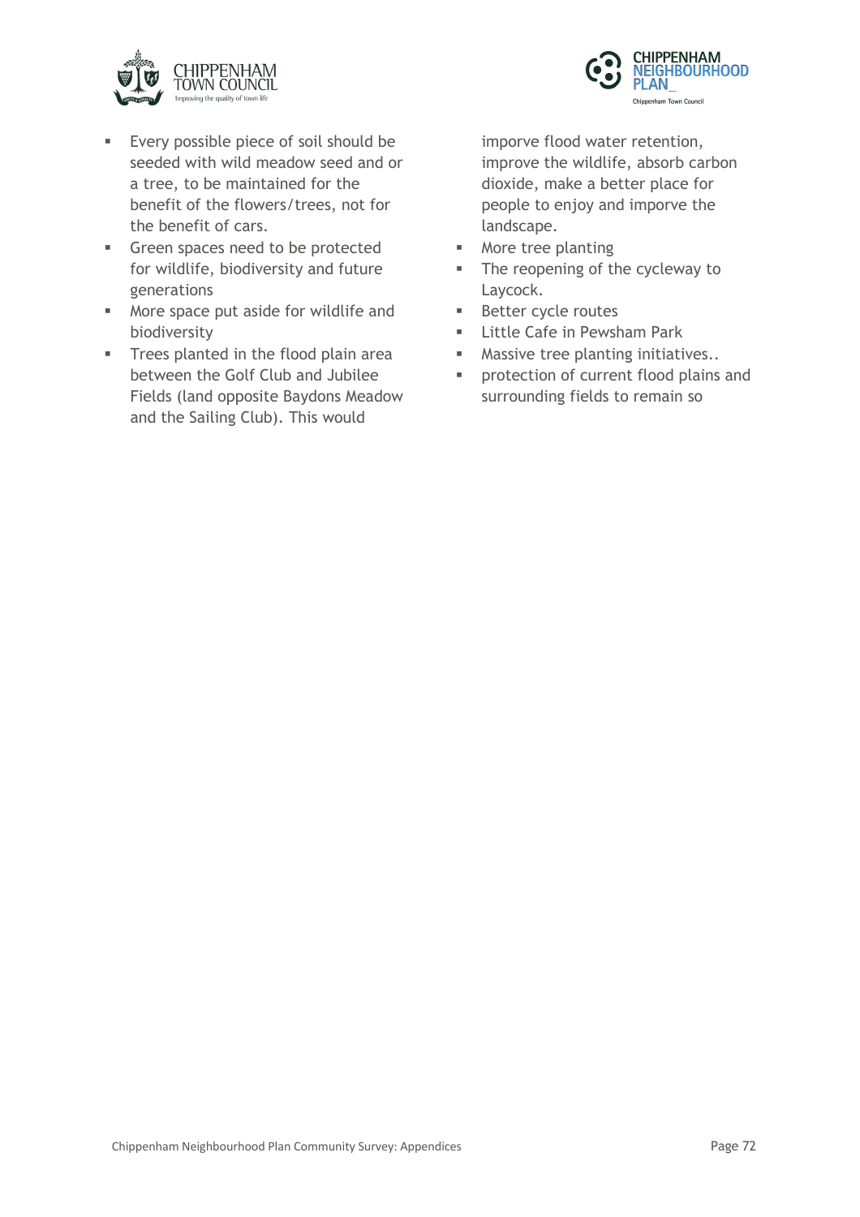- Every possible piece of soil should be seeded with wild meadow seed and or a tree, to be maintained for the benefit of the flowers/trees, not for the benefit of cars.
- Green spaces need to be protected for wildlife, biodiversity and future generations
- More space put aside for wildlife and biodiversity
- Trees planted in the flood plain area between the Golf Club and Jubilee Fields (land opposite Baydons Meadow and the Sailing Club). This would imporve flood water retention, improve the wildlife, absorb carbon dioxide, make a better place for people to enjoy and imporve the landscape.
- More tree planting
- The reopening of the cycleway to Laycock.
- Better cycle routes
- Little Cafe in Pewsham Park
- Massive tree planting initiatives..
- protection of current flood plains and surrounding fields to remain so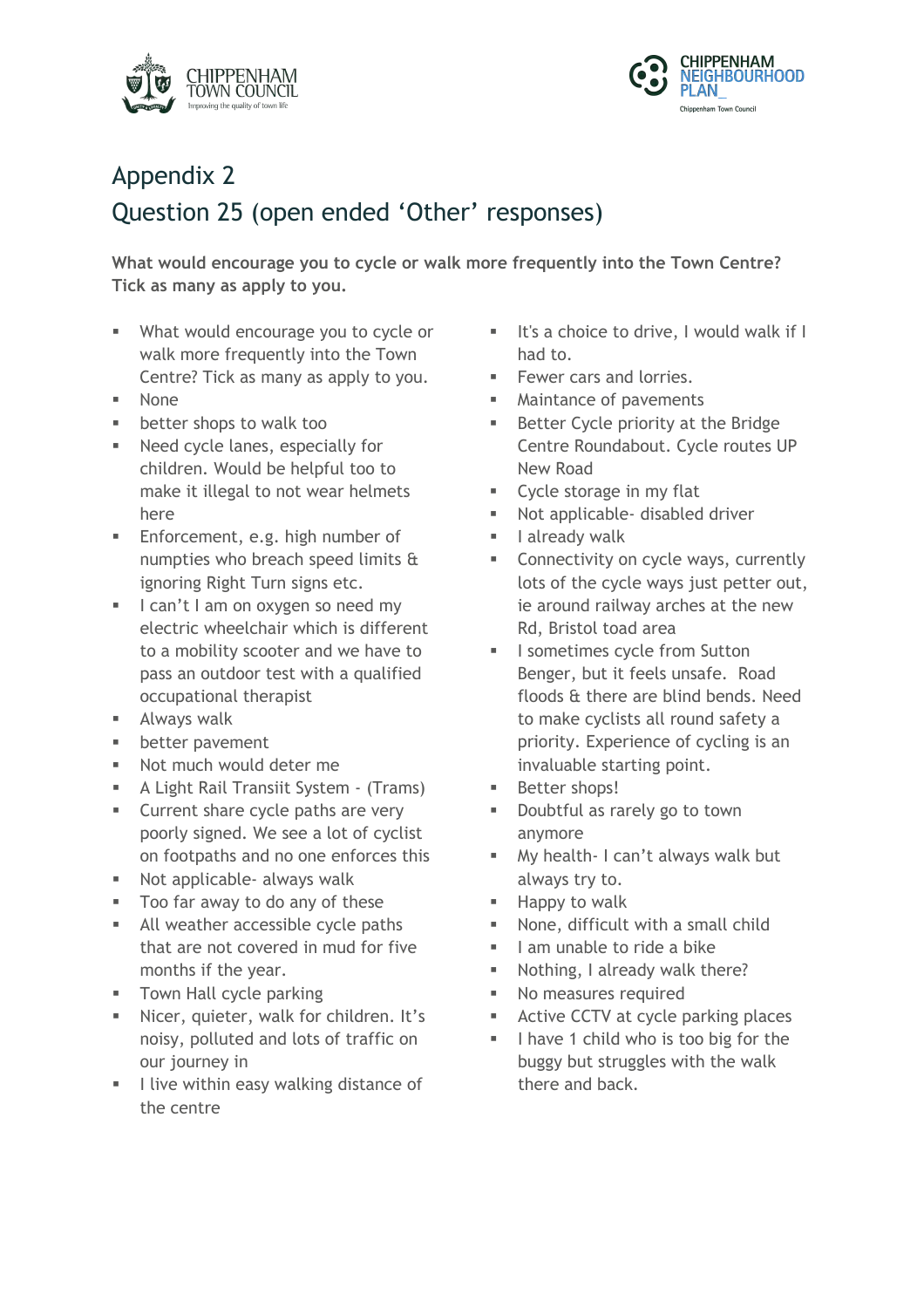# Appendix 2

## Question 25 (open ended 'Other' responses)

**What would encourage you to cycle or walk more frequently into the Town Centre? Tick as many as apply to you.**

- What would encourage you to cycle or walk more frequently into the Town Centre? Tick as many as apply to you.
- None
- better shops to walk too
- Need cycle lanes, especially for children. Would be helpful too to make it illegal to not wear helmets here
- Enforcement, e.g. high number of numpties who breach speed limits & ignoring Right Turn signs etc.
- I can't I am on oxygen so need my electric wheelchair which is different to a mobility scooter and we have to pass an outdoor test with a qualified occupational therapist
- Always walk
- better pavement
- Not much would deter me
- A Light Rail Transiit System - (Trams)
- Current share cycle paths are very poorly signed. We see a lot of cyclist on footpaths and no one enforces this
- Not applicable- always walk
- Too far away to do any of these
- All weather accessible cycle paths that are not covered in mud for five months if the year.
- Town Hall cycle parking
- Nicer, quieter, walk for children. It's noisy, polluted and lots of traffic on our journey in
- I live within easy walking distance of the centre
- It's a choice to drive, I would walk if I had to.
- Fewer cars and lorries.
- Maintance of pavements
- Better Cycle priority at the Bridge Centre Roundabout. Cycle routes UP New Road
- Cycle storage in my flat
- Not applicable- disabled driver
- I already walk
- Connectivity on cycle ways, currently lots of the cycle ways just petter out, ie around railway arches at the new Rd, Bristol toad area
- I sometimes cycle from Sutton Benger, but it feels unsafe. Road floods & there are blind bends. Need to make cyclists all round safety a priority. Experience of cycling is an invaluable starting point.
- Better shops!
- Doubtful as rarely go to town anymore
- My health- I can't always walk but always try to.
- Happy to walk
- None, difficult with a small child
- I am unable to ride a bike
- Nothing, I already walk there?
- No measures required
- Active CCTV at cycle parking places
- I have 1 child who is too big for the buggy but struggles with the walk there and back.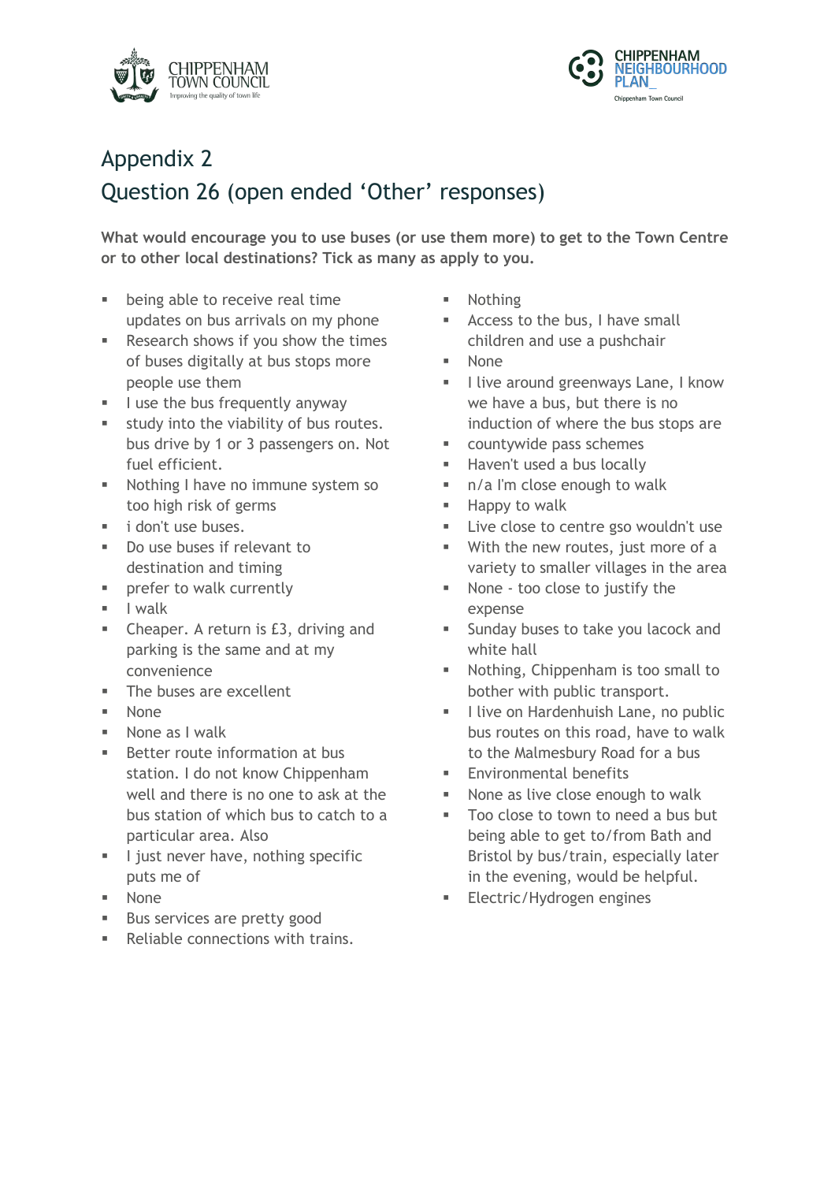# Appendix 2

## Question 26 (open ended 'Other' responses)

**What would encourage you to use buses (or use them more) to get to the Town Centre or to other local destinations? Tick as many as apply to you.**

- being able to receive real time updates on bus arrivals on my phone
- Research shows if you show the times of buses digitally at bus stops more people use them
- I use the bus frequently anyway
- study into the viability of bus routes. bus drive by 1 or 3 passengers on. Not fuel efficient.
- Nothing I have no immune system so too high risk of germs
- i don't use buses.
- Do use buses if relevant to destination and timing
- prefer to walk currently
- I walk
- Cheaper. A return is £3, driving and parking is the same and at my convenience
- The buses are excellent
- None
- None as I walk
- Better route information at bus station. I do not know Chippenham well and there is no one to ask at the bus station of which bus to catch to a particular area. Also
- I just never have, nothing specific puts me of
- None
- Bus services are pretty good
- Reliable connections with trains.
- Nothing
- Access to the bus, I have small children and use a pushchair
- None
- I live around greenways Lane, I know we have a bus, but there is no induction of where the bus stops are
- countywide pass schemes
- Haven't used a bus locally
- n/a I'm close enough to walk
- Happy to walk
- Live close to centre gso wouldn't use
- With the new routes, just more of a variety to smaller villages in the area
- None - too close to justify the expense
- Sunday buses to take you lacock and white hall
- Nothing, Chippenham is too small to bother with public transport.
- I live on Hardenhuish Lane, no public bus routes on this road, have to walk to the Malmesbury Road for a bus
- Environmental benefits
- None as live close enough to walk
- Too close to town to need a bus but being able to get to/from Bath and Bristol by bus/train, especially later in the evening, would be helpful.
- Electric/Hydrogen engines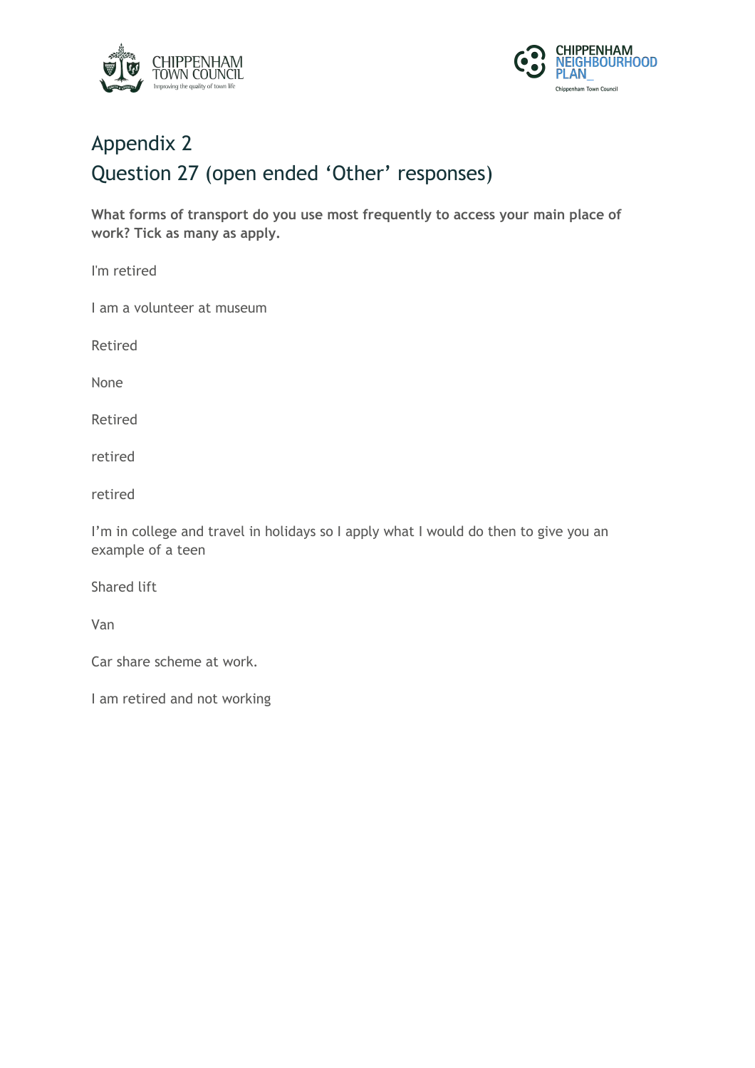# Appendix 2

## Question 27 (open ended 'Other' responses)

**What forms of transport do you use most frequently to access your main place of work? Tick as many as apply.**

I'm retired

I am a volunteer at museum

Retired

None

Retired

retired

retired

I'm in college and travel in holidays so I apply what I would do then to give you an example of a teen

Shared lift

Van

Car share scheme at work.

I am retired and not working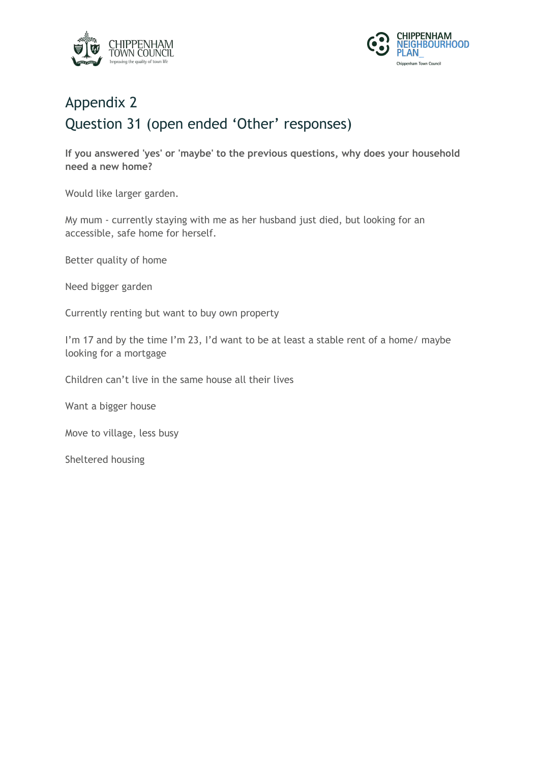# Appendix 2

## Question 31 (open ended 'Other' responses)

**If you answered 'yes' or 'maybe' to the previous questions, why does your household need a new home?**

Would like larger garden.

My mum - currently staying with me as her husband just died, but looking for an accessible, safe home for herself.

Better quality of home

Need bigger garden

Currently renting but want to buy own property

I'm 17 and by the time I'm 23, I'd want to be at least a stable rent of a home/ maybe looking for a mortgage

Children can't live in the same house all their lives

Want a bigger house

Move to village, less busy

Sheltered housing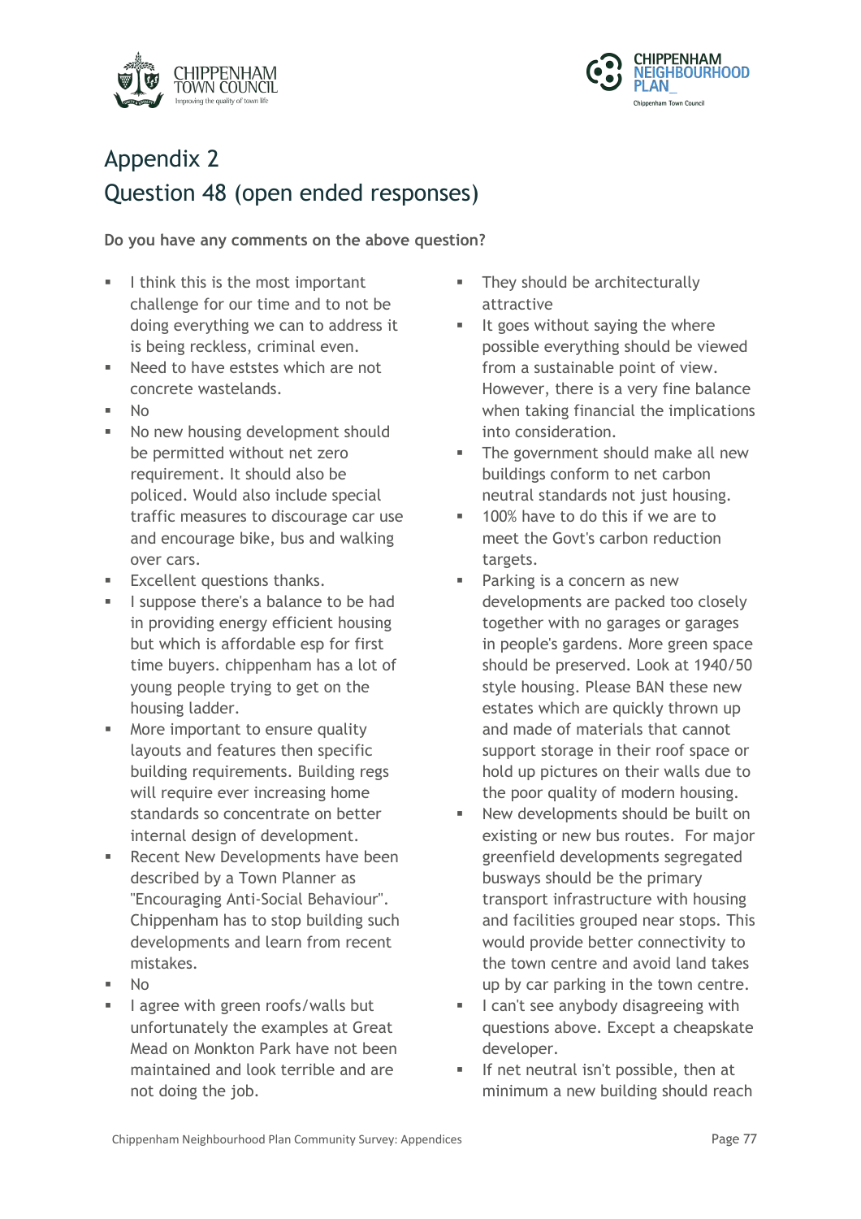# Appendix 2

## Question 48 (open ended responses)

**Do you have any comments on the above question?**

- I think this is the most important challenge for our time and to not be doing everything we can to address it is being reckless, criminal even.
- Need to have eststes which are not concrete wastelands.
- No
- No new housing development should be permitted without net zero requirement. It should also be policed. Would also include special traffic measures to discourage car use and encourage bike, bus and walking over cars.
- Excellent questions thanks.
- I suppose there's a balance to be had in providing energy efficient housing but which is affordable esp for first time buyers. chippenham has a lot of young people trying to get on the housing ladder.
- More important to ensure quality layouts and features then specific building requirements. Building regs will require ever increasing home standards so concentrate on better internal design of development.
- Recent New Developments have been described by a Town Planner as "Encouraging Anti-Social Behaviour". Chippenham has to stop building such developments and learn from recent mistakes.
- No
- I agree with green roofs/walls but unfortunately the examples at Great Mead on Monkton Park have not been maintained and look terrible and are not doing the job.
- They should be architecturally attractive
- It goes without saying the where possible everything should be viewed from a sustainable point of view. However, there is a very fine balance when taking financial the implications into consideration.
- The government should make all new buildings conform to net carbon neutral standards not just housing.
- 100% have to do this if we are to meet the Govt's carbon reduction targets.
- Parking is a concern as new developments are packed too closely together with no garages or garages in people's gardens. More green space should be preserved. Look at 1940/50 style housing. Please BAN these new estates which are quickly thrown up and made of materials that cannot support storage in their roof space or hold up pictures on their walls due to the poor quality of modern housing.
- New developments should be built on existing or new bus routes. For major greenfield developments segregated busways should be the primary transport infrastructure with housing and facilities grouped near stops. This would provide better connectivity to the town centre and avoid land takes up by car parking in the town centre.
- I can't see anybody disagreeing with questions above. Except a cheapskate developer.
- If net neutral isn't possible, then at minimum a new building should reach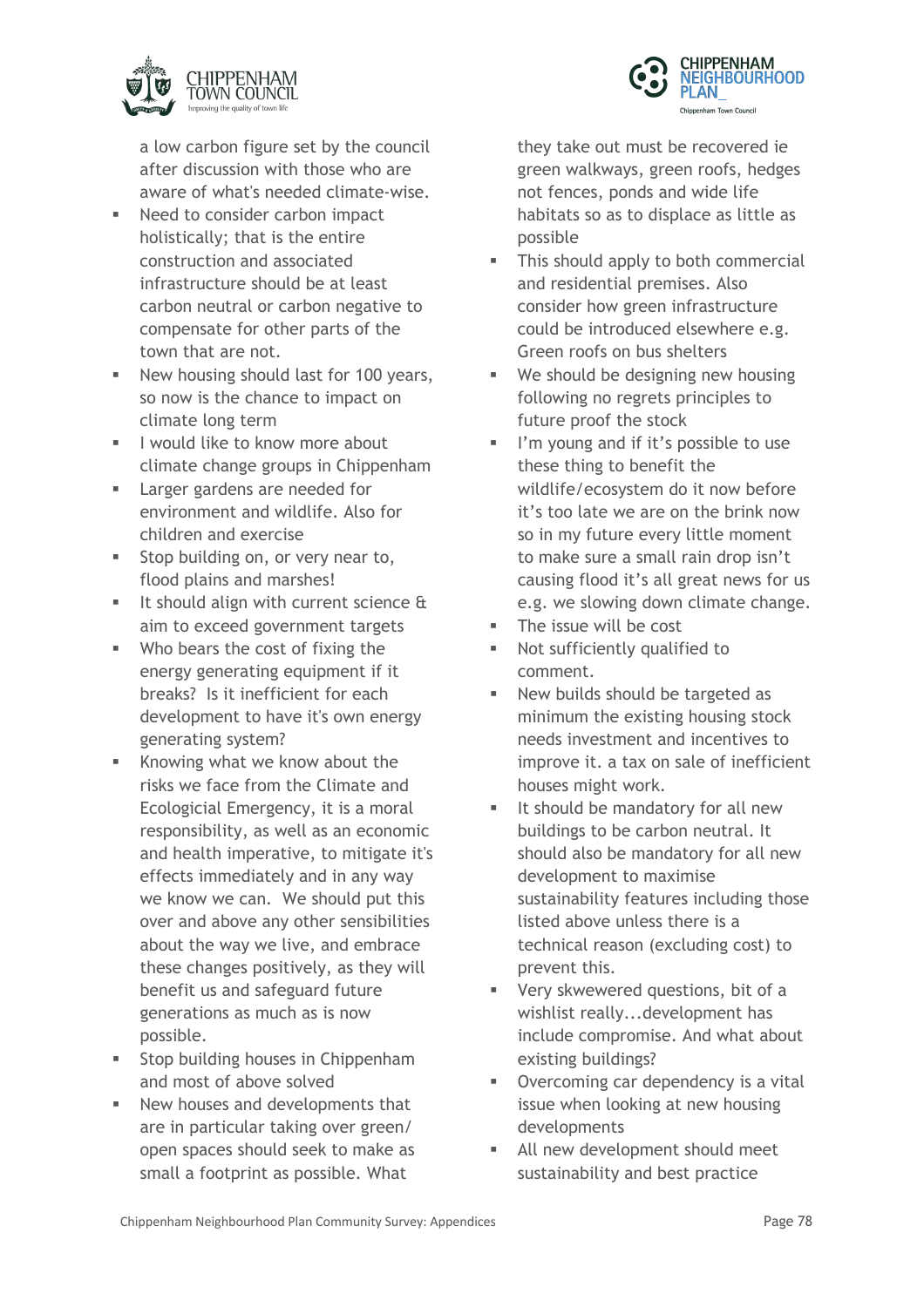a low carbon figure set by the council after discussion with those who are aware of what's needed climate-wise.

- Need to consider carbon impact holistically; that is the entire construction and associated infrastructure should be at least carbon neutral or carbon negative to compensate for other parts of the town that are not.
- New housing should last for 100 years, so now is the chance to impact on climate long term
- I would like to know more about climate change groups in Chippenham
- Larger gardens are needed for environment and wildlife. Also for children and exercise
- Stop building on, or very near to, flood plains and marshes!
- It should align with current science & aim to exceed government targets
- Who bears the cost of fixing the energy generating equipment if it breaks? Is it inefficient for each development to have it's own energy generating system?
- Knowing what we know about the risks we face from the Climate and Ecologicial Emergency, it is a moral responsibility, as well as an economic and health imperative, to mitigate it's effects immediately and in any way we know we can. We should put this over and above any other sensibilities about the way we live, and embrace these changes positively, as they will benefit us and safeguard future generations as much as is now possible.
- Stop building houses in Chippenham and most of above solved
- New houses and developments that are in particular taking over green/ open spaces should seek to make as small a footprint as possible. What they take out must be recovered ie green walkways, green roofs, hedges not fences, ponds and wide life habitats so as to displace as little as possible
- This should apply to both commercial and residential premises. Also consider how green infrastructure could be introduced elsewhere e.g. Green roofs on bus shelters
- We should be designing new housing following no regrets principles to future proof the stock
- I'm young and if it's possible to use these thing to benefit the wildlife/ecosystem do it now before it's too late we are on the brink now so in my future every little moment to make sure a small rain drop isn't causing flood it's all great news for us e.g. we slowing down climate change.
- The issue will be cost
- Not sufficiently qualified to comment.
- New builds should be targeted as minimum the existing housing stock needs investment and incentives to improve it. a tax on sale of inefficient houses might work.
- It should be mandatory for all new buildings to be carbon neutral. It should also be mandatory for all new development to maximise sustainability features including those listed above unless there is a technical reason (excluding cost) to prevent this.
- Very skwewered questions, bit of a wishlist really...development has include compromise. And what about existing buildings?
- Overcoming car dependency is a vital issue when looking at new housing developments
- All new development should meet sustainability and best practice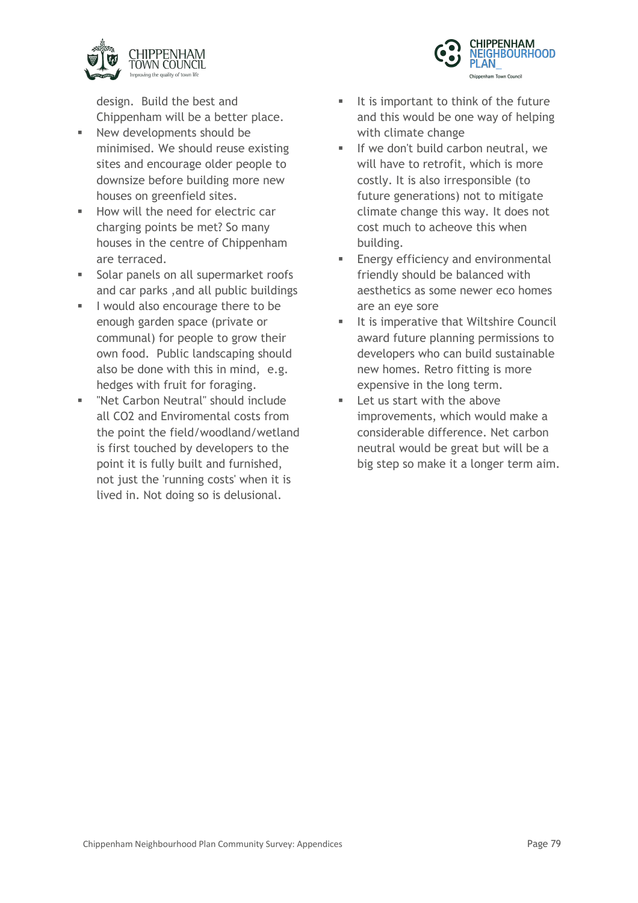design. Build the best and Chippenham will be a better place.

- New developments should be minimised. We should reuse existing sites and encourage older people to downsize before building more new houses on greenfield sites.
- How will the need for electric car charging points be met? So many houses in the centre of Chippenham are terraced.
- Solar panels on all supermarket roofs and car parks ,and all public buildings
- I would also encourage there to be enough garden space (private or communal) for people to grow their own food. Public landscaping should also be done with this in mind, e.g. hedges with fruit for foraging.
- "Net Carbon Neutral" should include all CO2 and Enviromental costs from the point the field/woodland/wetland is first touched by developers to the point it is fully built and furnished, not just the 'running costs' when it is lived in. Not doing so is delusional.
- It is important to think of the future and this would be one way of helping with climate change
- If we don't build carbon neutral, we will have to retrofit, which is more costly. It is also irresponsible (to future generations) not to mitigate climate change this way. It does not cost much to acheove this when building.
- Energy efficiency and environmental friendly should be balanced with aesthetics as some newer eco homes are an eye sore
- It is imperative that Wiltshire Council award future planning permissions to developers who can build sustainable new homes. Retro fitting is more expensive in the long term.
- Let us start with the above improvements, which would make a considerable difference. Net carbon neutral would be great but will be a big step so make it a longer term aim.